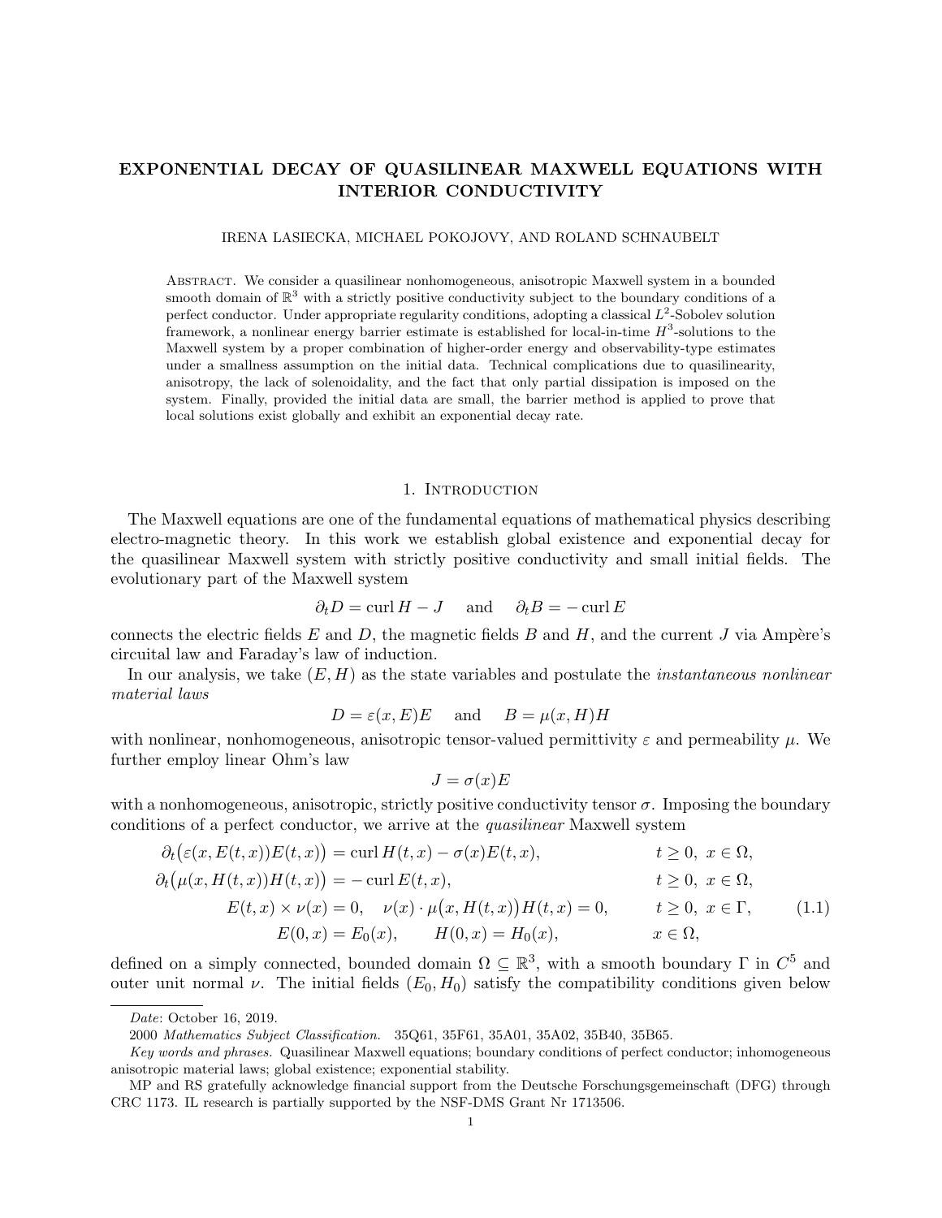# EXPONENTIAL DECAY OF QUASILINEAR MAXWELL EQUATIONS WITH INTERIOR CONDUCTIVITY

IRENA LASIECKA, MICHAEL POKOJOVY, AND ROLAND SCHNAUBELT

Abstract. We consider a quasilinear nonhomogeneous, anisotropic Maxwell system in a bounded smooth domain of $\mathbb{R}^3$ with a strictly positive conductivity subject to the boundary conditions of a perfect conductor. Under appropriate regularity conditions, adopting a classical $L^2$-Sobolev solution framework, a nonlinear energy barrier estimate is established for local-in-time $H^3$-solutions to the Maxwell system by a proper combination of higher-order energy and observability-type estimates under a smallness assumption on the initial data. Technical complications due to quasilinearity, anisotropy, the lack of solenoidality, and the fact that only partial dissipation is imposed on the system. Finally, provided the initial data are small, the barrier method is applied to prove that local solutions exist globally and exhibit an exponential decay rate.

## 1. Introduction

The Maxwell equations are one of the fundamental equations of mathematical physics describing electro-magnetic theory. In this work we establish global existence and exponential decay for the quasilinear Maxwell system with strictly positive conductivity and small initial fields. The evolutionary part of the Maxwell system

$$\partial_t D = \operatorname{curl} H - J \quad \text{and} \quad \partial_t B = -\operatorname{curl} E$$

connects the electric fields $E$ and $D$, the magnetic fields $B$ and $H$, and the current $J$ via Ampère's circuital law and Faraday's law of induction.

In our analysis, we take $(E, H)$ as the state variables and postulate the *instantaneous nonlinear material laws*

$$D = \varepsilon(x, E)E \quad \text{and} \quad B = \mu(x, H)H$$

with nonlinear, nonhomogeneous, anisotropic tensor-valued permittivity $\varepsilon$ and permeability $\mu$. We further employ linear Ohm's law

$$J = \sigma(x)E$$

with a nonhomogeneous, anisotropic, strictly positive conductivity tensor $\sigma$. Imposing the boundary conditions of a perfect conductor, we arrive at the *quasilinear* Maxwell system

$$\begin{aligned}
\partial_t\big(\varepsilon(x, E(t,x))E(t,x)\big) &= \operatorname{curl} H(t,x) - \sigma(x)E(t,x), && t \geq 0,\ x \in \Omega, \\
\partial_t\big(\mu(x, H(t,x))H(t,x)\big) &= -\operatorname{curl} E(t,x), && t \geq 0,\ x \in \Omega, \\
E(t,x) \times \nu(x) = 0, \quad \nu(x) \cdot \mu&\big(x, H(t,x)\big)H(t,x) = 0, && t \geq 0,\ x \in \Gamma, \\
E(0,x) = E_0(x), \qquad H(0,x) &= H_0(x), && x \in \Omega,
\end{aligned} \tag{1.1}$$

defined on a simply connected, bounded domain $\Omega \subseteq \mathbb{R}^3$, with a smooth boundary $\Gamma$ in $C^5$ and outer unit normal $\nu$. The initial fields $(E_0, H_0)$ satisfy the compatibility conditions given below

---

*Date*: October 16, 2019.

2000 *Mathematics Subject Classification.* 35Q61, 35F61, 35A01, 35A02, 35B40, 35B65.

*Key words and phrases.* Quasilinear Maxwell equations; boundary conditions of perfect conductor; inhomogeneous anisotropic material laws; global existence; exponential stability.

MP and RS gratefully acknowledge financial support from the Deutsche Forschungsgemeinschaft (DFG) through CRC 1173. IL research is partially supported by the NSF-DMS Grant Nr 1713506.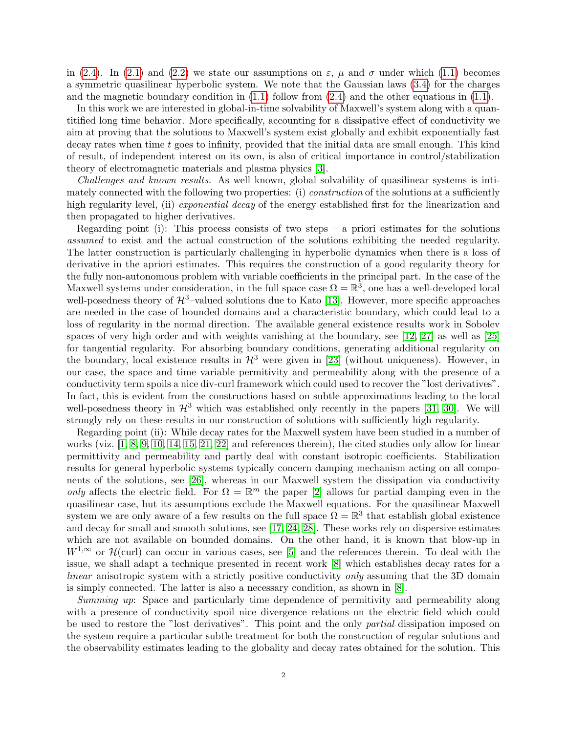in (2.4). In (2.1) and (2.2) we state our assumptions on $\varepsilon$, $\mu$ and $\sigma$ under which (1.1) becomes a symmetric quasilinear hyperbolic system. We note that the Gaussian laws (3.4) for the charges and the magnetic boundary condition in (1.1) follow from (2.4) and the other equations in (1.1).

In this work we are interested in global-in-time solvability of Maxwell's system along with a quantitified long time behavior. More specifically, accounting for a dissipative effect of conductivity we aim at proving that the solutions to Maxwell's system exist globally and exhibit exponentially fast decay rates when time $t$ goes to infinity, provided that the initial data are small enough. This kind of result, of independent interest on its own, is also of critical importance in control/stabilization theory of electromagnetic materials and plasma physics [3].

*Challenges and known results.* As well known, global solvability of quasilinear systems is intimately connected with the following two properties: (i) *construction* of the solutions at a sufficiently high regularity level, (ii) *exponential decay* of the energy established first for the linearization and then propagated to higher derivatives.

Regarding point (i): This process consists of two steps – a priori estimates for the solutions *assumed* to exist and the actual construction of the solutions exhibiting the needed regularity. The latter construction is particularly challenging in hyperbolic dynamics when there is a loss of derivative in the apriori estimates. This requires the construction of a good regularity theory for the fully non-autonomous problem with variable coefficients in the principal part. In the case of the Maxwell systems under consideration, in the full space case $\Omega = \mathbb{R}^3$, one has a well-developed local well-posedness theory of $\mathcal{H}^3$–valued solutions due to Kato [13]. However, more specific approaches are needed in the case of bounded domains and a characteristic boundary, which could lead to a loss of regularity in the normal direction. The available general existence results work in Sobolev spaces of very high order and with weights vanishing at the boundary, see [12, 27] as well as [25] for tangential regularity. For absorbing boundary conditions, generating additional regularity on the boundary, local existence results in $\mathcal{H}^3$ were given in [23] (without uniqueness). However, in our case, the space and time variable permitivity and permeability along with the presence of a conductivity term spoils a nice div-curl framework which could used to recover the "lost derivatives". In fact, this is evident from the constructions based on subtle approximations leading to the local well-posedness theory in $\mathcal{H}^3$ which was established only recently in the papers [31, 30]. We will strongly rely on these results in our construction of solutions with sufficiently high regularity.

Regarding point (ii): While decay rates for the Maxwell system have been studied in a number of works (viz. [1, 8, 9, 10, 14, 15, 21, 22] and references therein), the cited studies only allow for linear permittivity and permeability and partly deal with constant isotropic coefficients. Stabilization results for general hyperbolic systems typically concern damping mechanism acting on all components of the solutions, see [26], whereas in our Maxwell system the dissipation via conductivity *only* affects the electric field. For $\Omega = \mathbb{R}^m$ the paper [2] allows for partial damping even in the quasilinear case, but its assumptions exclude the Maxwell equations. For the quasilinear Maxwell system we are only aware of a few results on the full space $\Omega = \mathbb{R}^3$ that establish global existence and decay for small and smooth solutions, see [17, 24, 28]. These works rely on dispersive estimates which are not available on bounded domains. On the other hand, it is known that blow-up in $W^{1,\infty}$ or $\mathcal{H}(\mathrm{curl})$ can occur in various cases, see [5] and the references therein. To deal with the issue, we shall adapt a technique presented in recent work [8] which establishes decay rates for a *linear* anisotropic system with a strictly positive conductivity *only* assuming that the 3D domain is simply connected. The latter is also a necessary condition, as shown in [8].

*Summing up*: Space and particularly time dependence of permitivity and permeability along with a presence of conductivity spoil nice divergence relations on the electric field which could be used to restore the "lost derivatives". This point and the only *partial* dissipation imposed on the system require a particular subtle treatment for both the construction of regular solutions and the observability estimates leading to the globality and decay rates obtained for the solution. This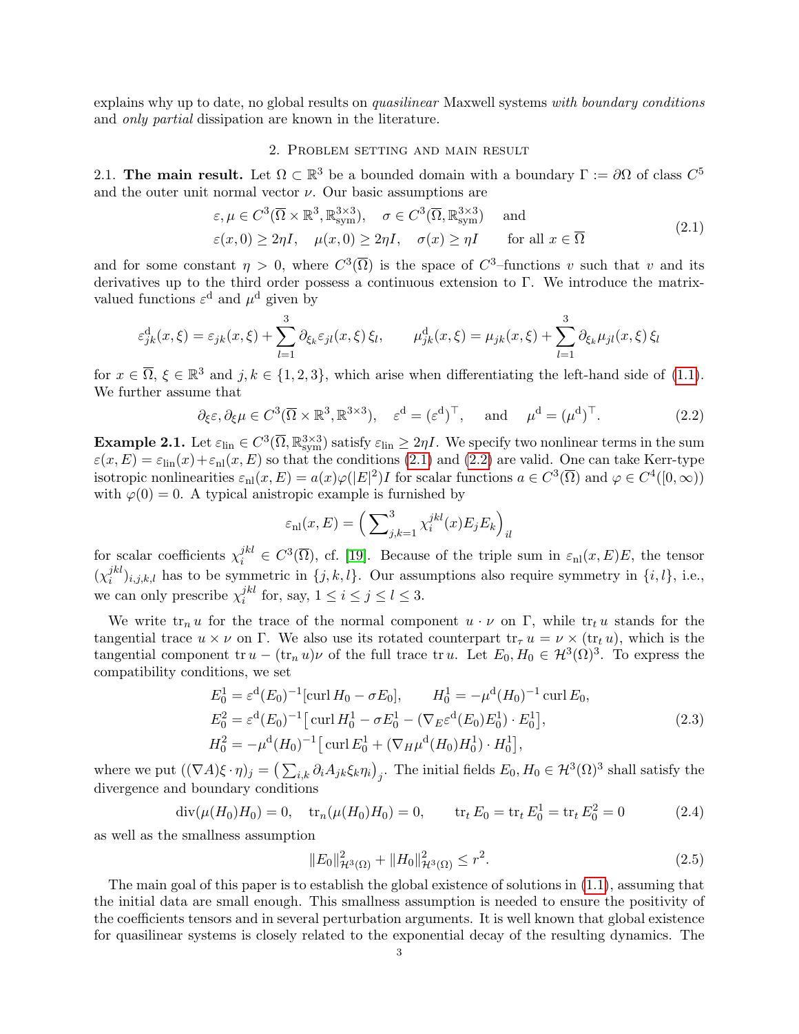explains why up to date, no global results on *quasilinear* Maxwell systems *with boundary conditions* and *only partial* dissipation are known in the literature.

## 2. Problem setting and main result

**2.1. The main result.** Let $\Omega \subset \mathbb{R}^3$ be a bounded domain with a boundary $\Gamma := \partial\Omega$ of class $C^5$ and the outer unit normal vector $\nu$. Our basic assumptions are

$$
\begin{aligned}
&\varepsilon, \mu \in C^3(\overline{\Omega} \times \mathbb{R}^3, \mathbb{R}^{3\times 3}_{\mathrm{sym}}), \quad \sigma \in C^3(\overline{\Omega}, \mathbb{R}^{3\times 3}_{\mathrm{sym}}) \quad \text{and} \\
&\varepsilon(x, 0) \geq 2\eta I, \quad \mu(x, 0) \geq 2\eta I, \quad \sigma(x) \geq \eta I \qquad \text{for all } x \in \overline{\Omega}
\end{aligned}
\tag{2.1}
$$

and for some constant $\eta > 0$, where $C^3(\overline{\Omega})$ is the space of $C^3$–functions $v$ such that $v$ and its derivatives up to the third order possess a continuous extension to $\Gamma$. We introduce the matrix-valued functions $\varepsilon^{\mathrm{d}}$ and $\mu^{\mathrm{d}}$ given by

$$
\varepsilon^{\mathrm{d}}_{jk}(x, \xi) = \varepsilon_{jk}(x, \xi) + \sum_{l=1}^{3} \partial_{\xi_k} \varepsilon_{jl}(x, \xi)\, \xi_l, \qquad \mu^{\mathrm{d}}_{jk}(x, \xi) = \mu_{jk}(x, \xi) + \sum_{l=1}^{3} \partial_{\xi_k} \mu_{jl}(x, \xi)\, \xi_l
$$

for $x \in \overline{\Omega}$, $\xi \in \mathbb{R}^3$ and $j, k \in \{1, 2, 3\}$, which arise when differentiating the left-hand side of (1.1). We further assume that

$$
\partial_\xi \varepsilon, \partial_\xi \mu \in C^3(\overline{\Omega} \times \mathbb{R}^3, \mathbb{R}^{3\times 3}), \quad \varepsilon^{\mathrm{d}} = (\varepsilon^{\mathrm{d}})^\top, \quad \text{and} \quad \mu^{\mathrm{d}} = (\mu^{\mathrm{d}})^\top. \tag{2.2}
$$

**Example 2.1.** Let $\varepsilon_{\mathrm{lin}} \in C^3(\overline{\Omega}, \mathbb{R}^{3\times 3}_{\mathrm{sym}})$ satisfy $\varepsilon_{\mathrm{lin}} \geq 2\eta I$. We specify two nonlinear terms in the sum $\varepsilon(x, E) = \varepsilon_{\mathrm{lin}}(x) + \varepsilon_{\mathrm{nl}}(x, E)$ so that the conditions (2.1) and (2.2) are valid. One can take Kerr-type isotropic nonlinearities $\varepsilon_{\mathrm{nl}}(x, E) = a(x)\varphi(|E|^2)I$ for scalar functions $a \in C^3(\overline{\Omega})$ and $\varphi \in C^4([0, \infty))$ with $\varphi(0) = 0$. A typical anistropic example is furnished by

$$
\varepsilon_{\mathrm{nl}}(x, E) = \Big( \sum\nolimits_{j,k=1}^{3} \chi_i^{jkl}(x) E_j E_k \Big)_{il}
$$

for scalar coefficients $\chi_i^{jkl} \in C^3(\overline{\Omega})$, cf. [19]. Because of the triple sum in $\varepsilon_{\mathrm{nl}}(x, E)E$, the tensor $(\chi_i^{jkl})_{i,j,k,l}$ has to be symmetric in $\{j, k, l\}$. Our assumptions also require symmetry in $\{i, l\}$, i.e., we can only prescribe $\chi_i^{jkl}$ for, say, $1 \leq i \leq j \leq l \leq 3$.

We write $\mathrm{tr}_n\, u$ for the trace of the normal component $u \cdot \nu$ on $\Gamma$, while $\mathrm{tr}_t\, u$ stands for the tangential trace $u \times \nu$ on $\Gamma$. We also use its rotated counterpart $\mathrm{tr}_\tau\, u = \nu \times (\mathrm{tr}_t\, u)$, which is the tangential component $\mathrm{tr}\, u - (\mathrm{tr}_n\, u)\nu$ of the full trace $\mathrm{tr}\, u$. Let $E_0, H_0 \in \mathcal{H}^3(\Omega)^3$. To express the compatibility conditions, we set

$$
\begin{aligned}
E_0^1 &= \varepsilon^{\mathrm{d}}(E_0)^{-1}[\operatorname{curl} H_0 - \sigma E_0], \qquad H_0^1 = -\mu^{\mathrm{d}}(H_0)^{-1} \operatorname{curl} E_0, \\
E_0^2 &= \varepsilon^{\mathrm{d}}(E_0)^{-1}\big[\operatorname{curl} H_0^1 - \sigma E_0^1 - (\nabla_E \varepsilon^{\mathrm{d}}(E_0) E_0^1) \cdot E_0^1\big], \\
H_0^2 &= -\mu^{\mathrm{d}}(H_0)^{-1}\big[\operatorname{curl} E_0^1 + (\nabla_H \mu^{\mathrm{d}}(H_0) H_0^1) \cdot H_0^1\big],
\end{aligned}
\tag{2.3}
$$

where we put $((\nabla A)\xi \cdot \eta)_j = \big(\sum_{i,k} \partial_i A_{jk} \xi_k \eta_i\big)_j$. The initial fields $E_0, H_0 \in \mathcal{H}^3(\Omega)^3$ shall satisfy the divergence and boundary conditions

$$
\operatorname{div}(\mu(H_0)H_0) = 0, \quad \mathrm{tr}_n(\mu(H_0)H_0) = 0, \qquad \mathrm{tr}_t\, E_0 = \mathrm{tr}_t\, E_0^1 = \mathrm{tr}_t\, E_0^2 = 0 \tag{2.4}
$$

as well as the smallness assumption

$$
\|E_0\|^2_{\mathcal{H}^3(\Omega)} + \|H_0\|^2_{\mathcal{H}^3(\Omega)} \leq r^2. \tag{2.5}
$$

The main goal of this paper is to establish the global existence of solutions in (1.1), assuming that the initial data are small enough. This smallness assumption is needed to ensure the positivity of the coefficients tensors and in several perturbation arguments. It is well known that global existence for quasilinear systems is closely related to the exponential decay of the resulting dynamics. The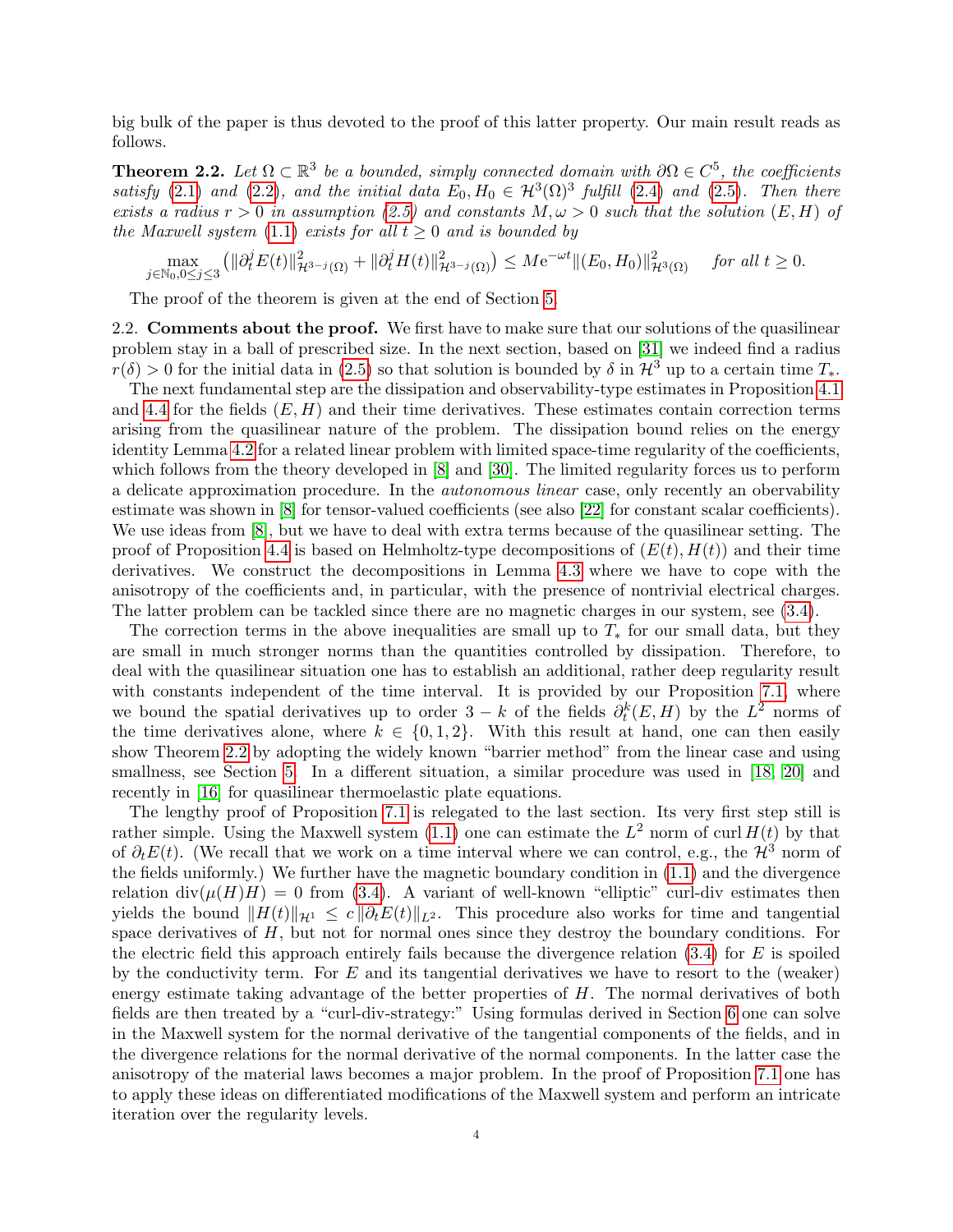big bulk of the paper is thus devoted to the proof of this latter property. Our main result reads as follows.

**Theorem 2.2.** *Let $\Omega \subset \mathbb{R}^3$ be a bounded, simply connected domain with $\partial\Omega \in C^5$, the coefficients satisfy (2.1) and (2.2), and the initial data $E_0, H_0 \in \mathcal{H}^3(\Omega)^3$ fulfill (2.4) and (2.5). Then there exists a radius $r > 0$ in assumption (2.5) and constants $M, \omega > 0$ such that the solution $(E, H)$ of the Maxwell system (1.1) exists for all $t \geq 0$ and is bounded by*

$$\max_{j \in \mathbb{N}_0, 0 \leq j \leq 3} \big( \|\partial_t^j E(t)\|^2_{\mathcal{H}^{3-j}(\Omega)} + \|\partial_t^j H(t)\|^2_{\mathcal{H}^{3-j}(\Omega)} \big) \leq M \mathrm{e}^{-\omega t} \|(E_0, H_0)\|^2_{\mathcal{H}^3(\Omega)} \quad \textit{for all } t \geq 0.$$

The proof of the theorem is given at the end of Section 5.

**2.2. Comments about the proof.** We first have to make sure that our solutions of the quasilinear problem stay in a ball of prescribed size. In the next section, based on [31] we indeed find a radius $r(\delta) > 0$ for the initial data in (2.5) so that solution is bounded by $\delta$ in $\mathcal{H}^3$ up to a certain time $T_*$.

The next fundamental step are the dissipation and observability-type estimates in Proposition 4.1 and 4.4 for the fields $(E, H)$ and their time derivatives. These estimates contain correction terms arising from the quasilinear nature of the problem. The dissipation bound relies on the energy identity Lemma 4.2 for a related linear problem with limited space-time regularity of the coefficients, which follows from the theory developed in [8] and [30]. The limited regularity forces us to perform a delicate approximation procedure. In the *autonomous linear* case, only recently an obervability estimate was shown in [8] for tensor-valued coefficients (see also [22] for constant scalar coefficients). We use ideas from [8], but we have to deal with extra terms because of the quasilinear setting. The proof of Proposition 4.4 is based on Helmholtz-type decompositions of $(E(t), H(t))$ and their time derivatives. We construct the decompositions in Lemma 4.3 where we have to cope with the anisotropy of the coefficients and, in particular, with the presence of nontrivial electrical charges. The latter problem can be tackled since there are no magnetic charges in our system, see (3.4).

The correction terms in the above inequalities are small up to $T_*$ for our small data, but they are small in much stronger norms than the quantities controlled by dissipation. Therefore, to deal with the quasilinear situation one has to establish an additional, rather deep regularity result with constants independent of the time interval. It is provided by our Proposition 7.1, where we bound the spatial derivatives up to order $3 - k$ of the fields $\partial_t^k(E, H)$ by the $L^2$ norms of the time derivatives alone, where $k \in \{0, 1, 2\}$. With this result at hand, one can then easily show Theorem 2.2 by adopting the widely known "barrier method" from the linear case and using smallness, see Section 5. In a different situation, a similar procedure was used in [18, 20] and recently in [16] for quasilinear thermoelastic plate equations.

The lengthy proof of Proposition 7.1 is relegated to the last section. Its very first step still is rather simple. Using the Maxwell system (1.1) one can estimate the $L^2$ norm of $\operatorname{curl} H(t)$ by that of $\partial_t E(t)$. (We recall that we work on a time interval where we can control, e.g., the $\mathcal{H}^3$ norm of the fields uniformly.) We further have the magnetic boundary condition in (1.1) and the divergence relation $\operatorname{div}(\mu(H)H) = 0$ from (3.4). A variant of well-known "elliptic" curl-div estimates then yields the bound $\|H(t)\|_{\mathcal{H}^1} \leq c\, \|\partial_t E(t)\|_{L^2}$. This procedure also works for time and tangential space derivatives of $H$, but not for normal ones since they destroy the boundary conditions. For the electric field this approach entirely fails because the divergence relation (3.4) for $E$ is spoiled by the conductivity term. For $E$ and its tangential derivatives we have to resort to the (weaker) energy estimate taking advantage of the better properties of $H$. The normal derivatives of both fields are then treated by a "curl-div-strategy:" Using formulas derived in Section 6 one can solve in the Maxwell system for the normal derivative of the tangential components of the fields, and in the divergence relations for the normal derivative of the normal components. In the latter case the anisotropy of the material laws becomes a major problem. In the proof of Proposition 7.1 one has to apply these ideas on differentiated modifications of the Maxwell system and perform an intricate iteration over the regularity levels.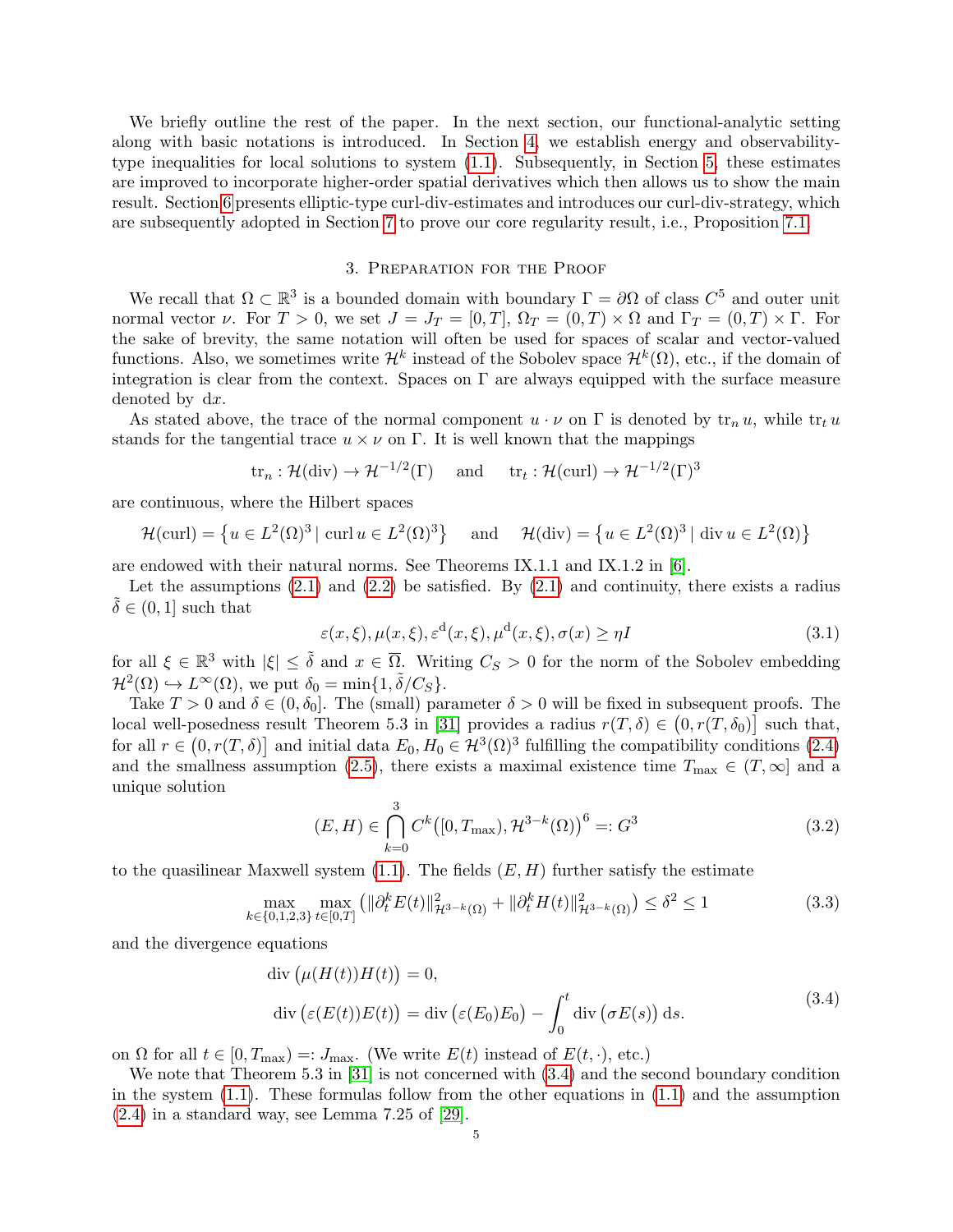We briefly outline the rest of the paper. In the next section, our functional-analytic setting along with basic notations is introduced. In Section 4, we establish energy and observability-type inequalities for local solutions to system (1.1). Subsequently, in Section 5, these estimates are improved to incorporate higher-order spatial derivatives which then allows us to show the main result. Section 6 presents elliptic-type curl-div-estimates and introduces our curl-div-strategy, which are subsequently adopted in Section 7 to prove our core regularity result, i.e., Proposition 7.1.

## 3. Preparation for the Proof

We recall that $\Omega \subset \mathbb{R}^3$ is a bounded domain with boundary $\Gamma = \partial\Omega$ of class $C^5$ and outer unit normal vector $\nu$. For $T > 0$, we set $J = J_T = [0, T]$, $\Omega_T = (0, T) \times \Omega$ and $\Gamma_T = (0, T) \times \Gamma$. For the sake of brevity, the same notation will often be used for spaces of scalar and vector-valued functions. Also, we sometimes write $\mathcal{H}^k$ instead of the Sobolev space $\mathcal{H}^k(\Omega)$, etc., if the domain of integration is clear from the context. Spaces on $\Gamma$ are always equipped with the surface measure denoted by $\mathrm{d}x$.

As stated above, the trace of the normal component $u \cdot \nu$ on $\Gamma$ is denoted by $\mathrm{tr}_n\, u$, while $\mathrm{tr}_t\, u$ stands for the tangential trace $u \times \nu$ on $\Gamma$. It is well known that the mappings

$$\mathrm{tr}_n : \mathcal{H}(\mathrm{div}) \to \mathcal{H}^{-1/2}(\Gamma) \quad \text{and} \quad \mathrm{tr}_t : \mathcal{H}(\mathrm{curl}) \to \mathcal{H}^{-1/2}(\Gamma)^3$$

are continuous, where the Hilbert spaces

$$\mathcal{H}(\mathrm{curl}) = \{ u \in L^2(\Omega)^3 \mid \mathrm{curl}\, u \in L^2(\Omega)^3 \} \quad \text{and} \quad \mathcal{H}(\mathrm{div}) = \{ u \in L^2(\Omega)^3 \mid \mathrm{div}\, u \in L^2(\Omega) \}$$

are endowed with their natural norms. See Theorems IX.1.1 and IX.1.2 in [6].

Let the assumptions (2.1) and (2.2) be satisfied. By (2.1) and continuity, there exists a radius $\tilde{\delta} \in (0, 1]$ such that

$$\varepsilon(x, \xi), \mu(x, \xi), \varepsilon^{\mathrm{d}}(x, \xi), \mu^{\mathrm{d}}(x, \xi), \sigma(x) \geq \eta I \tag{3.1}$$

for all $\xi \in \mathbb{R}^3$ with $|\xi| \leq \tilde{\delta}$ and $x \in \overline{\Omega}$. Writing $C_S > 0$ for the norm of the Sobolev embedding $\mathcal{H}^2(\Omega) \hookrightarrow L^\infty(\Omega)$, we put $\delta_0 = \min\{1, \tilde{\delta}/C_S\}$.

Take $T > 0$ and $\delta \in (0, \delta_0]$. The (small) parameter $\delta > 0$ will be fixed in subsequent proofs. The local well-posedness result Theorem 5.3 in [31] provides a radius $r(T, \delta) \in (0, r(T, \delta_0)]$ such that, for all $r \in (0, r(T, \delta)]$ and initial data $E_0, H_0 \in \mathcal{H}^3(\Omega)^3$ fulfilling the compatibility conditions (2.4) and the smallness assumption (2.5), there exists a maximal existence time $T_{\max} \in (T, \infty]$ and a unique solution

$$(E, H) \in \bigcap_{k=0}^{3} C^k([0, T_{\max}), \mathcal{H}^{3-k}(\Omega))^6 =: G^3 \tag{3.2}$$

to the quasilinear Maxwell system (1.1). The fields $(E, H)$ further satisfy the estimate

$$\max_{k \in \{0,1,2,3\}} \max_{t \in [0,T]} \left( \|\partial_t^k E(t)\|^2_{\mathcal{H}^{3-k}(\Omega)} + \|\partial_t^k H(t)\|^2_{\mathcal{H}^{3-k}(\Omega)} \right) \leq \delta^2 \leq 1 \tag{3.3}$$

and the divergence equations

$$\begin{aligned} \mathrm{div}\,\big(\mu(H(t))H(t)\big) &= 0, \\ \mathrm{div}\,\big(\varepsilon(E(t))E(t)\big) &= \mathrm{div}\,\big(\varepsilon(E_0)E_0\big) - \int_0^t \mathrm{div}\,\big(\sigma E(s)\big)\,\mathrm{d}s. \end{aligned} \tag{3.4}$$

on $\Omega$ for all $t \in [0, T_{\max}) =: J_{\max}$. (We write $E(t)$ instead of $E(t, \cdot)$, etc.)

We note that Theorem 5.3 in [31] is not concerned with (3.4) and the second boundary condition in the system (1.1). These formulas follow from the other equations in (1.1) and the assumption (2.4) in a standard way, see Lemma 7.25 of [29].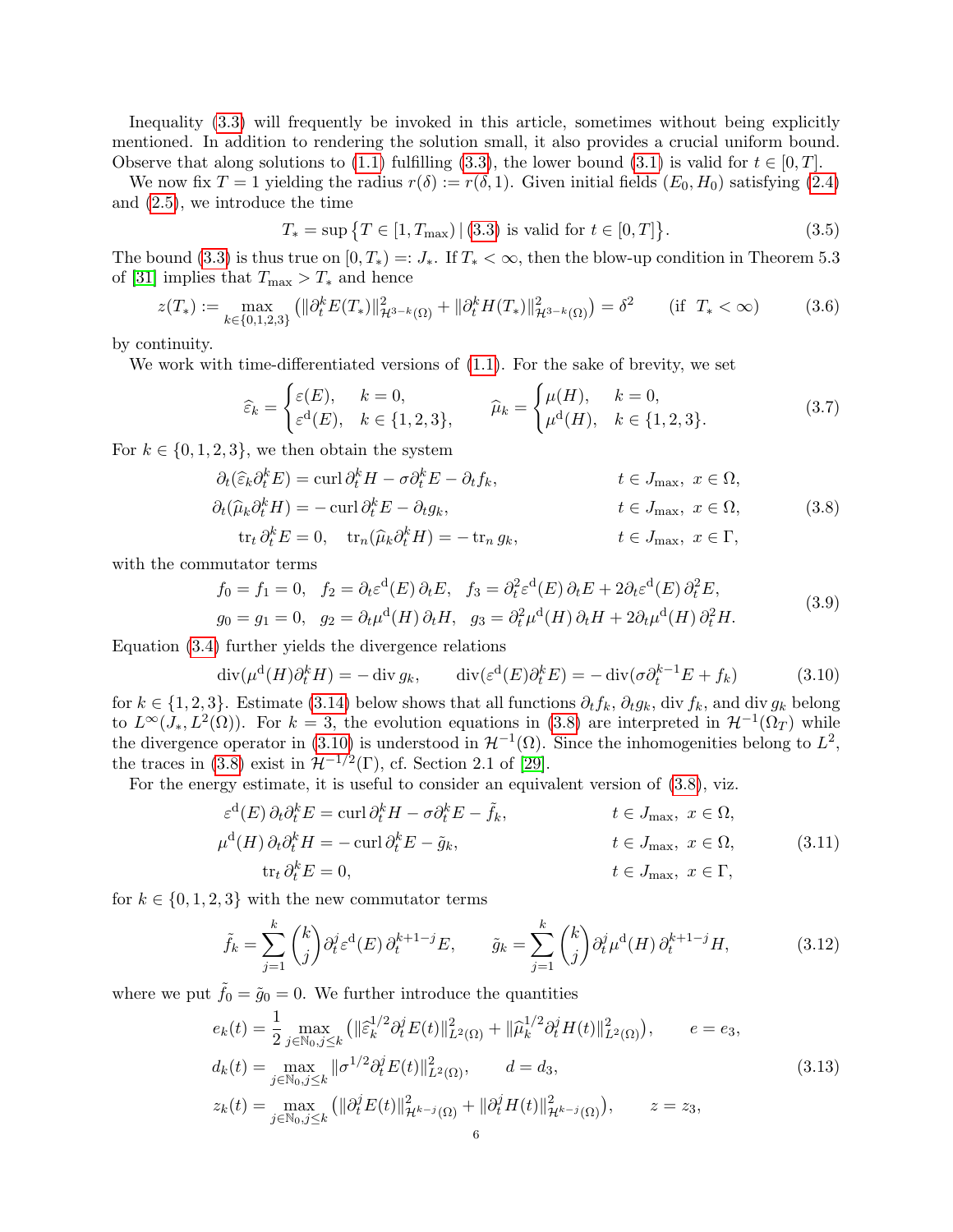Inequality (3.3) will frequently be invoked in this article, sometimes without being explicitly mentioned. In addition to rendering the solution small, it also provides a crucial uniform bound. Observe that along solutions to (1.1) fulfilling (3.3), the lower bound (3.1) is valid for $t \in [0,T]$.

We now fix $T = 1$ yielding the radius $r(\delta) := r(\delta, 1)$. Given initial fields $(E_0, H_0)$ satisfying (2.4) and (2.5), we introduce the time

$$T_* = \sup\{T \in [1, T_{\max}) \mid (3.3) \text{ is valid for } t \in [0,T]\}. \tag{3.5}$$

The bound (3.3) is thus true on $[0, T_*) =: J_*$. If $T_* < \infty$, then the blow-up condition in Theorem 5.3 of [31] implies that $T_{\max} > T_*$ and hence

$$z(T_*) := \max_{k\in\{0,1,2,3\}} \big( \|\partial_t^k E(T_*)\|^2_{\mathcal{H}^{3-k}(\Omega)} + \|\partial_t^k H(T_*)\|^2_{\mathcal{H}^{3-k}(\Omega)}\big) = \delta^2 \qquad (\text{if } \ T_* < \infty) \tag{3.6}$$

by continuity.

We work with time-differentiated versions of (1.1). For the sake of brevity, we set

$$\widehat{\varepsilon}_k = \begin{cases} \varepsilon(E), & k = 0, \\ \varepsilon^{\mathrm{d}}(E), & k \in \{1,2,3\}, \end{cases} \qquad \widehat{\mu}_k = \begin{cases} \mu(H), & k = 0, \\ \mu^{\mathrm{d}}(H), & k \in \{1,2,3\}. \end{cases} \tag{3.7}$$

For $k \in \{0,1,2,3\}$, we then obtain the system

$$\begin{aligned}
\partial_t(\widehat{\varepsilon}_k \partial_t^k E) &= \operatorname{curl} \partial_t^k H - \sigma \partial_t^k E - \partial_t f_k, && t \in J_{\max},\ x \in \Omega, \\
\partial_t(\widehat{\mu}_k \partial_t^k H) &= -\operatorname{curl} \partial_t^k E - \partial_t g_k, && t \in J_{\max},\ x \in \Omega, \\
\operatorname{tr}_t \partial_t^k E &= 0, \quad \operatorname{tr}_n(\widehat{\mu}_k \partial_t^k H) = -\operatorname{tr}_n g_k, && t \in J_{\max},\ x \in \Gamma,
\end{aligned} \tag{3.8}$$

with the commutator terms

$$\begin{aligned}
&f_0 = f_1 = 0, \quad f_2 = \partial_t \varepsilon^{\mathrm{d}}(E)\, \partial_t E, \quad f_3 = \partial_t^2 \varepsilon^{\mathrm{d}}(E)\, \partial_t E + 2 \partial_t \varepsilon^{\mathrm{d}}(E)\, \partial_t^2 E, \\
&g_0 = g_1 = 0, \quad g_2 = \partial_t \mu^{\mathrm{d}}(H)\, \partial_t H, \quad g_3 = \partial_t^2 \mu^{\mathrm{d}}(H)\, \partial_t H + 2 \partial_t \mu^{\mathrm{d}}(H)\, \partial_t^2 H.
\end{aligned} \tag{3.9}$$

Equation (3.4) further yields the divergence relations

$$\operatorname{div}(\mu^{\mathrm{d}}(H) \partial_t^k H) = -\operatorname{div} g_k, \qquad \operatorname{div}(\varepsilon^{\mathrm{d}}(E) \partial_t^k E) = -\operatorname{div}(\sigma \partial_t^{k-1} E + f_k) \tag{3.10}$$

for $k \in \{1,2,3\}$. Estimate (3.14) below shows that all functions $\partial_t f_k$, $\partial_t g_k$, $\operatorname{div} f_k$, and $\operatorname{div} g_k$ belong to $L^\infty(J_*, L^2(\Omega))$. For $k = 3$, the evolution equations in (3.8) are interpreted in $\mathcal{H}^{-1}(\Omega_T)$ while the divergence operator in (3.10) is understood in $\mathcal{H}^{-1}(\Omega)$. Since the inhomogenities belong to $L^2$, the traces in (3.8) exist in $\mathcal{H}^{-1/2}(\Gamma)$, cf. Section 2.1 of [29].

For the energy estimate, it is useful to consider an equivalent version of (3.8), viz.

$$\begin{aligned}
\varepsilon^{\mathrm{d}}(E)\, \partial_t \partial_t^k E &= \operatorname{curl} \partial_t^k H - \sigma \partial_t^k E - \tilde{f}_k, && t \in J_{\max},\ x \in \Omega, \\
\mu^{\mathrm{d}}(H)\, \partial_t \partial_t^k H &= -\operatorname{curl} \partial_t^k E - \tilde{g}_k, && t \in J_{\max},\ x \in \Omega, \\
\operatorname{tr}_t \partial_t^k E &= 0, && t \in J_{\max},\ x \in \Gamma,
\end{aligned} \tag{3.11}$$

for $k \in \{0,1,2,3\}$ with the new commutator terms

$$\tilde{f}_k = \sum_{j=1}^{k} \binom{k}{j} \partial_t^j \varepsilon^{\mathrm{d}}(E)\, \partial_t^{k+1-j} E, \qquad \tilde{g}_k = \sum_{j=1}^{k} \binom{k}{j} \partial_t^j \mu^{\mathrm{d}}(H)\, \partial_t^{k+1-j} H, \tag{3.12}$$

where we put $\tilde{f}_0 = \tilde{g}_0 = 0$. We further introduce the quantities

$$\begin{aligned}
e_k(t) &= \frac{1}{2} \max_{j \in \mathbb{N}_0, j \le k} \big( \|\widehat{\varepsilon}_k^{1/2} \partial_t^j E(t)\|^2_{L^2(\Omega)} + \|\widehat{\mu}_k^{1/2} \partial_t^j H(t)\|^2_{L^2(\Omega)} \big), \qquad e = e_3, \\
d_k(t) &= \max_{j \in \mathbb{N}_0, j \le k} \|\sigma^{1/2} \partial_t^j E(t)\|^2_{L^2(\Omega)}, \qquad d = d_3, \\
z_k(t) &= \max_{j \in \mathbb{N}_0, j \le k} \big( \|\partial_t^j E(t)\|^2_{\mathcal{H}^{k-j}(\Omega)} + \|\partial_t^j H(t)\|^2_{\mathcal{H}^{k-j}(\Omega)} \big), \qquad z = z_3,
\end{aligned} \tag{3.13}$$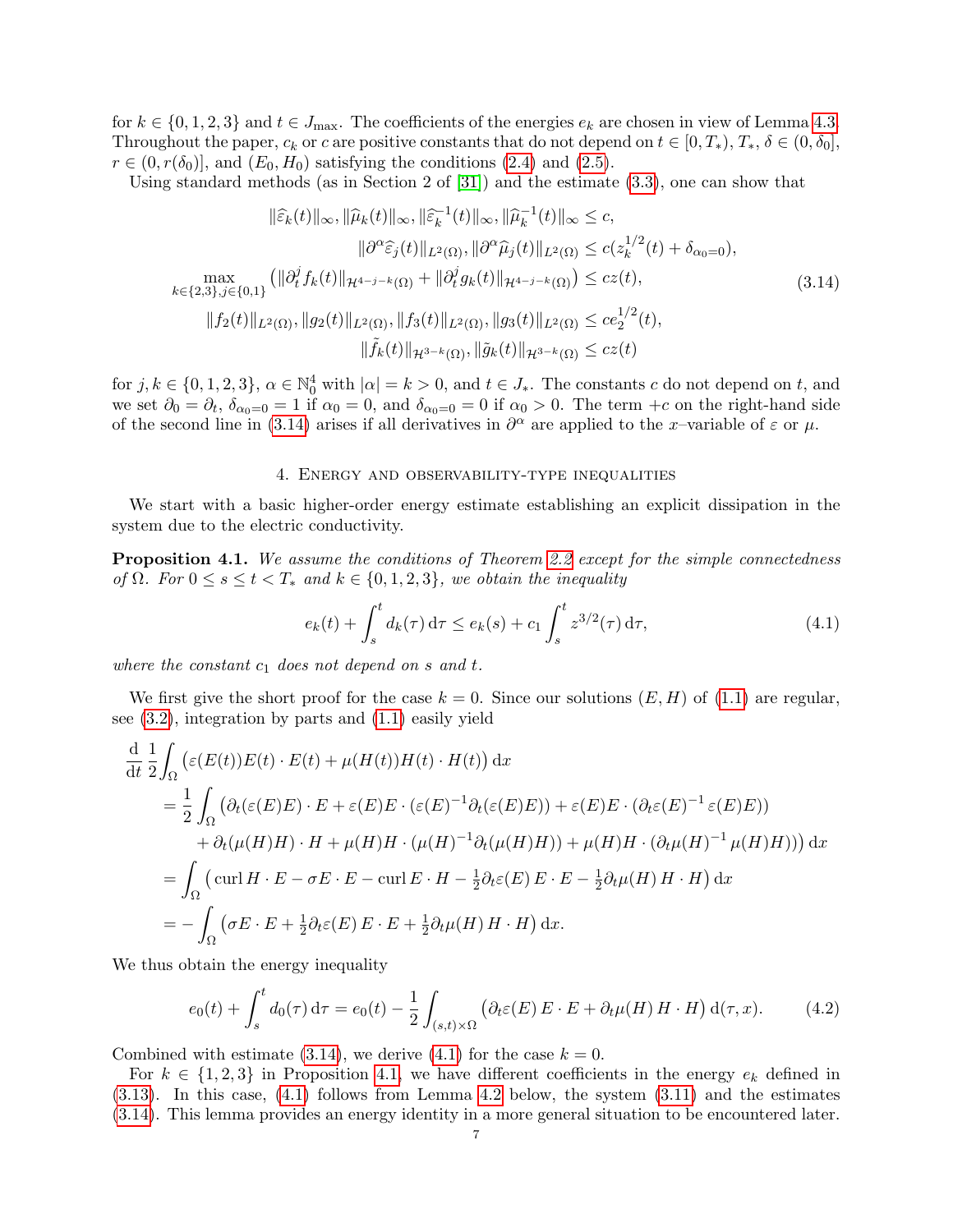for $k \in \{0,1,2,3\}$ and $t \in J_{\max}$. The coefficients of the energies $e_k$ are chosen in view of Lemma 4.3. Throughout the paper, $c_k$ or $c$ are positive constants that do not depend on $t \in [0,T_*)$, $T_*$, $\delta \in (0,\delta_0]$, $r \in (0, r(\delta_0)]$, and $(E_0,H_0)$ satisfying the conditions (2.4) and (2.5).

Using standard methods (as in Section 2 of [31]) and the estimate (3.3), one can show that

$$
\begin{aligned}
\|\widehat{\varepsilon}_k(t)\|_\infty, \|\widehat{\mu}_k(t)\|_\infty, \|\widehat{\varepsilon}_k^{-1}(t)\|_\infty, \|\widehat{\mu}_k^{-1}(t)\|_\infty &\le c,\\
\|\partial^\alpha \widehat{\varepsilon}_j(t)\|_{L^2(\Omega)}, \|\partial^\alpha \widehat{\mu}_j(t)\|_{L^2(\Omega)} &\le c(z_k^{1/2}(t) + \delta_{\alpha_0=0}),\\
\max_{k\in\{2,3\}, j\in\{0,1\}} \big(\|\partial_t^j f_k(t)\|_{\mathcal{H}^{4-j-k}(\Omega)} + \|\partial_t^j g_k(t)\|_{\mathcal{H}^{4-j-k}(\Omega)}\big) &\le c z(t),\\
\|f_2(t)\|_{L^2(\Omega)}, \|g_2(t)\|_{L^2(\Omega)}, \|f_3(t)\|_{L^2(\Omega)}, \|g_3(t)\|_{L^2(\Omega)} &\le c e_2^{1/2}(t),\\
\|\tilde{f}_k(t)\|_{\mathcal{H}^{3-k}(\Omega)}, \|\tilde{g}_k(t)\|_{\mathcal{H}^{3-k}(\Omega)} &\le c z(t)
\end{aligned}
\tag{3.14}
$$

for $j,k \in \{0,1,2,3\}$, $\alpha \in \mathbb{N}_0^4$ with $|\alpha| = k > 0$, and $t \in J_*$. The constants $c$ do not depend on $t$, and we set $\partial_0 = \partial_t$, $\delta_{\alpha_0=0} = 1$ if $\alpha_0 = 0$, and $\delta_{\alpha_0=0} = 0$ if $\alpha_0 > 0$. The term $+c$ on the right-hand side of the second line in (3.14) arises if all derivatives in $\partial^\alpha$ are applied to the $x$–variable of $\varepsilon$ or $\mu$.

## 4. Energy and observability-type inequalities

We start with a basic higher-order energy estimate establishing an explicit dissipation in the system due to the electric conductivity.

**Proposition 4.1.** *We assume the conditions of Theorem 2.2 except for the simple connectedness of $\Omega$. For $0 \le s \le t < T_*$ and $k \in \{0,1,2,3\}$, we obtain the inequality*

$$
e_k(t) + \int_s^t d_k(\tau)\,\mathrm{d}\tau \le e_k(s) + c_1 \int_s^t z^{3/2}(\tau)\,\mathrm{d}\tau, \tag{4.1}
$$

*where the constant $c_1$ does not depend on $s$ and $t$.*

We first give the short proof for the case $k=0$. Since our solutions $(E,H)$ of (1.1) are regular, see (3.2), integration by parts and (1.1) easily yield

$$
\begin{aligned}
&\frac{\mathrm{d}}{\mathrm{d}t}\,\frac{1}{2}\int_\Omega \big(\varepsilon(E(t))E(t)\cdot E(t) + \mu(H(t))H(t)\cdot H(t)\big)\,\mathrm{d}x\\
&= \frac{1}{2}\int_\Omega \big(\partial_t(\varepsilon(E)E)\cdot E + \varepsilon(E)E\cdot(\varepsilon(E)^{-1}\partial_t(\varepsilon(E)E)) + \varepsilon(E)E\cdot(\partial_t\varepsilon(E)^{-1}\,\varepsilon(E)E))\\
&\qquad + \partial_t(\mu(H)H)\cdot H + \mu(H)H\cdot(\mu(H)^{-1}\partial_t(\mu(H)H)) + \mu(H)H\cdot(\partial_t\mu(H)^{-1}\,\mu(H)H))\big)\,\mathrm{d}x\\
&= \int_\Omega \big(\operatorname{curl} H\cdot E - \sigma E\cdot E - \operatorname{curl} E\cdot H - \tfrac{1}{2}\partial_t\varepsilon(E)\,E\cdot E - \tfrac{1}{2}\partial_t\mu(H)\,H\cdot H\big)\,\mathrm{d}x\\
&= -\int_\Omega \big(\sigma E\cdot E + \tfrac{1}{2}\partial_t\varepsilon(E)\,E\cdot E + \tfrac{1}{2}\partial_t\mu(H)\,H\cdot H\big)\,\mathrm{d}x.
\end{aligned}
$$

We thus obtain the energy inequality

$$
e_0(t) + \int_s^t d_0(\tau)\,\mathrm{d}\tau = e_0(t) - \frac{1}{2}\int_{(s,t)\times\Omega} \big(\partial_t\varepsilon(E)\,E\cdot E + \partial_t\mu(H)\,H\cdot H\big)\,\mathrm{d}(\tau,x). \tag{4.2}
$$

Combined with estimate (3.14), we derive (4.1) for the case $k=0$.

For $k \in \{1,2,3\}$ in Proposition 4.1, we have different coefficients in the energy $e_k$ defined in (3.13). In this case, (4.1) follows from Lemma 4.2 below, the system (3.11) and the estimates (3.14). This lemma provides an energy identity in a more general situation to be encountered later.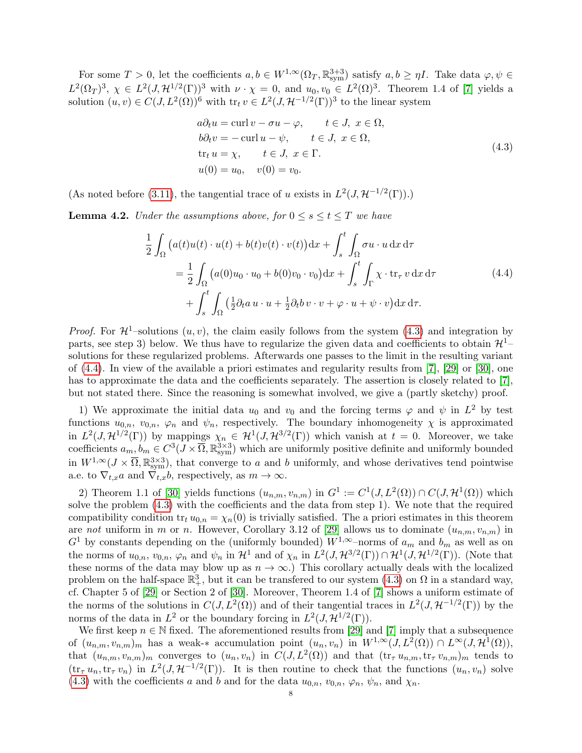For some $T > 0$, let the coefficients $a, b \in W^{1,\infty}(\Omega_T, \mathbb{R}^{3+3}_{\mathrm{sym}})$ satisfy $a, b \geq \eta I$. Take data $\varphi, \psi \in L^2(\Omega_T)^3$, $\chi \in L^2(J, \mathcal{H}^{1/2}(\Gamma))^3$ with $\nu \cdot \chi = 0$, and $u_0, v_0 \in L^2(\Omega)^3$. Theorem 1.4 of [7] yields a solution $(u, v) \in C(J, L^2(\Omega))^6$ with $\operatorname{tr}_t v \in L^2(J, \mathcal{H}^{-1/2}(\Gamma))^3$ to the linear system

$$
\begin{aligned}
&a\partial_t u = \operatorname{curl} v - \sigma u - \varphi, \qquad t \in J,\ x \in \Omega,\\
&b\partial_t v = -\operatorname{curl} u - \psi, \qquad t \in J,\ x \in \Omega,\\
&\operatorname{tr}_t u = \chi, \qquad t \in J,\ x \in \Gamma.\\
&u(0) = u_0, \quad v(0) = v_0.
\end{aligned}
\tag{4.3}
$$

(As noted before (3.11), the tangential trace of $u$ exists in $L^2(J, \mathcal{H}^{-1/2}(\Gamma))$.)

**Lemma 4.2.** *Under the assumptions above, for $0 \leq s \leq t \leq T$ we have*

$$
\begin{aligned}
\frac{1}{2}\int_\Omega \big(a(t)u(t)\cdot u(t) + b(t)v(t)\cdot v(t)\big)\,\mathrm{d}x + \int_s^t \int_\Omega \sigma u \cdot u \,\mathrm{d}x\,\mathrm{d}\tau&\\
= \frac{1}{2}\int_\Omega \big(a(0)u_0\cdot u_0 + b(0)v_0 \cdot v_0\big)\,\mathrm{d}x + \int_s^t\int_\Gamma \chi \cdot \operatorname{tr}_\tau v \,\mathrm{d}x\,\mathrm{d}\tau&\\
+ \int_s^t \int_\Omega \big(\tfrac{1}{2}\partial_t a\, u\cdot u + \tfrac{1}{2}\partial_t b\, v \cdot v + \varphi\cdot u + \psi \cdot v\big)\mathrm{d}x\,\mathrm{d}\tau.&
\end{aligned}
\tag{4.4}
$$

*Proof.* For $\mathcal{H}^1$–solutions $(u, v)$, the claim easily follows from the system (4.3) and integration by parts, see step 3) below. We thus have to regularize the given data and coefficients to obtain $\mathcal{H}^1$–solutions for these regularized problems. Afterwards one passes to the limit in the resulting variant of (4.4). In view of the available a priori estimates and regularity results from [7], [29] or [30], one has to approximate the data and the coefficients separately. The assertion is closely related to [7], but not stated there. Since the reasoning is somewhat involved, we give a (partly sketchy) proof.

1) We approximate the initial data $u_0$ and $v_0$ and the forcing terms $\varphi$ and $\psi$ in $L^2$ by test functions $u_{0,n}$, $v_{0,n}$, $\varphi_n$ and $\psi_n$, respectively. The boundary inhomogeneity $\chi$ is approximated in $L^2(J, \mathcal{H}^{1/2}(\Gamma))$ by mappings $\chi_n \in \mathcal{H}^1(J, \mathcal{H}^{3/2}(\Gamma))$ which vanish at $t = 0$. Moreover, we take coefficients $a_m, b_m \in C^3(J \times \overline{\Omega}, \mathbb{R}^{3\times3}_{\mathrm{sym}})$ which are uniformly positive definite and uniformly bounded in $W^{1,\infty}(J \times \overline{\Omega}, \mathbb{R}^{3\times3}_{\mathrm{sym}})$, that converge to $a$ and $b$ uniformly, and whose derivatives tend pointwise a.e. to $\nabla_{t,x} a$ and $\nabla_{t,x} b$, respectively, as $m \to \infty$.

2) Theorem 1.1 of [30] yields functions $(u_{n,m}, v_{n,m})$ in $G^1 := C^1(J, L^2(\Omega)) \cap C(J, \mathcal{H}^1(\Omega))$ which solve the problem (4.3) with the coefficients and the data from step 1). We note that the required compatibility condition $\operatorname{tr}_t u_{0,n} = \chi_n(0)$ is trivially satisfied. The a priori estimates in this theorem are *not* uniform in $m$ or $n$. However, Corollary 3.12 of [29] allows us to dominate $(u_{n,m}, v_{n,m})$ in $G^1$ by constants depending on the (uniformly bounded) $W^{1,\infty}$–norms of $a_m$ and $b_m$ as well as on the norms of $u_{0,n}$, $v_{0,n}$, $\varphi_n$ and $\psi_n$ in $\mathcal{H}^1$ and of $\chi_n$ in $L^2(J, \mathcal{H}^{3/2}(\Gamma)) \cap \mathcal{H}^1(J, \mathcal{H}^{1/2}(\Gamma))$. (Note that these norms of the data may blow up as $n \to \infty$.) This corollary actually deals with the localized problem on the half-space $\mathbb{R}^3_+$, but it can be transfered to our system (4.3) on $\Omega$ in a standard way, cf. Chapter 5 of [29] or Section 2 of [30]. Moreover, Theorem 1.4 of [7] shows a uniform estimate of the norms of the solutions in $C(J, L^2(\Omega))$ and of their tangential traces in $L^2(J, \mathcal{H}^{-1/2}(\Gamma))$ by the norms of the data in $L^2$ or the boundary forcing in $L^2(J, \mathcal{H}^{1/2}(\Gamma))$.

We first keep $n \in \mathbb{N}$ fixed. The aforementioned results from [29] and [7] imply that a subsequence of $(u_{n,m}, v_{n,m})_m$ has a weak-$*$ accumulation point $(u_n, v_n)$ in $W^{1,\infty}(J, L^2(\Omega)) \cap L^\infty(J, \mathcal{H}^1(\Omega))$, that $(u_{n,m}, v_{n,m})_m$ converges to $(u_n, v_n)$ in $C(J, L^2(\Omega))$ and that $(\operatorname{tr}_\tau u_{n,m}, \operatorname{tr}_\tau v_{n,m})_m$ tends to $(\operatorname{tr}_\tau u_n, \operatorname{tr}_\tau v_n)$ in $L^2(J, \mathcal{H}^{-1/2}(\Gamma))$. It is then routine to check that the functions $(u_n, v_n)$ solve (4.3) with the coefficients $a$ and $b$ and for the data $u_{0,n}$, $v_{0,n}$, $\varphi_n$, $\psi_n$, and $\chi_n$.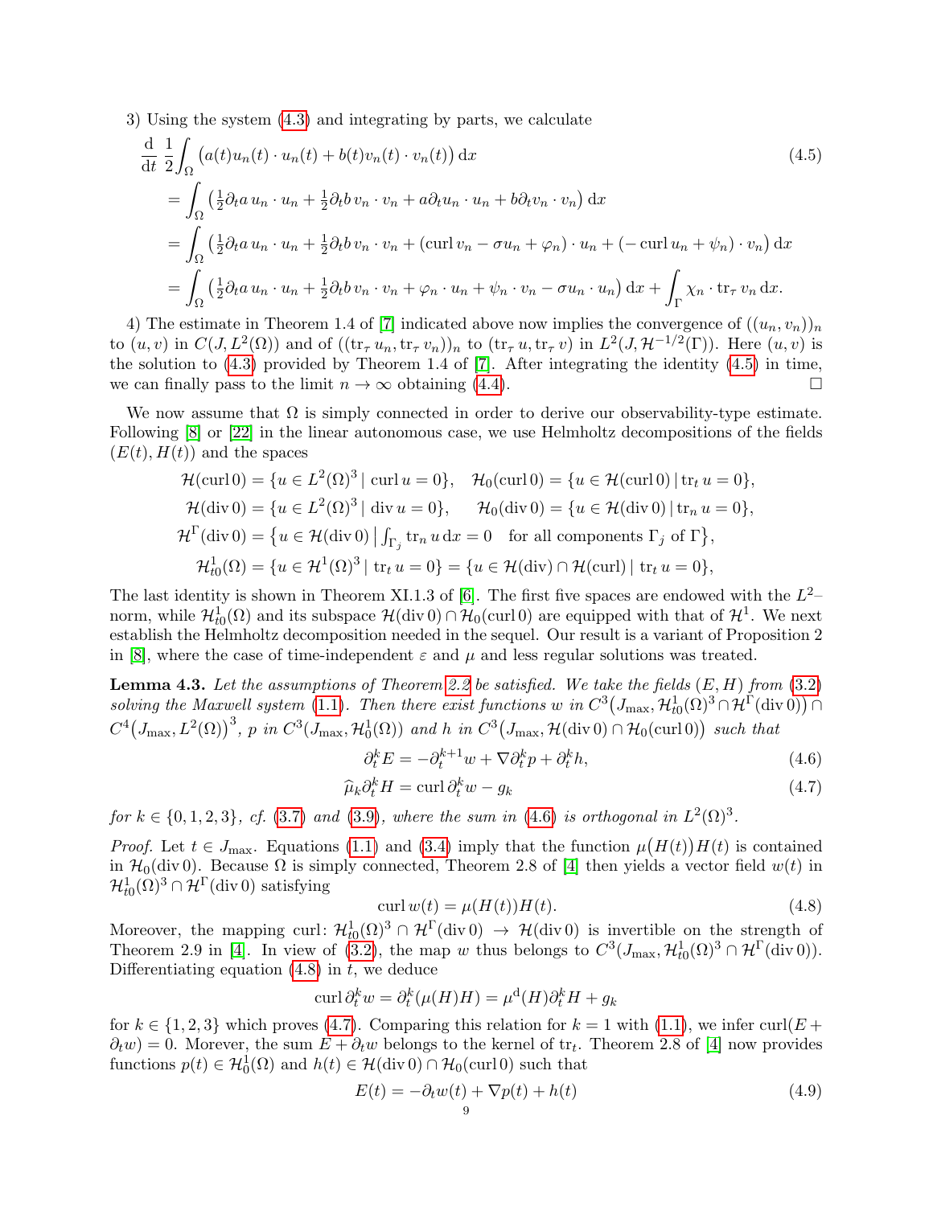3) Using the system (4.3) and integrating by parts, we calculate

$$
\begin{aligned}
&\frac{\mathrm{d}}{\mathrm{d}t}\,\frac{1}{2}\int_\Omega \big(a(t)u_n(t)\cdot u_n(t) + b(t)v_n(t)\cdot v_n(t)\big)\,\mathrm{d}x \qquad (4.5)\\
&= \int_\Omega \big(\tfrac12 \partial_t a\, u_n\cdot u_n + \tfrac12 \partial_t b\, v_n\cdot v_n + a\partial_t u_n\cdot u_n + b\partial_t v_n\cdot v_n\big)\,\mathrm{d}x\\
&= \int_\Omega \big(\tfrac12 \partial_t a\, u_n\cdot u_n + \tfrac12 \partial_t b\, v_n\cdot v_n + (\operatorname{curl} v_n - \sigma u_n + \varphi_n)\cdot u_n + (-\operatorname{curl} u_n + \psi_n)\cdot v_n\big)\,\mathrm{d}x\\
&= \int_\Omega \big(\tfrac12 \partial_t a\, u_n\cdot u_n + \tfrac12 \partial_t b\, v_n\cdot v_n + \varphi_n\cdot u_n + \psi_n\cdot v_n - \sigma u_n\cdot u_n\big)\,\mathrm{d}x + \int_\Gamma \chi_n\cdot \operatorname{tr}_\tau v_n\,\mathrm{d}x.
\end{aligned}
$$

4) The estimate in Theorem 1.4 of [7] indicated above now implies the convergence of $((u_n,v_n))_n$ to $(u,v)$ in $C(J,L^2(\Omega))$ and of $((\operatorname{tr}_\tau u_n, \operatorname{tr}_\tau v_n))_n$ to $(\operatorname{tr}_\tau u, \operatorname{tr}_\tau v)$ in $L^2(J,\mathcal{H}^{-1/2}(\Gamma))$. Here $(u,v)$ is the solution to (4.3) provided by Theorem 1.4 of [7]. After integrating the identity (4.5) in time, we can finally pass to the limit $n\to\infty$ obtaining (4.4). $\square$

We now assume that $\Omega$ is simply connected in order to derive our observability-type estimate. Following [8] or [22] in the linear autonomous case, we use Helmholtz decompositions of the fields $(E(t),H(t))$ and the spaces

$$
\begin{aligned}
\mathcal{H}(\operatorname{curl}0) &= \{u\in L^2(\Omega)^3 \mid \operatorname{curl} u = 0\}, \quad \mathcal{H}_0(\operatorname{curl}0) = \{u\in \mathcal{H}(\operatorname{curl}0)\mid \operatorname{tr}_t u = 0\},\\
\mathcal{H}(\operatorname{div}0) &= \{u\in L^2(\Omega)^3 \mid \operatorname{div} u = 0\}, \qquad \mathcal{H}_0(\operatorname{div}0) = \{u\in \mathcal{H}(\operatorname{div}0)\mid \operatorname{tr}_n u = 0\},\\
\mathcal{H}^\Gamma(\operatorname{div}0) &= \big\{u\in \mathcal{H}(\operatorname{div}0) \,\big|\, \textstyle\int_{\Gamma_j} \operatorname{tr}_n u\,\mathrm{d}x = 0 \quad \text{for all components } \Gamma_j \text{ of } \Gamma\big\},\\
\mathcal{H}^1_{t0}(\Omega) &= \{u\in \mathcal{H}^1(\Omega)^3 \mid \operatorname{tr}_t u = 0\} = \{u\in\mathcal{H}(\operatorname{div})\cap\mathcal{H}(\operatorname{curl}) \mid \operatorname{tr}_t u = 0\},
\end{aligned}
$$

The last identity is shown in Theorem XI.1.3 of [6]. The first five spaces are endowed with the $L^2$–norm, while $\mathcal{H}^1_{t0}(\Omega)$ and its subspace $\mathcal{H}(\operatorname{div}0)\cap\mathcal{H}_0(\operatorname{curl}0)$ are equipped with that of $\mathcal{H}^1$. We next establish the Helmholtz decomposition needed in the sequel. Our result is a variant of Proposition 2 in [8], where the case of time-independent $\varepsilon$ and $\mu$ and less regular solutions was treated.

**Lemma 4.3.** *Let the assumptions of Theorem 2.2 be satisfied. We take the fields $(E,H)$ from (3.2) solving the Maxwell system (1.1). Then there exist functions $w$ in $C^3\big(J_{\max},\mathcal{H}^1_{t0}(\Omega)^3\cap\mathcal{H}^\Gamma(\operatorname{div}0)\big)\cap C^4\big(J_{\max},L^2(\Omega)\big)^3$, $p$ in $C^3(J_{\max},\mathcal{H}^1_0(\Omega))$ and $h$ in $C^3\big(J_{\max},\mathcal{H}(\operatorname{div}0)\cap\mathcal{H}_0(\operatorname{curl}0)\big)$ such that*

$$
\partial_t^k E = -\partial_t^{k+1} w + \nabla \partial_t^k p + \partial_t^k h, \tag{4.6}
$$

$$
\widehat{\mu}_k \partial_t^k H = \operatorname{curl} \partial_t^k w - g_k \tag{4.7}
$$

*for $k\in\{0,1,2,3\}$, cf. (3.7) and (3.9), where the sum in (4.6) is orthogonal in $L^2(\Omega)^3$.*

*Proof.* Let $t\in J_{\max}$. Equations (1.1) and (3.4) imply that the function $\mu\big(H(t)\big)H(t)$ is contained in $\mathcal{H}_0(\operatorname{div}0)$. Because $\Omega$ is simply connected, Theorem 2.8 of [4] then yields a vector field $w(t)$ in $\mathcal{H}^1_{t0}(\Omega)^3\cap\mathcal{H}^\Gamma(\operatorname{div}0)$ satisfying

$$
\operatorname{curl} w(t) = \mu(H(t))H(t). \tag{4.8}
$$

Moreover, the mapping $\operatorname{curl}\colon \mathcal{H}^1_{t0}(\Omega)^3\cap\mathcal{H}^\Gamma(\operatorname{div}0)\to\mathcal{H}(\operatorname{div}0)$ is invertible on the strength of Theorem 2.9 in [4]. In view of (3.2), the map $w$ thus belongs to $C^3(J_{\max},\mathcal{H}^1_{t0}(\Omega)^3\cap\mathcal{H}^\Gamma(\operatorname{div}0))$. Differentiating equation (4.8) in $t$, we deduce

$$
\operatorname{curl}\partial_t^k w = \partial_t^k(\mu(H)H) = \mu^{\mathrm{d}}(H)\partial_t^k H + g_k
$$

for $k\in\{1,2,3\}$ which proves (4.7). Comparing this relation for $k=1$ with (1.1), we infer $\operatorname{curl}(E+\partial_t w)=0$. Morever, the sum $E+\partial_t w$ belongs to the kernel of $\operatorname{tr}_t$. Theorem 2.8 of [4] now provides functions $p(t)\in\mathcal{H}^1_0(\Omega)$ and $h(t)\in\mathcal{H}(\operatorname{div}0)\cap\mathcal{H}_0(\operatorname{curl}0)$ such that

$$
E(t) = -\partial_t w(t) + \nabla p(t) + h(t) \tag{4.9}
$$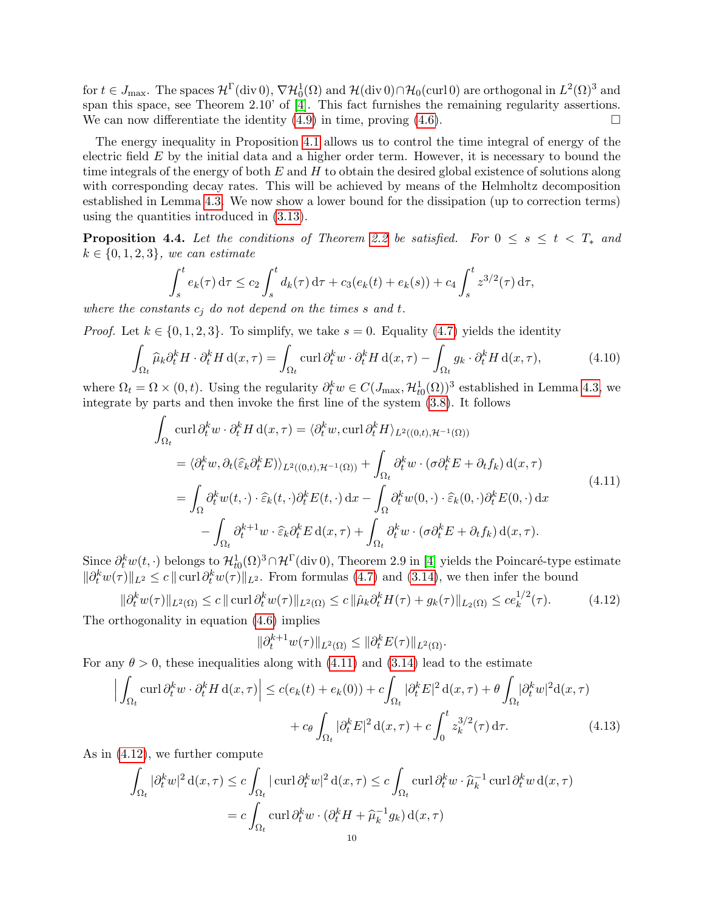for $t \in J_{\max}$. The spaces $\mathcal{H}^\Gamma(\operatorname{div} 0)$, $\nabla \mathcal{H}^1_0(\Omega)$ and $\mathcal{H}(\operatorname{div} 0) \cap \mathcal{H}_0(\operatorname{curl} 0)$ are orthogonal in $L^2(\Omega)^3$ and span this space, see Theorem 2.10' of [4]. This fact furnishes the remaining regularity assertions. We can now differentiate the identity (4.9) in time, proving (4.6). $\square$

The energy inequality in Proposition 4.1 allows us to control the time integral of energy of the electric field $E$ by the initial data and a higher order term. However, it is necessary to bound the time integrals of the energy of both $E$ and $H$ to obtain the desired global existence of solutions along with corresponding decay rates. This will be achieved by means of the Helmholtz decomposition established in Lemma 4.3. We now show a lower bound for the dissipation (up to correction terms) using the quantities introduced in (3.13).

**Proposition 4.4.** *Let the conditions of Theorem 2.2 be satisfied. For $0 \le s \le t < T_*$ and $k \in \{0, 1, 2, 3\}$, we can estimate*

$$\int_s^t e_k(\tau)\,\mathrm{d}\tau \le c_2 \int_s^t d_k(\tau)\,\mathrm{d}\tau + c_3(e_k(t) + e_k(s)) + c_4 \int_s^t z^{3/2}(\tau)\,\mathrm{d}\tau,$$

*where the constants $c_j$ do not depend on the times $s$ and $t$.*

*Proof.* Let $k \in \{0, 1, 2, 3\}$. To simplify, we take $s = 0$. Equality (4.7) yields the identity

$$\int_{\Omega_t} \widehat{\mu}_k \partial_t^k H \cdot \partial_t^k H \,\mathrm{d}(x,\tau) = \int_{\Omega_t} \operatorname{curl} \partial_t^k w \cdot \partial_t^k H \,\mathrm{d}(x,\tau) - \int_{\Omega_t} g_k \cdot \partial_t^k H \,\mathrm{d}(x,\tau), \tag{4.10}$$

where $\Omega_t = \Omega \times (0,t)$. Using the regularity $\partial_t^k w \in C(J_{\max}, \mathcal{H}^1_{t0}(\Omega))^3$ established in Lemma 4.3, we integrate by parts and then invoke the first line of the system (3.8). It follows

$$\begin{aligned}
\int_{\Omega_t} \operatorname{curl} \partial_t^k w \cdot \partial_t^k H \,\mathrm{d}(x,\tau) &= \langle \partial_t^k w, \operatorname{curl} \partial_t^k H \rangle_{L^2((0,t),\mathcal{H}^{-1}(\Omega))} \\
&= \langle \partial_t^k w, \partial_t(\widehat{\varepsilon}_k \partial_t^k E) \rangle_{L^2((0,t),\mathcal{H}^{-1}(\Omega))} + \int_{\Omega_t} \partial_t^k w \cdot (\sigma \partial_t^k E + \partial_t f_k)\,\mathrm{d}(x,\tau) \\
&= \int_\Omega \partial_t^k w(t,\cdot) \cdot \widehat{\varepsilon}_k(t,\cdot) \partial_t^k E(t,\cdot)\,\mathrm{d}x - \int_\Omega \partial_t^k w(0,\cdot) \cdot \widehat{\varepsilon}_k(0,\cdot) \partial_t^k E(0,\cdot)\,\mathrm{d}x \\
&\quad - \int_{\Omega_t} \partial_t^{k+1} w \cdot \widehat{\varepsilon}_k \partial_t^k E \,\mathrm{d}(x,\tau) + \int_{\Omega_t} \partial_t^k w \cdot (\sigma \partial_t^k E + \partial_t f_k)\,\mathrm{d}(x,\tau).
\end{aligned} \tag{4.11}$$

Since $\partial_t^k w(t,\cdot)$ belongs to $\mathcal{H}^1_{t0}(\Omega)^3 \cap \mathcal{H}^\Gamma(\operatorname{div} 0)$, Theorem 2.9 in [4] yields the Poincaré-type estimate $\|\partial_t^k w(\tau)\|_{L^2} \le c \|\operatorname{curl} \partial_t^k w(\tau)\|_{L^2}$. From formulas (4.7) and (3.14), we then infer the bound

$$\|\partial_t^k w(\tau)\|_{L^2(\Omega)} \le c \|\operatorname{curl} \partial_t^k w(\tau)\|_{L^2(\Omega)} \le c \|\hat{\mu}_k \partial_t^k H(\tau) + g_k(\tau)\|_{L_2(\Omega)} \le c e_k^{1/2}(\tau). \tag{4.12}$$

The orthogonality in equation (4.6) implies

$$\|\partial_t^{k+1} w(\tau)\|_{L^2(\Omega)} \le \|\partial_t^k E(\tau)\|_{L^2(\Omega)}.$$

For any $\theta > 0$, these inequalities along with (4.11) and (3.14) lead to the estimate

$$\begin{aligned}
\Big| \int_{\Omega_t} \operatorname{curl} \partial_t^k w \cdot \partial_t^k H \,\mathrm{d}(x,\tau) \Big| &\le c(e_k(t) + e_k(0)) + c\int_{\Omega_t} |\partial_t^k E|^2 \,\mathrm{d}(x,\tau) + \theta \int_{\Omega_t} |\partial_t^k w|^2 \mathrm{d}(x,\tau) \\
&\quad + c_\theta \int_{\Omega_t} |\partial_t^k E|^2 \,\mathrm{d}(x,\tau) + c \int_0^t z_k^{3/2}(\tau)\,\mathrm{d}\tau.
\end{aligned} \tag{4.13}$$

As in (4.12), we further compute

$$\begin{aligned}
\int_{\Omega_t} |\partial_t^k w|^2 \,\mathrm{d}(x,\tau) &\le c \int_{\Omega_t} |\operatorname{curl} \partial_t^k w|^2 \,\mathrm{d}(x,\tau) \le c \int_{\Omega_t} \operatorname{curl} \partial_t^k w \cdot \widehat{\mu}_k^{-1} \operatorname{curl} \partial_t^k w \,\mathrm{d}(x,\tau) \\
&= c \int_{\Omega_t} \operatorname{curl} \partial_t^k w \cdot (\partial_t^k H + \widehat{\mu}_k^{-1} g_k)\,\mathrm{d}(x,\tau)
\end{aligned}$$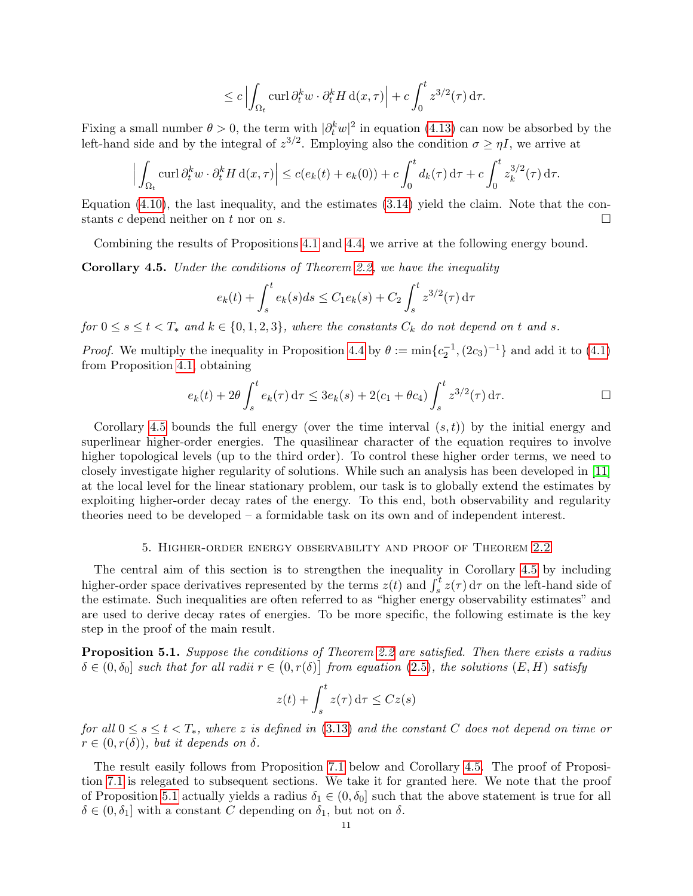$$\leq c \Big| \int_{\Omega_t} \operatorname{curl} \partial_t^k w \cdot \partial_t^k H \,\mathrm{d}(x,\tau) \Big| + c \int_0^t z^{3/2}(\tau)\,\mathrm{d}\tau.$$

Fixing a small number $\theta > 0$, the term with $|\partial_t^k w|^2$ in equation (4.13) can now be absorbed by the left-hand side and by the integral of $z^{3/2}$. Employing also the condition $\sigma \geq \eta I$, we arrive at

$$\Big| \int_{\Omega_t} \operatorname{curl} \partial_t^k w \cdot \partial_t^k H \,\mathrm{d}(x,\tau) \Big| \leq c(e_k(t) + e_k(0)) + c \int_0^t d_k(\tau)\,\mathrm{d}\tau + c \int_0^t z_k^{3/2}(\tau)\,\mathrm{d}\tau.$$

Equation (4.10), the last inequality, and the estimates (3.14) yield the claim. Note that the constants $c$ depend neither on $t$ nor on $s$. $\square$

Combining the results of Propositions 4.1 and 4.4, we arrive at the following energy bound.

**Corollary 4.5.** *Under the conditions of Theorem 2.2, we have the inequality*

$$e_k(t) + \int_s^t e_k(s) ds \leq C_1 e_k(s) + C_2 \int_s^t z^{3/2}(\tau)\,\mathrm{d}\tau$$

*for $0 \leq s \leq t < T_*$ and $k \in \{0, 1, 2, 3\}$, where the constants $C_k$ do not depend on $t$ and $s$.*

*Proof.* We multiply the inequality in Proposition 4.4 by $\theta := \min\{c_2^{-1}, (2c_3)^{-1}\}$ and add it to (4.1) from Proposition 4.1, obtaining

$$e_k(t) + 2\theta \int_s^t e_k(\tau)\,\mathrm{d}\tau \leq 3e_k(s) + 2(c_1 + \theta c_4) \int_s^t z^{3/2}(\tau)\,\mathrm{d}\tau. \qquad \square$$

Corollary 4.5 bounds the full energy (over the time interval $(s,t)$) by the initial energy and superlinear higher-order energies. The quasilinear character of the equation requires to involve higher topological levels (up to the third order). To control these higher order terms, we need to closely investigate higher regularity of solutions. While such an analysis has been developed in [11] at the local level for the linear stationary problem, our task is to globally extend the estimates by exploiting higher-order decay rates of the energy. To this end, both observability and regularity theories need to be developed – a formidable task on its own and of independent interest.

## 5. Higher-order energy observability and proof of Theorem 2.2

The central aim of this section is to strengthen the inequality in Corollary 4.5 by including higher-order space derivatives represented by the terms $z(t)$ and $\int_s^t z(\tau)\,\mathrm{d}\tau$ on the left-hand side of the estimate. Such inequalities are often referred to as "higher energy observability estimates" and are used to derive decay rates of energies. To be more specific, the following estimate is the key step in the proof of the main result.

**Proposition 5.1.** *Suppose the conditions of Theorem 2.2 are satisfied. Then there exists a radius $\delta \in (0, \delta_0]$ such that for all radii $r \in \big(0, r(\delta)\big]$ from equation (2.5), the solutions $(E,H)$ satisfy*

$$z(t) + \int_s^t z(\tau)\,\mathrm{d}\tau \leq C z(s)$$

*for all $0 \leq s \leq t < T_*$, where $z$ is defined in (3.13) and the constant $C$ does not depend on time or $r \in (0, r(\delta))$, but it depends on $\delta$.*

The result easily follows from Proposition 7.1 below and Corollary 4.5. The proof of Proposition 7.1 is relegated to subsequent sections. We take it for granted here. We note that the proof of Proposition 5.1 actually yields a radius $\delta_1 \in (0, \delta_0]$ such that the above statement is true for all $\delta \in (0, \delta_1]$ with a constant $C$ depending on $\delta_1$, but not on $\delta$.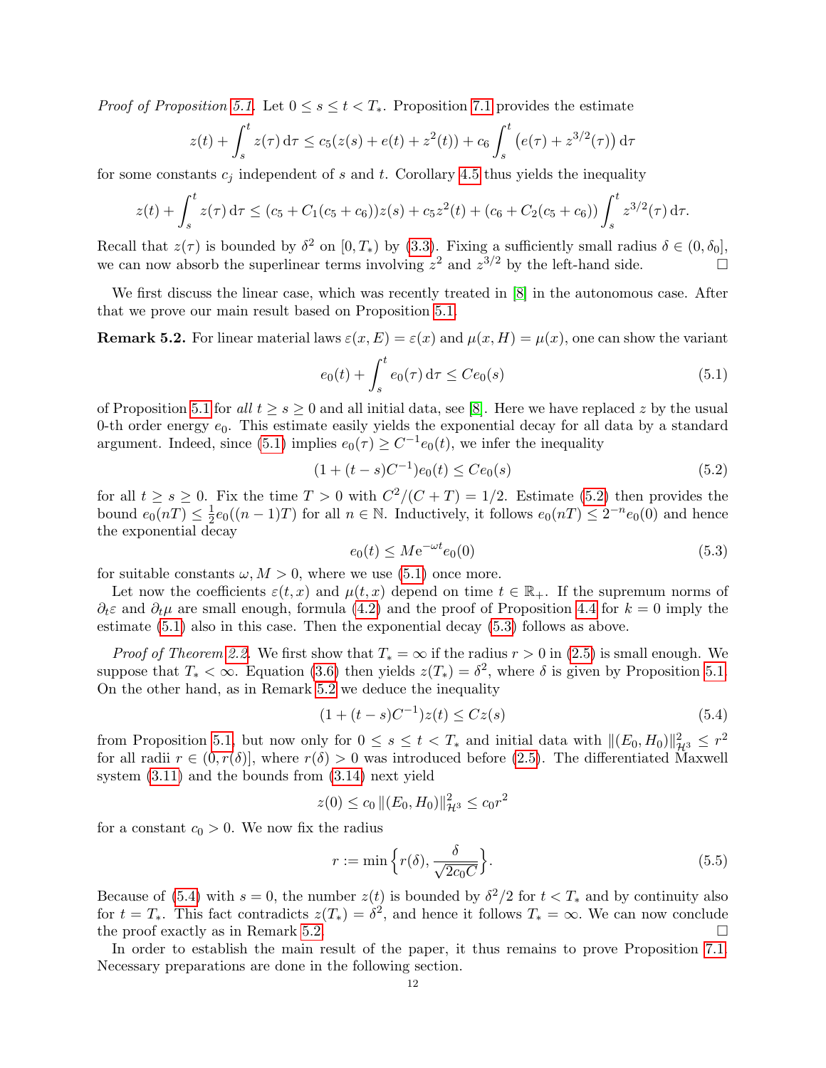*Proof of Proposition 5.1.* Let $0 \le s \le t < T_*$. Proposition 7.1 provides the estimate

$$z(t) + \int_s^t z(\tau)\,\mathrm{d}\tau \le c_5(z(s) + e(t) + z^2(t)) + c_6 \int_s^t \big(e(\tau) + z^{3/2}(\tau)\big)\,\mathrm{d}\tau$$

for some constants $c_j$ independent of $s$ and $t$. Corollary 4.5 thus yields the inequality

$$z(t) + \int_s^t z(\tau)\,\mathrm{d}\tau \le (c_5 + C_1(c_5 + c_6))z(s) + c_5 z^2(t) + (c_6 + C_2(c_5 + c_6)) \int_s^t z^{3/2}(\tau)\,\mathrm{d}\tau.$$

Recall that $z(\tau)$ is bounded by $\delta^2$ on $[0, T_*)$ by (3.3). Fixing a sufficiently small radius $\delta \in (0, \delta_0]$, we can now absorb the superlinear terms involving $z^2$ and $z^{3/2}$ by the left-hand side. $\square$

We first discuss the linear case, which was recently treated in [8] in the autonomous case. After that we prove our main result based on Proposition 5.1.

**Remark 5.2.** For linear material laws $\varepsilon(x, E) = \varepsilon(x)$ and $\mu(x, H) = \mu(x)$, one can show the variant

$$e_0(t) + \int_s^t e_0(\tau)\,\mathrm{d}\tau \le C e_0(s) \tag{5.1}$$

of Proposition 5.1 for *all* $t \ge s \ge 0$ and all initial data, see [8]. Here we have replaced $z$ by the usual 0-th order energy $e_0$. This estimate easily yields the exponential decay for all data by a standard argument. Indeed, since (5.1) implies $e_0(\tau) \ge C^{-1} e_0(t)$, we infer the inequality

$$(1 + (t - s)C^{-1}) e_0(t) \le C e_0(s) \tag{5.2}$$

for all $t \ge s \ge 0$. Fix the time $T > 0$ with $C^2/(C + T) = 1/2$. Estimate (5.2) then provides the bound $e_0(nT) \le \frac{1}{2} e_0((n-1)T)$ for all $n \in \mathbb{N}$. Inductively, it follows $e_0(nT) \le 2^{-n} e_0(0)$ and hence the exponential decay

$$e_0(t) \le M \mathrm{e}^{-\omega t} e_0(0) \tag{5.3}$$

for suitable constants $\omega, M > 0$, where we use (5.1) once more.

Let now the coefficients $\varepsilon(t, x)$ and $\mu(t, x)$ depend on time $t \in \mathbb{R}_+$. If the supremum norms of $\partial_t \varepsilon$ and $\partial_t \mu$ are small enough, formula (4.2) and the proof of Proposition 4.4 for $k = 0$ imply the estimate (5.1) also in this case. Then the exponential decay (5.3) follows as above.

*Proof of Theorem 2.2.* We first show that $T_* = \infty$ if the radius $r > 0$ in (2.5) is small enough. We suppose that $T_* < \infty$. Equation (3.6) then yields $z(T_*) = \delta^2$, where $\delta$ is given by Proposition 5.1. On the other hand, as in Remark 5.2 we deduce the inequality

$$(1 + (t - s)C^{-1}) z(t) \le C z(s) \tag{5.4}$$

from Proposition 5.1, but now only for $0 \le s \le t < T_*$ and initial data with $\|(E_0, H_0)\|_{\mathcal{H}^3}^2 \le r^2$ for all radii $r \in (0, r(\delta)]$, where $r(\delta) > 0$ was introduced before (2.5). The differentiated Maxwell system (3.11) and the bounds from (3.14) next yield

$$z(0) \le c_0 \|(E_0, H_0)\|_{\mathcal{H}^3}^2 \le c_0 r^2$$

for a constant $c_0 > 0$. We now fix the radius

$$r := \min\Big\{ r(\delta), \frac{\delta}{\sqrt{2 c_0 C}} \Big\}. \tag{5.5}$$

Because of (5.4) with $s = 0$, the number $z(t)$ is bounded by $\delta^2/2$ for $t < T_*$ and by continuity also for $t = T_*$. This fact contradicts $z(T_*) = \delta^2$, and hence it follows $T_* = \infty$. We can now conclude the proof exactly as in Remark 5.2. $\square$

In order to establish the main result of the paper, it thus remains to prove Proposition 7.1. Necessary preparations are done in the following section.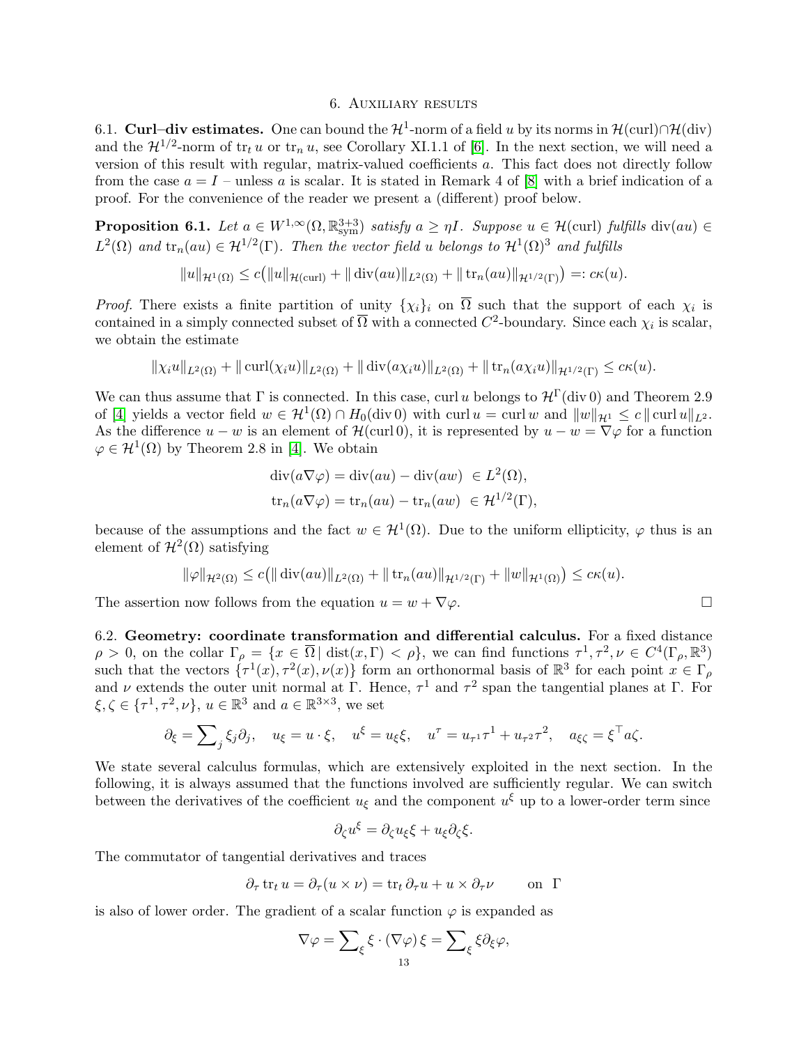# 6. Auxiliary results

**6.1. Curl–div estimates.** One can bound the $\mathcal{H}^1$-norm of a field $u$ by its norms in $\mathcal{H}(\mathrm{curl})\cap\mathcal{H}(\mathrm{div})$ and the $\mathcal{H}^{1/2}$-norm of $\mathrm{tr}_t\, u$ or $\mathrm{tr}_n\, u$, see Corollary XI.1.1 of [6]. In the next section, we will need a version of this result with regular, matrix-valued coefficients $a$. This fact does not directly follow from the case $a = I$ – unless $a$ is scalar. It is stated in Remark 4 of [8] with a brief indication of a proof. For the convenience of the reader we present a (different) proof below.

**Proposition 6.1.** *Let $a \in W^{1,\infty}(\Omega, \mathbb{R}^{3\times 3}_{\mathrm{sym}})$ satisfy $a \geq \eta I$. Suppose $u \in \mathcal{H}(\mathrm{curl})$ fulfills $\mathrm{div}(au) \in L^2(\Omega)$ and $\mathrm{tr}_n(au) \in \mathcal{H}^{1/2}(\Gamma)$. Then the vector field $u$ belongs to $\mathcal{H}^1(\Omega)^3$ and fulfills*

$$\|u\|_{\mathcal{H}^1(\Omega)} \leq c\big(\|u\|_{\mathcal{H}(\mathrm{curl})} + \|\,\mathrm{div}(au)\|_{L^2(\Omega)} + \|\,\mathrm{tr}_n(au)\|_{\mathcal{H}^{1/2}(\Gamma)}\big) =: c\kappa(u).$$

*Proof.* There exists a finite partition of unity $\{\chi_i\}_i$ on $\overline{\Omega}$ such that the support of each $\chi_i$ is contained in a simply connected subset of $\overline{\Omega}$ with a connected $C^2$-boundary. Since each $\chi_i$ is scalar, we obtain the estimate

$$\|\chi_i u\|_{L^2(\Omega)} + \|\,\mathrm{curl}(\chi_i u)\|_{L^2(\Omega)} + \|\,\mathrm{div}(a\chi_i u)\|_{L^2(\Omega)} + \|\,\mathrm{tr}_n(a\chi_i u)\|_{\mathcal{H}^{1/2}(\Gamma)} \leq c\kappa(u).$$

We can thus assume that $\Gamma$ is connected. In this case, $\mathrm{curl}\, u$ belongs to $\mathcal{H}^\Gamma(\mathrm{div}\, 0)$ and Theorem 2.9 of [4] yields a vector field $w \in \mathcal{H}^1(\Omega) \cap H_0(\mathrm{div}\, 0)$ with $\mathrm{curl}\, u = \mathrm{curl}\, w$ and $\|w\|_{\mathcal{H}^1} \leq c\,\|\,\mathrm{curl}\, u\|_{L^2}$. As the difference $u - w$ is an element of $\mathcal{H}(\mathrm{curl}\, 0)$, it is represented by $u - w = \nabla\varphi$ for a function $\varphi \in \mathcal{H}^1(\Omega)$ by Theorem 2.8 in [4]. We obtain

$$\begin{aligned}
\mathrm{div}(a\nabla\varphi) &= \mathrm{div}(au) - \mathrm{div}(aw) \ \in L^2(\Omega),\\
\mathrm{tr}_n(a\nabla\varphi) &= \mathrm{tr}_n(au) - \mathrm{tr}_n(aw) \ \in \mathcal{H}^{1/2}(\Gamma),
\end{aligned}$$

because of the assumptions and the fact $w \in \mathcal{H}^1(\Omega)$. Due to the uniform ellipticity, $\varphi$ thus is an element of $\mathcal{H}^2(\Omega)$ satisfying

$$\|\varphi\|_{\mathcal{H}^2(\Omega)} \leq c\big(\|\,\mathrm{div}(au)\|_{L^2(\Omega)} + \|\,\mathrm{tr}_n(au)\|_{\mathcal{H}^{1/2}(\Gamma)} + \|w\|_{\mathcal{H}^1(\Omega)}\big) \leq c\kappa(u).$$

The assertion now follows from the equation $u = w + \nabla\varphi$. $\square$

**6.2. Geometry: coordinate transformation and differential calculus.** For a fixed distance $\rho > 0$, on the collar $\Gamma_\rho = \{x \in \overline{\Omega} \,|\, \mathrm{dist}(x, \Gamma) < \rho\}$, we can find functions $\tau^1, \tau^2, \nu \in C^4(\Gamma_\rho, \mathbb{R}^3)$ such that the vectors $\{\tau^1(x), \tau^2(x), \nu(x)\}$ form an orthonormal basis of $\mathbb{R}^3$ for each point $x \in \Gamma_\rho$ and $\nu$ extends the outer unit normal at $\Gamma$. Hence, $\tau^1$ and $\tau^2$ span the tangential planes at $\Gamma$. For $\xi, \zeta \in \{\tau^1, \tau^2, \nu\}$, $u \in \mathbb{R}^3$ and $a \in \mathbb{R}^{3\times 3}$, we set

$$\partial_\xi = \sum\nolimits_j \xi_j \partial_j, \quad u_\xi = u \cdot \xi, \quad u^\xi = u_\xi \xi, \quad u^\tau = u_{\tau^1}\tau^1 + u_{\tau^2}\tau^2, \quad a_{\xi\zeta} = \xi^\top a \zeta.$$

We state several calculus formulas, which are extensively exploited in the next section. In the following, it is always assumed that the functions involved are sufficiently regular. We can switch between the derivatives of the coefficient $u_\xi$ and the component $u^\xi$ up to a lower-order term since

$$\partial_\zeta u^\xi = \partial_\zeta u_\xi \xi + u_\xi \partial_\zeta \xi.$$

The commutator of tangential derivatives and traces

$$\partial_\tau\, \mathrm{tr}_t\, u = \partial_\tau(u \times \nu) = \mathrm{tr}_t\, \partial_\tau u + u \times \partial_\tau \nu \qquad \text{on } \ \Gamma$$

is also of lower order. The gradient of a scalar function $\varphi$ is expanded as

$$\nabla\varphi = \sum\nolimits_\xi \xi \cdot (\nabla\varphi)\, \xi = \sum\nolimits_\xi \xi \partial_\xi \varphi,$$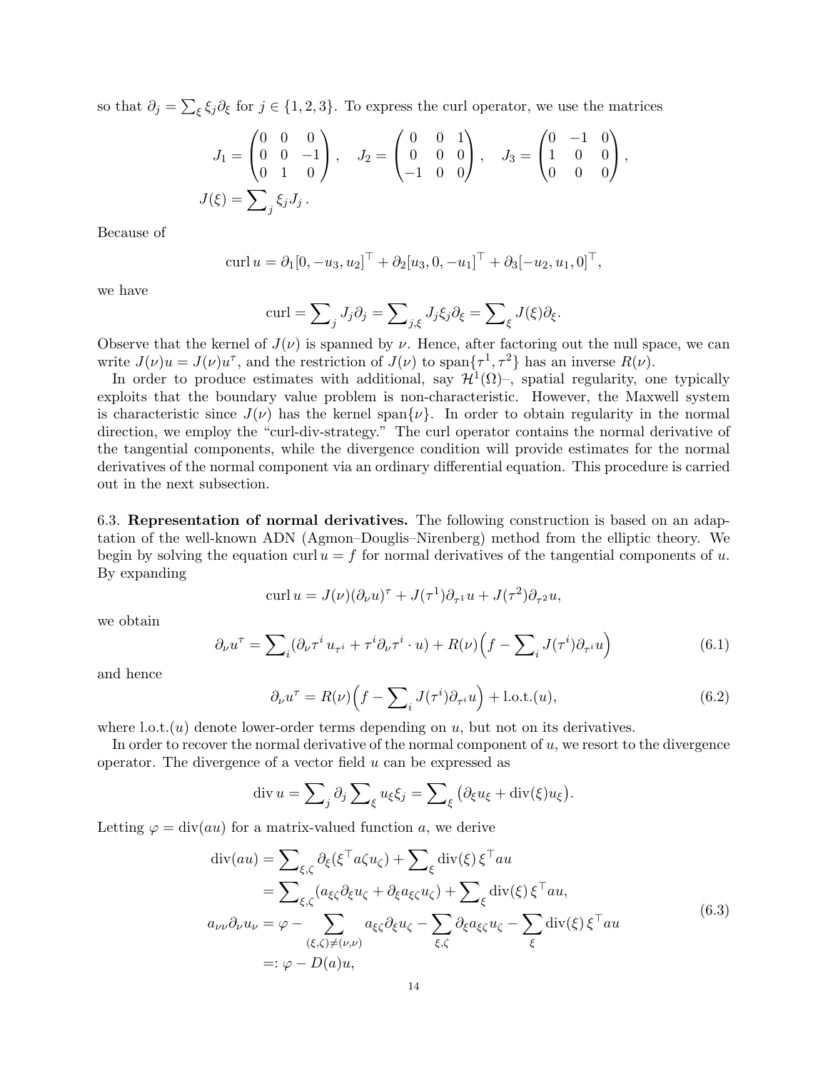so that $\partial_j = \sum_\xi \xi_j \partial_\xi$ for $j \in \{1,2,3\}$. To express the curl operator, we use the matrices

$$
\begin{aligned}
J_1 &= \begin{pmatrix} 0 & 0 & 0 \\ 0 & 0 & -1 \\ 0 & 1 & 0 \end{pmatrix}, \quad J_2 = \begin{pmatrix} 0 & 0 & 1 \\ 0 & 0 & 0 \\ -1 & 0 & 0 \end{pmatrix}, \quad J_3 = \begin{pmatrix} 0 & -1 & 0 \\ 1 & 0 & 0 \\ 0 & 0 & 0 \end{pmatrix}, \\
J(\xi) &= \sum\nolimits_j \xi_j J_j .
\end{aligned}
$$

Because of

$$
\operatorname{curl} u = \partial_1 [0, -u_3, u_2]^\top + \partial_2 [u_3, 0, -u_1]^\top + \partial_3 [-u_2, u_1, 0]^\top,
$$

we have

$$
\operatorname{curl} = \sum\nolimits_j J_j \partial_j = \sum\nolimits_{j,\xi} J_j \xi_j \partial_\xi = \sum\nolimits_\xi J(\xi) \partial_\xi.
$$

Observe that the kernel of $J(\nu)$ is spanned by $\nu$. Hence, after factoring out the null space, we can write $J(\nu)u = J(\nu)u^\tau$, and the restriction of $J(\nu)$ to $\operatorname{span}\{\tau^1, \tau^2\}$ has an inverse $R(\nu)$.

In order to produce estimates with additional, say $\mathcal{H}^1(\Omega)$–, spatial regularity, one typically exploits that the boundary value problem is non-characteristic. However, the Maxwell system is characteristic since $J(\nu)$ has the kernel $\operatorname{span}\{\nu\}$. In order to obtain regularity in the normal direction, we employ the "curl-div-strategy." The curl operator contains the normal derivative of the tangential components, while the divergence condition will provide estimates for the normal derivatives of the normal component via an ordinary differential equation. This procedure is carried out in the next subsection.

**6.3. Representation of normal derivatives.** The following construction is based on an adaptation of the well-known ADN (Agmon–Douglis–Nirenberg) method from the elliptic theory. We begin by solving the equation $\operatorname{curl} u = f$ for normal derivatives of the tangential components of $u$. By expanding

$$
\operatorname{curl} u = J(\nu)(\partial_\nu u)^\tau + J(\tau^1)\partial_{\tau^1} u + J(\tau^2)\partial_{\tau^2} u,
$$

we obtain

$$
\partial_\nu u^\tau = \sum\nolimits_i (\partial_\nu \tau^i \, u_{\tau^i} + \tau^i \partial_\nu \tau^i \cdot u) + R(\nu)\Big(f - \sum\nolimits_i J(\tau^i)\partial_{\tau^i} u\Big) \tag{6.1}
$$

and hence

$$
\partial_\nu u^\tau = R(\nu)\Big(f - \sum\nolimits_i J(\tau^i)\partial_{\tau^i} u\Big) + \text{l.o.t.}(u), \tag{6.2}
$$

where $\text{l.o.t.}(u)$ denote lower-order terms depending on $u$, but not on its derivatives.

In order to recover the normal derivative of the normal component of $u$, we resort to the divergence operator. The divergence of a vector field $u$ can be expressed as

$$
\operatorname{div} u = \sum\nolimits_j \partial_j \sum\nolimits_\xi u_\xi \xi_j = \sum\nolimits_\xi \big(\partial_\xi u_\xi + \operatorname{div}(\xi) u_\xi\big).
$$

Letting $\varphi = \operatorname{div}(au)$ for a matrix-valued function $a$, we derive

$$
\begin{aligned}
\operatorname{div}(au) &= \sum\nolimits_{\xi,\zeta} \partial_\xi (\xi^\top a \zeta u_\zeta) + \sum\nolimits_\xi \operatorname{div}(\xi)\, \xi^\top a u \\
&= \sum\nolimits_{\xi,\zeta} (a_{\xi\zeta} \partial_\xi u_\zeta + \partial_\xi a_{\xi\zeta} u_\zeta) + \sum\nolimits_\xi \operatorname{div}(\xi)\, \xi^\top a u, \\
a_{\nu\nu} \partial_\nu u_\nu &= \varphi - \sum_{(\xi,\zeta) \neq (\nu,\nu)} a_{\xi\zeta} \partial_\xi u_\zeta - \sum_{\xi,\zeta} \partial_\xi a_{\xi\zeta} u_\zeta - \sum_\xi \operatorname{div}(\xi)\, \xi^\top a u \\
&=: \varphi - D(a)u,
\end{aligned} \tag{6.3}
$$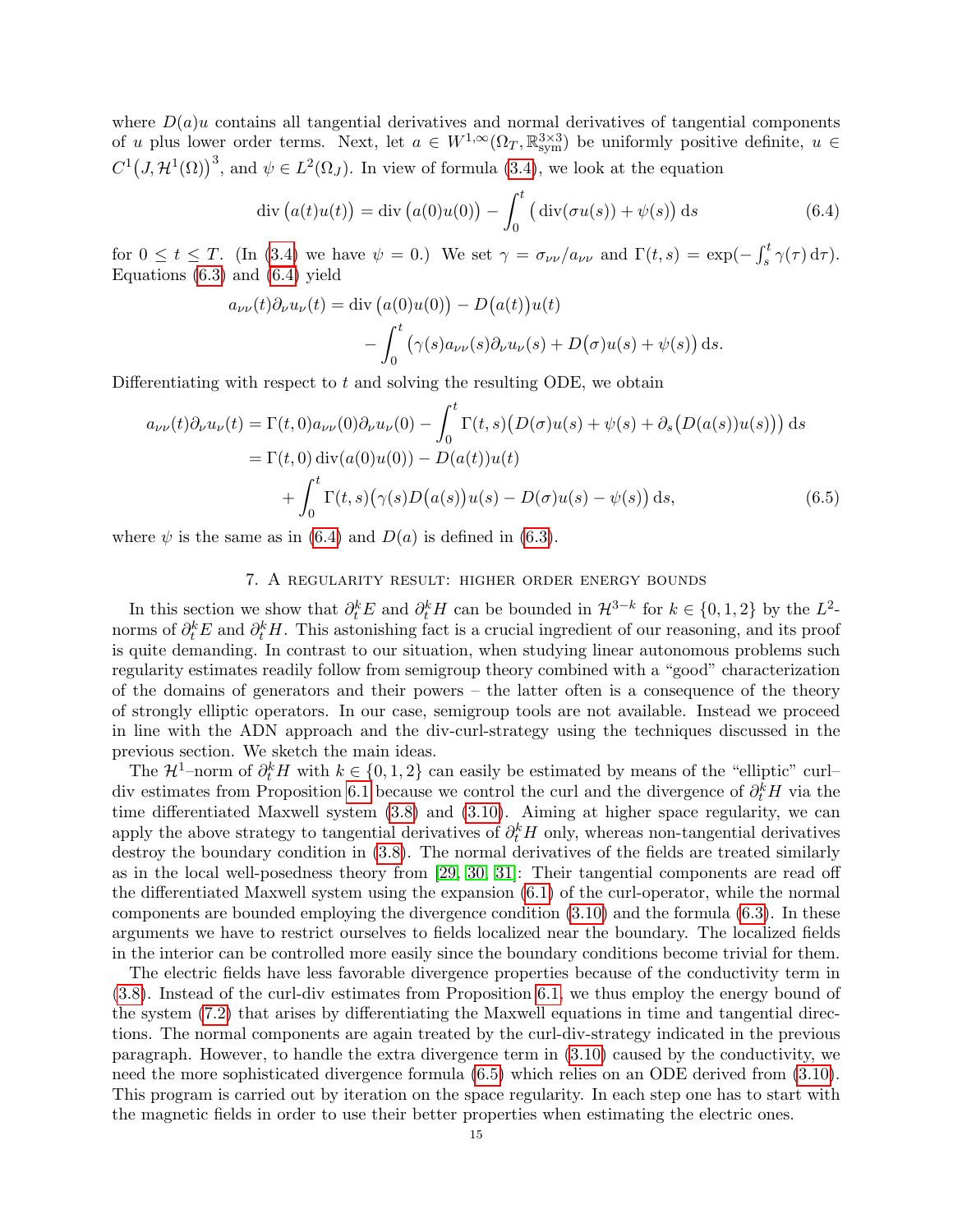where $D(a)u$ contains all tangential derivatives and normal derivatives of tangential components of $u$ plus lower order terms. Next, let $a \in W^{1,\infty}(\Omega_T, \mathbb{R}^{3\times 3}_{\mathrm{sym}})$ be uniformly positive definite, $u \in C^1\big(J, \mathcal{H}^1(\Omega)\big)^3$, and $\psi \in L^2(\Omega_J)$. In view of formula (3.4), we look at the equation

$$\operatorname{div}\big(a(t)u(t)\big) = \operatorname{div}\big(a(0)u(0)\big) - \int_0^t \big(\operatorname{div}(\sigma u(s)) + \psi(s)\big)\,\mathrm{d}s \tag{6.4}$$

for $0 \le t \le T$. (In (3.4) we have $\psi = 0$.) We set $\gamma = \sigma_{\nu\nu}/a_{\nu\nu}$ and $\Gamma(t,s) = \exp(-\int_s^t \gamma(\tau)\,\mathrm{d}\tau)$. Equations (6.3) and (6.4) yield

$$\begin{aligned} a_{\nu\nu}(t)\partial_\nu u_\nu(t) &= \operatorname{div}\big(a(0)u(0)\big) - D\big(a(t)\big)u(t) \\ &\qquad - \int_0^t \big(\gamma(s)a_{\nu\nu}(s)\partial_\nu u_\nu(s) + D\big(\sigma\big)u(s) + \psi(s)\big)\,\mathrm{d}s. \end{aligned}$$

Differentiating with respect to $t$ and solving the resulting ODE, we obtain

$$\begin{aligned} a_{\nu\nu}(t)\partial_\nu u_\nu(t) &= \Gamma(t,0)a_{\nu\nu}(0)\partial_\nu u_\nu(0) - \int_0^t \Gamma(t,s)\big(D(\sigma)u(s) + \psi(s) + \partial_s\big(D(a(s))u(s)\big)\big)\,\mathrm{d}s \\ &= \Gamma(t,0)\operatorname{div}(a(0)u(0)) - D(a(t))u(t) \\ &\qquad + \int_0^t \Gamma(t,s)\big(\gamma(s)D\big(a(s)\big)u(s) - D(\sigma)u(s) - \psi(s)\big)\,\mathrm{d}s, \end{aligned} \tag{6.5}$$

where $\psi$ is the same as in (6.4) and $D(a)$ is defined in (6.3).

## 7. A regularity result: higher order energy bounds

In this section we show that $\partial_t^k E$ and $\partial_t^k H$ can be bounded in $\mathcal{H}^{3-k}$ for $k \in \{0,1,2\}$ by the $L^2$-norms of $\partial_t^k E$ and $\partial_t^k H$. This astonishing fact is a crucial ingredient of our reasoning, and its proof is quite demanding. In contrast to our situation, when studying linear autonomous problems such regularity estimates readily follow from semigroup theory combined with a "good" characterization of the domains of generators and their powers – the latter often is a consequence of the theory of strongly elliptic operators. In our case, semigroup tools are not available. Instead we proceed in line with the ADN approach and the div-curl-strategy using the techniques discussed in the previous section. We sketch the main ideas.

The $\mathcal{H}^1$–norm of $\partial_t^k H$ with $k \in \{0,1,2\}$ can easily be estimated by means of the "elliptic" curl–div estimates from Proposition 6.1 because we control the curl and the divergence of $\partial_t^k H$ via the time differentiated Maxwell system (3.8) and (3.10). Aiming at higher space regularity, we can apply the above strategy to tangential derivatives of $\partial_t^k H$ only, whereas non-tangential derivatives destroy the boundary condition in (3.8). The normal derivatives of the fields are treated similarly as in the local well-posedness theory from [29, 30, 31]: Their tangential components are read off the differentiated Maxwell system using the expansion (6.1) of the curl-operator, while the normal components are bounded employing the divergence condition (3.10) and the formula (6.3). In these arguments we have to restrict ourselves to fields localized near the boundary. The localized fields in the interior can be controlled more easily since the boundary conditions become trivial for them.

The electric fields have less favorable divergence properties because of the conductivity term in (3.8). Instead of the curl-div estimates from Proposition 6.1, we thus employ the energy bound of the system (7.2) that arises by differentiating the Maxwell equations in time and tangential directions. The normal components are again treated by the curl-div-strategy indicated in the previous paragraph. However, to handle the extra divergence term in (3.10) caused by the conductivity, we need the more sophisticated divergence formula (6.5) which relies on an ODE derived from (3.10). This program is carried out by iteration on the space regularity. In each step one has to start with the magnetic fields in order to use their better properties when estimating the electric ones.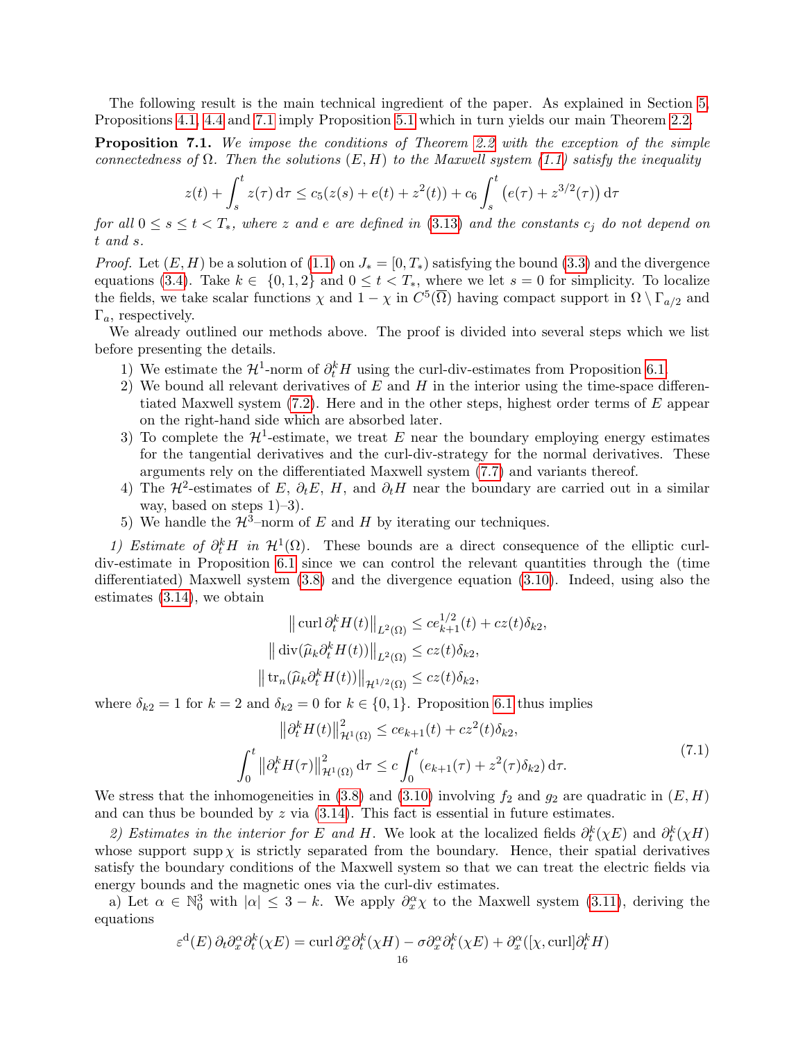The following result is the main technical ingredient of the paper. As explained in Section 5, Propositions 4.1, 4.4 and 7.1 imply Proposition 5.1 which in turn yields our main Theorem 2.2.

**Proposition 7.1.** *We impose the conditions of Theorem 2.2 with the exception of the simple connectedness of $\Omega$. Then the solutions $(E,H)$ to the Maxwell system (1.1) satisfy the inequality*

$$z(t) + \int_s^t z(\tau)\,\mathrm{d}\tau \le c_5(z(s) + e(t) + z^2(t)) + c_6 \int_s^t \big(e(\tau) + z^{3/2}(\tau)\big)\,\mathrm{d}\tau$$

*for all $0 \le s \le t < T_*$, where $z$ and $e$ are defined in (3.13) and the constants $c_j$ do not depend on $t$ and $s$.*

*Proof.* Let $(E,H)$ be a solution of (1.1) on $J_* = [0,T_*)$ satisfying the bound (3.3) and the divergence equations (3.4). Take $k \in \{0,1,2\}$ and $0 \le t < T_*$, where we let $s=0$ for simplicity. To localize the fields, we take scalar functions $\chi$ and $1-\chi$ in $C^5(\overline{\Omega})$ having compact support in $\Omega \setminus \Gamma_{a/2}$ and $\Gamma_a$, respectively.

We already outlined our methods above. The proof is divided into several steps which we list before presenting the details.

1) We estimate the $\mathcal{H}^1$-norm of $\partial_t^k H$ using the curl-div-estimates from Proposition 6.1.
2) We bound all relevant derivatives of $E$ and $H$ in the interior using the time-space differentiated Maxwell system (7.2). Here and in the other steps, highest order terms of $E$ appear on the right-hand side which are absorbed later.
3) To complete the $\mathcal{H}^1$-estimate, we treat $E$ near the boundary employing energy estimates for the tangential derivatives and the curl-div-strategy for the normal derivatives. These arguments rely on the differentiated Maxwell system (7.7) and variants thereof.
4) The $\mathcal{H}^2$-estimates of $E$, $\partial_t E$, $H$, and $\partial_t H$ near the boundary are carried out in a similar way, based on steps 1)–3).
5) We handle the $\mathcal{H}^3$–norm of $E$ and $H$ by iterating our techniques.

*1) Estimate of $\partial_t^k H$ in $\mathcal{H}^1(\Omega)$.* These bounds are a direct consequence of the elliptic curl-div-estimate in Proposition 6.1 since we can control the relevant quantities through the (time differentiated) Maxwell system (3.8) and the divergence equation (3.10). Indeed, using also the estimates (3.14), we obtain

$$\big\| \operatorname{curl} \partial_t^k H(t)\big\|_{L^2(\Omega)} \le c e_{k+1}^{1/2}(t) + c z(t)\delta_{k2},$$
$$\big\| \operatorname{div}(\widehat{\mu}_k \partial_t^k H(t))\big\|_{L^2(\Omega)} \le c z(t)\delta_{k2},$$
$$\big\| \operatorname{tr}_n(\widehat{\mu}_k \partial_t^k H(t))\big\|_{\mathcal{H}^{1/2}(\Omega)} \le c z(t)\delta_{k2},$$

where $\delta_{k2} = 1$ for $k=2$ and $\delta_{k2}=0$ for $k \in \{0,1\}$. Proposition 6.1 thus implies

$$\begin{aligned}
\big\|\partial_t^k H(t)\big\|_{\mathcal{H}^1(\Omega)}^2 &\le c e_{k+1}(t) + c z^2(t)\delta_{k2},\\
\int_0^t \big\|\partial_t^k H(\tau)\big\|_{\mathcal{H}^1(\Omega)}^2 \,\mathrm{d}\tau &\le c\int_0^t (e_{k+1}(\tau) + z^2(\tau)\delta_{k2})\,\mathrm{d}\tau.
\end{aligned} \tag{7.1}$$

We stress that the inhomogeneities in (3.8) and (3.10) involving $f_2$ and $g_2$ are quadratic in $(E,H)$ and can thus be bounded by $z$ via (3.14). This fact is essential in future estimates.

*2) Estimates in the interior for $E$ and $H$.* We look at the localized fields $\partial_t^k(\chi E)$ and $\partial_t^k(\chi H)$ whose support $\operatorname{supp}\chi$ is strictly separated from the boundary. Hence, their spatial derivatives satisfy the boundary conditions of the Maxwell system so that we can treat the electric fields via energy bounds and the magnetic ones via the curl-div estimates.

a) Let $\alpha \in \mathbb{N}_0^3$ with $|\alpha| \le 3-k$. We apply $\partial_x^\alpha \chi$ to the Maxwell system (3.11), deriving the equations

$$\varepsilon^{\mathrm{d}}(E)\,\partial_t \partial_x^\alpha \partial_t^k(\chi E) = \operatorname{curl} \partial_x^\alpha \partial_t^k(\chi H) - \sigma \partial_x^\alpha \partial_t^k(\chi E) + \partial_x^\alpha([\chi, \operatorname{curl}]\partial_t^k H)$$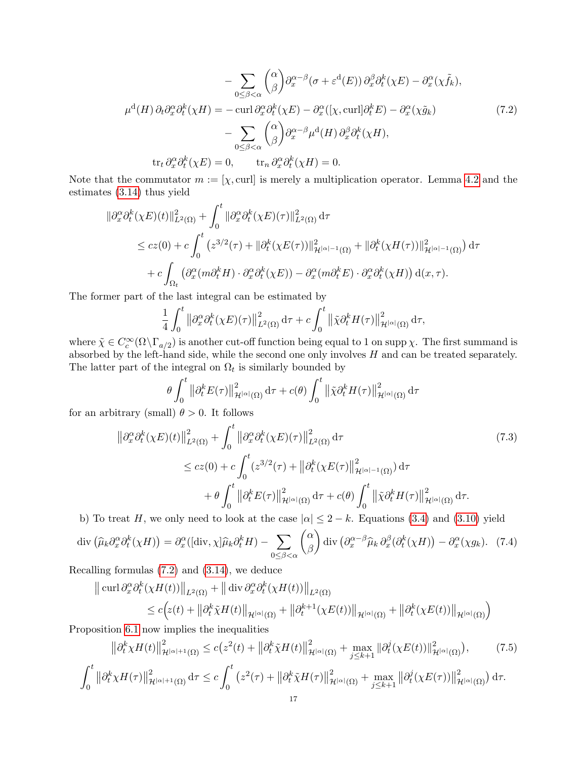$$
\begin{aligned}
&\qquad - \sum_{0\le\beta<\alpha} \binom{\alpha}{\beta} \partial_x^{\alpha-\beta}(\sigma+\varepsilon^{\mathrm{d}}(E))\, \partial_x^\beta \partial_t^k(\chi E) - \partial_x^\alpha(\chi \tilde f_k),\\
\mu^{\mathrm{d}}(H)\,\partial_t \partial_x^\alpha \partial_t^k(\chi H) &= -\operatorname{curl} \partial_x^\alpha \partial_t^k(\chi E) - \partial_x^\alpha([\chi,\operatorname{curl}]\partial_t^k E) - \partial_x^\alpha(\chi \tilde g_k) \qquad (7.2)\\
&\qquad - \sum_{0\le\beta<\alpha} \binom{\alpha}{\beta} \partial_x^{\alpha-\beta} \mu^{\mathrm{d}}(H)\, \partial_x^\beta \partial_t^k(\chi H),\\
\operatorname{tr}_t \partial_x^\alpha \partial_t^k(\chi E) &= 0, \qquad \operatorname{tr}_n \partial_x^\alpha \partial_t^k(\chi H) = 0.
\end{aligned}
$$

Note that the commutator $m := [\chi, \operatorname{curl}]$ is merely a multiplication operator. Lemma 4.2 and the estimates (3.14) thus yield

$$
\begin{aligned}
&\|\partial_x^\alpha \partial_t^k(\chi E)(t)\|_{L^2(\Omega)}^2 + \int_0^t \|\partial_x^\alpha \partial_t^k(\chi E)(\tau)\|_{L^2(\Omega)}^2 \,\mathrm{d}\tau\\
&\quad \le c z(0) + c\int_0^t \big(z^{3/2}(\tau) + \|\partial_t^k(\chi E(\tau))\|_{\mathcal{H}^{|\alpha|-1}(\Omega)}^2 + \|\partial_t^k(\chi H(\tau))\|_{\mathcal{H}^{|\alpha|-1}(\Omega)}^2\big)\,\mathrm{d}\tau\\
&\qquad + c\int_{\Omega_t} \big(\partial_x^\alpha(m\partial_t^k H)\cdot \partial_x^\alpha \partial_t^k(\chi E)) - \partial_x^\alpha(m\partial_t^k E)\cdot \partial_x^\alpha\partial_t^k(\chi H)\big)\,\mathrm{d}(x,\tau).
\end{aligned}
$$

The former part of the last integral can be estimated by

$$
\frac14 \int_0^t \big\|\partial_x^\alpha \partial_t^k(\chi E)(\tau)\big\|_{L^2(\Omega)}^2 \,\mathrm{d}\tau + c\int_0^t \big\|\tilde\chi \partial_t^k H(\tau)\big\|_{\mathcal{H}^{|\alpha|}(\Omega)}^2 \,\mathrm{d}\tau,
$$

where $\tilde\chi \in C_c^\infty(\Omega\backslash\Gamma_{a/2})$ is another cut-off function being equal to 1 on $\operatorname{supp}\chi$. The first summand is absorbed by the left-hand side, while the second one only involves $H$ and can be treated separately. The latter part of the integral on $\Omega_t$ is similarly bounded by

$$
\theta \int_0^t \big\|\partial_t^k E(\tau)\big\|_{\mathcal{H}^{|\alpha|}(\Omega)}^2 \,\mathrm{d}\tau + c(\theta)\int_0^t \big\|\tilde\chi \partial_t^k H(\tau)\big\|_{\mathcal{H}^{|\alpha|}(\Omega)}^2 \,\mathrm{d}\tau
$$

for an arbitrary (small) $\theta > 0$. It follows

$$
\begin{aligned}
&\big\|\partial_x^\alpha \partial_t^k(\chi E)(t)\big\|_{L^2(\Omega)}^2 + \int_0^t \big\|\partial_x^\alpha \partial_t^k(\chi E)(\tau)\big\|_{L^2(\Omega)}^2 \,\mathrm{d}\tau \qquad (7.3)\\
&\quad \le c z(0) + c\int_0^t \big(z^{3/2}(\tau) + \big\|\partial_t^k(\chi E(\tau)\big\|_{\mathcal{H}^{|\alpha|-1}(\Omega)}^2\big)\,\mathrm{d}\tau\\
&\qquad + \theta\int_0^t \big\|\partial_t^k E(\tau)\big\|_{\mathcal{H}^{|\alpha|}(\Omega)}^2\,\mathrm{d}\tau + c(\theta)\int_0^t \big\|\tilde\chi \partial_t^k H(\tau)\big\|_{\mathcal{H}^{|\alpha|}(\Omega)}^2\,\mathrm{d}\tau.
\end{aligned}
$$

b) To treat $H$, we only need to look at the case $|\alpha| \le 2-k$. Equations (3.4) and (3.10) yield

$$
\operatorname{div}\big(\widehat\mu_k \partial_x^\alpha \partial_t^k(\chi H)\big) = \partial_x^\alpha([\operatorname{div},\chi]\widehat\mu_k \partial_t^k H) - \sum_{0\le\beta<\alpha}\binom{\alpha}{\beta}\operatorname{div}\big(\partial_x^{\alpha-\beta}\widehat\mu_k\,\partial_x^\beta(\partial_t^k(\chi H)\big) - \partial_x^\alpha(\chi g_k). \quad (7.4)
$$

Recalling formulas (7.2) and (3.14), we deduce

$$
\begin{aligned}
&\big\|\operatorname{curl} \partial_x^\alpha \partial_t^k(\chi H(t))\big\|_{L^2(\Omega)} + \big\|\operatorname{div} \partial_x^\alpha \partial_t^k(\chi H(t))\big\|_{L^2(\Omega)}\\
&\quad \le c\Big(z(t) + \big\|\partial_t^k \tilde\chi H(t)\big\|_{\mathcal{H}^{|\alpha|}(\Omega)} + \big\|\partial_t^{k+1}(\chi E(t))\big\|_{\mathcal{H}^{|\alpha|}(\Omega)} + \big\|\partial_t^k(\chi E(t))\big\|_{\mathcal{H}^{|\alpha|}(\Omega)}\Big)
\end{aligned}
$$

Proposition 6.1 now implies the inequalities

$$
\begin{aligned}
\big\|\partial_t^k \chi H(t)\big\|_{\mathcal{H}^{|\alpha|+1}(\Omega)}^2 &\le c\big(z^2(t) + \big\|\partial_t^k \tilde\chi H(t)\big\|_{\mathcal{H}^{|\alpha|}(\Omega)}^2 + \max_{j\le k+1}\|\partial_t^j(\chi E(t))\|_{\mathcal{H}^{|\alpha|}(\Omega)}^2\big), \qquad (7.5)\\
\int_0^t \big\|\partial_t^k \chi H(\tau)\big\|_{\mathcal{H}^{|\alpha|+1}(\Omega)}^2\,\mathrm{d}\tau &\le c\int_0^t \big(z^2(\tau) + \big\|\partial_t^k \tilde\chi H(\tau)\big\|_{\mathcal{H}^{|\alpha|}(\Omega)}^2 + \max_{j\le k+1}\big\|\partial_t^j(\chi E(\tau))\big\|_{\mathcal{H}^{|\alpha|}(\Omega)}^2\big)\,\mathrm{d}\tau.
\end{aligned}
$$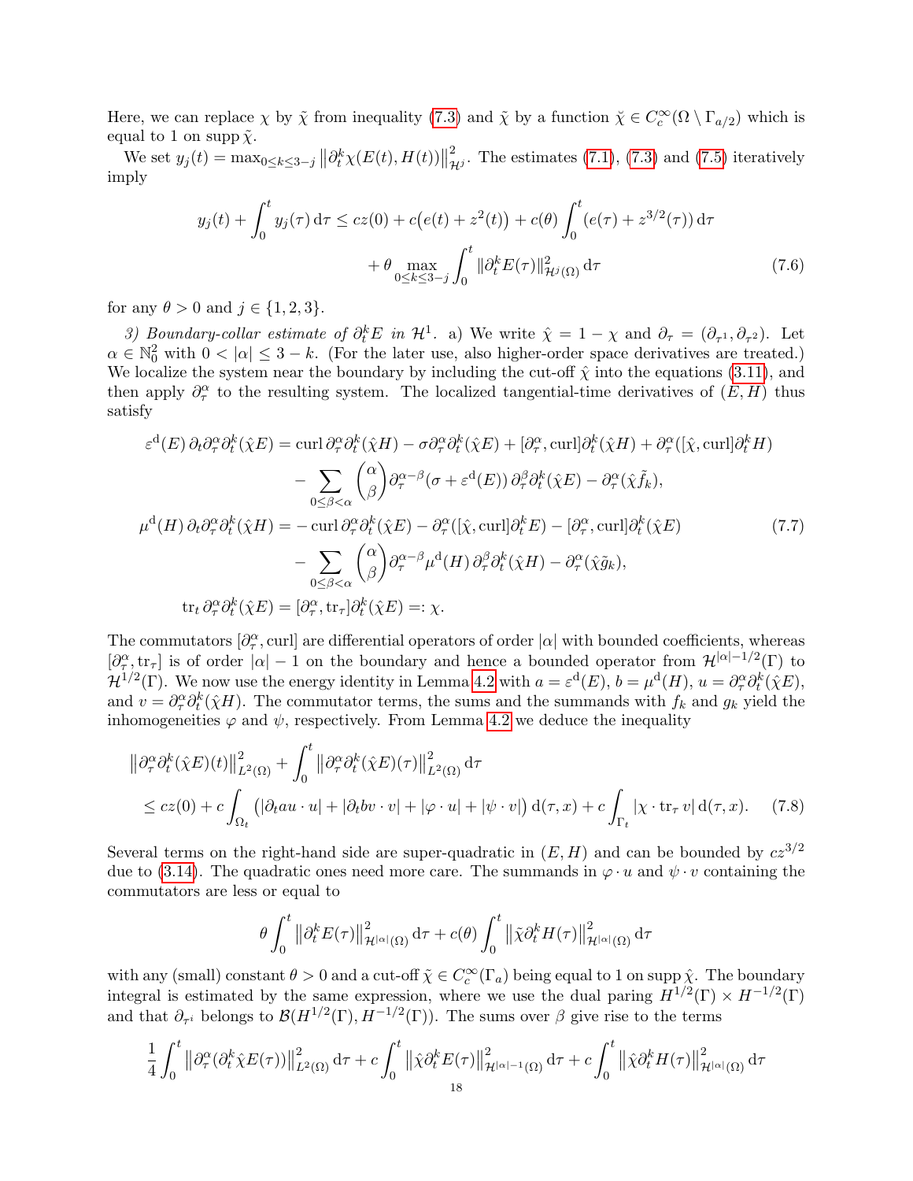Here, we can replace $\chi$ by $\tilde{\chi}$ from inequality (7.3) and $\tilde{\chi}$ by a function $\breve{\chi} \in C_c^\infty(\Omega \setminus \Gamma_{a/2})$ which is equal to 1 on supp $\tilde{\chi}$.

We set $y_j(t) = \max_{0\le k\le 3-j} \left\| \partial_t^k \chi(E(t), H(t)) \right\|^2_{\mathcal{H}^j}$. The estimates (7.1), (7.3) and (7.5) iteratively imply

$$
\begin{aligned}
y_j(t) + \int_0^t y_j(\tau)\,\mathrm{d}\tau \le cz(0) + c\big(e(t) + z^2(t)\big) + c(\theta)\int_0^t (e(\tau) + z^{3/2}(\tau))\,\mathrm{d}\tau \\
+ \theta \max_{0\le k\le 3-j} \int_0^t \|\partial_t^k E(\tau)\|^2_{\mathcal{H}^j(\Omega)}\,\mathrm{d}\tau \qquad (7.6)
\end{aligned}
$$

for any $\theta > 0$ and $j \in \{1,2,3\}$.

*3) Boundary-collar estimate of $\partial_t^k E$ in $\mathcal{H}^1$.* a) We write $\hat{\chi} = 1 - \chi$ and $\partial_\tau = (\partial_{\tau^1}, \partial_{\tau^2})$. Let $\alpha \in \mathbb{N}_0^2$ with $0 < |\alpha| \le 3 - k$. (For the later use, also higher-order space derivatives are treated.) We localize the system near the boundary by including the cut-off $\hat{\chi}$ into the equations (3.11), and then apply $\partial_\tau^\alpha$ to the resulting system. The localized tangential-time derivatives of $(E, H)$ thus satisfy

$$
\begin{aligned}
\varepsilon^{\mathrm{d}}(E)\,\partial_t \partial_\tau^\alpha \partial_t^k(\hat{\chi}E) &= \operatorname{curl} \partial_\tau^\alpha \partial_t^k(\hat{\chi}H) - \sigma \partial_\tau^\alpha \partial_t^k(\hat{\chi}E) + [\partial_\tau^\alpha, \operatorname{curl}]\partial_t^k(\hat{\chi}H) + \partial_\tau^\alpha([\hat{\chi}, \operatorname{curl}]\partial_t^k H) \\
&\quad - \sum_{0\le\beta<\alpha} \binom{\alpha}{\beta} \partial_\tau^{\alpha-\beta}(\sigma + \varepsilon^{\mathrm{d}}(E))\,\partial_\tau^\beta \partial_t^k(\hat{\chi}E) - \partial_\tau^\alpha(\hat{\chi}\tilde{f}_k), \\
\mu^{\mathrm{d}}(H)\,\partial_t \partial_\tau^\alpha \partial_t^k(\hat{\chi}H) &= -\operatorname{curl} \partial_\tau^\alpha \partial_t^k(\hat{\chi}E) - \partial_\tau^\alpha([\hat{\chi}, \operatorname{curl}]\partial_t^k E) - [\partial_\tau^\alpha, \operatorname{curl}]\partial_t^k(\hat{\chi}E) \qquad (7.7) \\
&\quad - \sum_{0\le\beta<\alpha} \binom{\alpha}{\beta} \partial_\tau^{\alpha-\beta}\mu^{\mathrm{d}}(H)\,\partial_\tau^\beta \partial_t^k(\hat{\chi}H) - \partial_\tau^\alpha(\hat{\chi}\tilde{g}_k), \\
\operatorname{tr}_t \partial_\tau^\alpha \partial_t^k(\hat{\chi}E) &= [\partial_\tau^\alpha, \operatorname{tr}_\tau]\partial_t^k(\hat{\chi}E) =: \chi.
\end{aligned}
$$

The commutators $[\partial_\tau^\alpha, \operatorname{curl}]$ are differential operators of order $|\alpha|$ with bounded coefficients, whereas $[\partial_\tau^\alpha, \operatorname{tr}_\tau]$ is of order $|\alpha| - 1$ on the boundary and hence a bounded operator from $\mathcal{H}^{|\alpha|-1/2}(\Gamma)$ to $\mathcal{H}^{1/2}(\Gamma)$. We now use the energy identity in Lemma 4.2 with $a = \varepsilon^{\mathrm{d}}(E)$, $b = \mu^{\mathrm{d}}(H)$, $u = \partial_\tau^\alpha \partial_t^k(\hat{\chi}E)$, and $v = \partial_\tau^\alpha \partial_t^k(\hat{\chi}H)$. The commutator terms, the sums and the summands with $f_k$ and $g_k$ yield the inhomogeneities $\varphi$ and $\psi$, respectively. From Lemma 4.2 we deduce the inequality

$$
\begin{aligned}
&\left\|\partial_\tau^\alpha \partial_t^k(\hat{\chi}E)(t)\right\|^2_{L^2(\Omega)} + \int_0^t \left\|\partial_\tau^\alpha \partial_t^k(\hat{\chi}E)(\tau)\right\|^2_{L^2(\Omega)}\,\mathrm{d}\tau \\
&\quad \le cz(0) + c\int_{\Omega_t} \big(|\partial_t a u \cdot u| + |\partial_t b v \cdot v| + |\varphi \cdot u| + |\psi \cdot v|\big)\,\mathrm{d}(\tau, x) + c\int_{\Gamma_t} |\chi \cdot \operatorname{tr}_\tau v|\,\mathrm{d}(\tau, x). \qquad (7.8)
\end{aligned}
$$

Several terms on the right-hand side are super-quadratic in $(E, H)$ and can be bounded by $cz^{3/2}$ due to (3.14). The quadratic ones need more care. The summands in $\varphi \cdot u$ and $\psi \cdot v$ containing the commutators are less or equal to

$$
\theta \int_0^t \left\|\partial_t^k E(\tau)\right\|^2_{\mathcal{H}^{|\alpha|}(\Omega)}\,\mathrm{d}\tau + c(\theta)\int_0^t \left\|\tilde{\chi}\partial_t^k H(\tau)\right\|^2_{\mathcal{H}^{|\alpha|}(\Omega)}\,\mathrm{d}\tau
$$

with any (small) constant $\theta > 0$ and a cut-off $\tilde{\chi} \in C_c^\infty(\Gamma_a)$ being equal to 1 on supp $\hat{\chi}$. The boundary integral is estimated by the same expression, where we use the dual paring $H^{1/2}(\Gamma) \times H^{-1/2}(\Gamma)$ and that $\partial_{\tau^i}$ belongs to $\mathcal{B}(H^{1/2}(\Gamma), H^{-1/2}(\Gamma))$. The sums over $\beta$ give rise to the terms

$$
\frac{1}{4}\int_0^t \left\|\partial_\tau^\alpha(\partial_t^k \hat{\chi}E(\tau))\right\|^2_{L^2(\Omega)}\,\mathrm{d}\tau + c\int_0^t \left\|\hat{\chi}\partial_t^k E(\tau)\right\|^2_{\mathcal{H}^{|\alpha|-1}(\Omega)}\,\mathrm{d}\tau + c\int_0^t \left\|\hat{\chi}\partial_t^k H(\tau)\right\|^2_{\mathcal{H}^{|\alpha|}(\Omega)}\,\mathrm{d}\tau
$$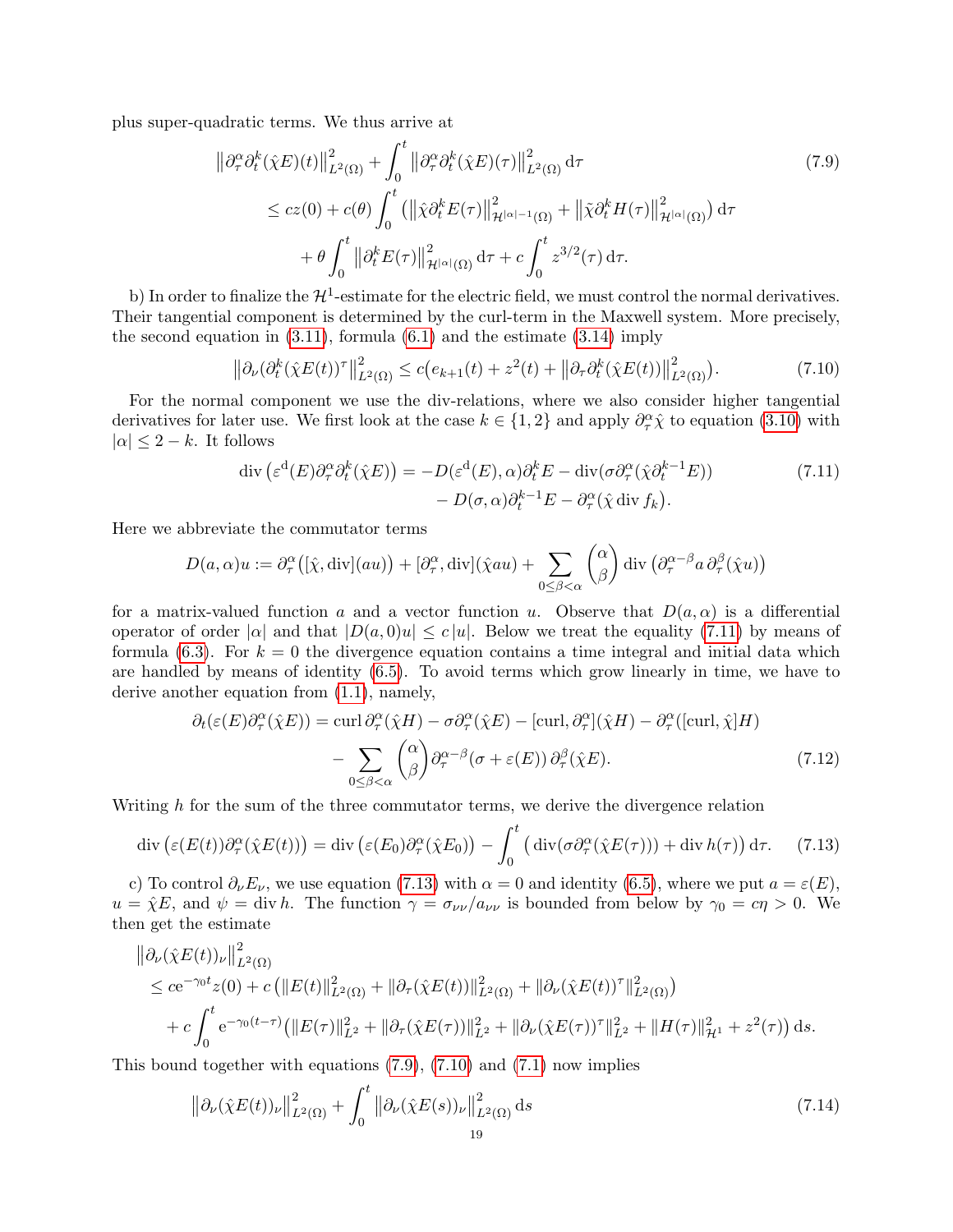plus super-quadratic terms. We thus arrive at

$$
\begin{aligned}
\big\|\partial_\tau^\alpha\partial_t^k(\hat\chi E)(t)\big\|_{L^2(\Omega)}^2 &+ \int_0^t \big\|\partial_\tau^\alpha\partial_t^k(\hat\chi E)(\tau)\big\|_{L^2(\Omega)}^2\,\mathrm{d}\tau \qquad (7.9)\\
&\le cz(0) + c(\theta)\int_0^t \big(\big\|\hat\chi\partial_t^k E(\tau)\big\|_{\mathcal{H}^{|\alpha|-1}(\Omega)}^2 + \big\|\tilde\chi\partial_t^k H(\tau)\big\|_{\mathcal{H}^{|\alpha|}(\Omega)}^2\big)\,\mathrm{d}\tau\\
&\quad + \theta\int_0^t \big\|\partial_t^k E(\tau)\big\|_{\mathcal{H}^{|\alpha|}(\Omega)}^2\,\mathrm{d}\tau + c\int_0^t z^{3/2}(\tau)\,\mathrm{d}\tau.
\end{aligned}
$$

b) In order to finalize the $\mathcal{H}^1$-estimate for the electric field, we must control the normal derivatives. Their tangential component is determined by the curl-term in the Maxwell system. More precisely, the second equation in (3.11), formula (6.1) and the estimate (3.14) imply

$$
\big\|\partial_\nu(\partial_t^k(\hat\chi E(t))^\tau\big\|_{L^2(\Omega)}^2 \le c\big(e_{k+1}(t) + z^2(t) + \big\|\partial_\tau\partial_t^k(\hat\chi E(t))\big\|_{L^2(\Omega)}^2\big). \qquad (7.10)
$$

For the normal component we use the div-relations, where we also consider higher tangential derivatives for later use. We first look at the case $k\in\{1,2\}$ and apply $\partial_\tau^\alpha\hat\chi$ to equation (3.10) with $|\alpha|\le 2-k$. It follows

$$
\begin{aligned}
\operatorname{div}\big(\varepsilon^{\mathrm{d}}(E)\partial_\tau^\alpha\partial_t^k(\hat\chi E)\big) &= -D(\varepsilon^{\mathrm{d}}(E),\alpha)\partial_t^k E - \operatorname{div}(\sigma\partial_\tau^\alpha(\hat\chi\partial_t^{k-1}E)) \qquad (7.11)\\
&\quad - D(\sigma,\alpha)\partial_t^{k-1}E - \partial_\tau^\alpha(\hat\chi\operatorname{div} f_k).
\end{aligned}
$$

Here we abbreviate the commutator terms

$$
D(a,\alpha)u := \partial_\tau^\alpha\big([\hat\chi,\operatorname{div}](au)\big) + [\partial_\tau^\alpha,\operatorname{div}](\hat\chi au) + \sum_{0\le\beta<\alpha}\binom{\alpha}{\beta}\operatorname{div}\big(\partial_\tau^{\alpha-\beta}a\,\partial_\tau^\beta(\hat\chi u)\big)
$$

for a matrix-valued function $a$ and a vector function $u$. Observe that $D(a,\alpha)$ is a differential operator of order $|\alpha|$ and that $|D(a,0)u|\le c\,|u|$. Below we treat the equality (7.11) by means of formula (6.3). For $k=0$ the divergence equation contains a time integral and initial data which are handled by means of identity (6.5). To avoid terms which grow linearly in time, we have to derive another equation from (1.1), namely,

$$
\begin{aligned}
\partial_t(\varepsilon(E)\partial_\tau^\alpha(\hat\chi E)) &= \operatorname{curl}\partial_\tau^\alpha(\hat\chi H) - \sigma\partial_\tau^\alpha(\hat\chi E) - [\operatorname{curl},\partial_\tau^\alpha](\hat\chi H) - \partial_\tau^\alpha([\operatorname{curl},\hat\chi]H)\\
&\quad - \sum_{0\le\beta<\alpha}\binom{\alpha}{\beta}\partial_\tau^{\alpha-\beta}(\sigma+\varepsilon(E))\,\partial_\tau^\beta(\hat\chi E). \qquad (7.12)
\end{aligned}
$$

Writing $h$ for the sum of the three commutator terms, we derive the divergence relation

$$
\operatorname{div}\big(\varepsilon(E(t))\partial_\tau^\alpha(\hat\chi E(t))\big) = \operatorname{div}\big(\varepsilon(E_0)\partial_\tau^\alpha(\hat\chi E_0)\big) - \int_0^t \big(\operatorname{div}(\sigma\partial_\tau^\alpha(\hat\chi E(\tau))) + \operatorname{div} h(\tau)\big)\,\mathrm{d}\tau. \qquad (7.13)
$$

c) To control $\partial_\nu E_\nu$, we use equation (7.13) with $\alpha=0$ and identity (6.5), where we put $a=\varepsilon(E)$, $u=\hat\chi E$, and $\psi=\operatorname{div} h$. The function $\gamma=\sigma_{\nu\nu}/a_{\nu\nu}$ is bounded from below by $\gamma_0=c\eta>0$. We then get the estimate

$$
\begin{aligned}
&\big\|\partial_\nu(\hat\chi E(t))_\nu\big\|_{L^2(\Omega)}^2\\
&\le c\mathrm{e}^{-\gamma_0 t}z(0) + c\left(\|E(t)\|_{L^2(\Omega)}^2 + \|\partial_\tau(\hat\chi E(t))\|_{L^2(\Omega)}^2 + \|\partial_\nu(\hat\chi E(t))^\tau\|_{L^2(\Omega)}^2\right)\\
&\quad + c\int_0^t \mathrm{e}^{-\gamma_0(t-\tau)}\big(\|E(\tau)\|_{L^2}^2 + \|\partial_\tau(\hat\chi E(\tau))\|_{L^2}^2 + \|\partial_\nu(\hat\chi E(\tau))^\tau\|_{L^2}^2 + \|H(\tau)\|_{\mathcal{H}^1}^2 + z^2(\tau)\big)\,\mathrm{d}s.
\end{aligned}
$$

This bound together with equations (7.9), (7.10) and (7.1) now implies

$$
\big\|\partial_\nu(\hat\chi E(t))_\nu\big\|_{L^2(\Omega)}^2 + \int_0^t \big\|\partial_\nu(\hat\chi E(s))_\nu\big\|_{L^2(\Omega)}^2\,\mathrm{d}s \qquad (7.14)
$$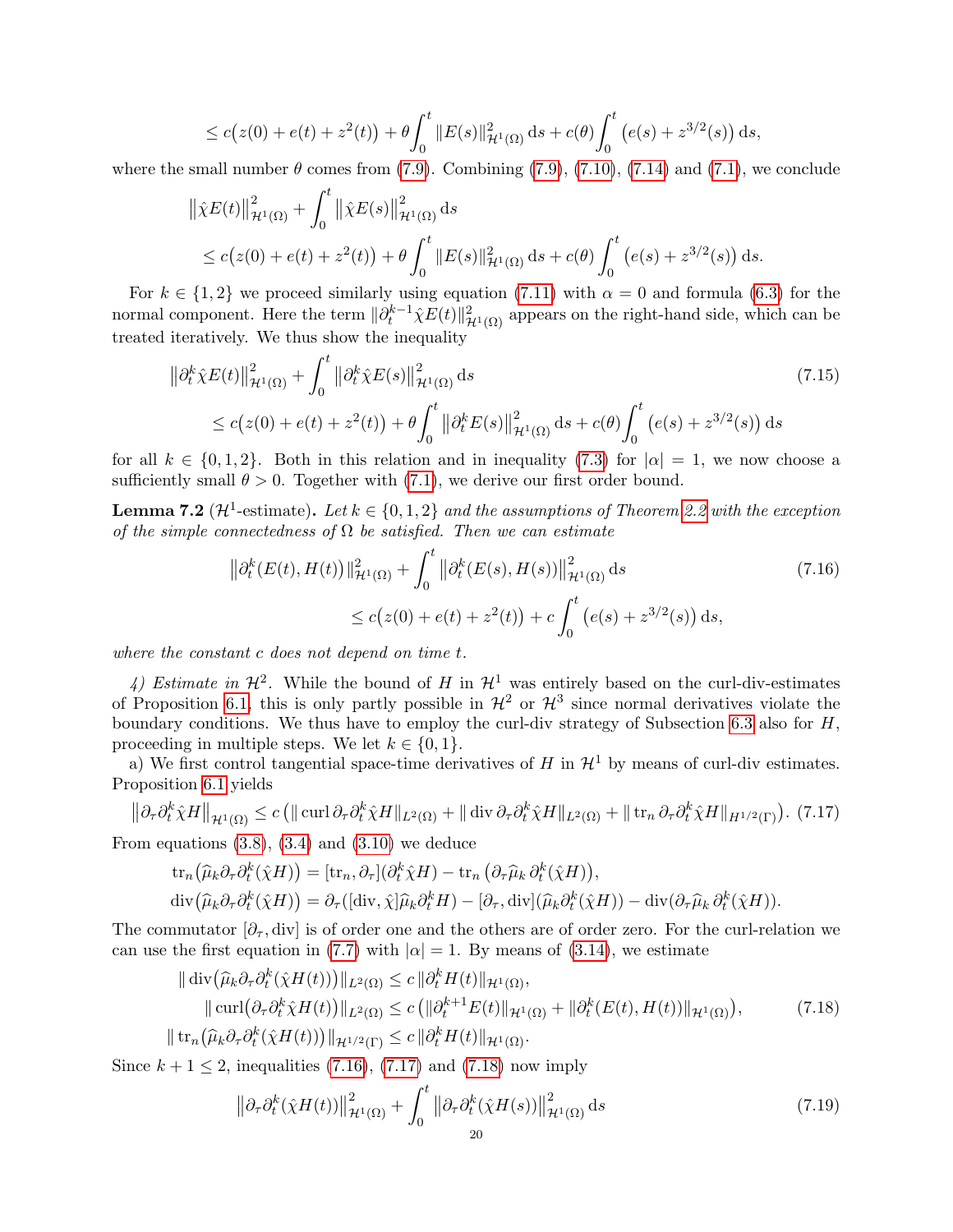$$\leq c\big(z(0) + e(t) + z^2(t)\big) + \theta\int_0^t \|E(s)\|^2_{\mathcal{H}^1(\Omega)}\,\mathrm{d}s + c(\theta)\int_0^t \big(e(s) + z^{3/2}(s)\big)\,\mathrm{d}s,$$

where the small number $\theta$ comes from (7.9). Combining (7.9), (7.10), (7.14) and (7.1), we conclude

$$\begin{aligned}
&\big\|\hat{\chi}E(t)\big\|^2_{\mathcal{H}^1(\Omega)} + \int_0^t \big\|\hat{\chi}E(s)\big\|^2_{\mathcal{H}^1(\Omega)}\,\mathrm{d}s \\
&\quad\leq c\big(z(0) + e(t) + z^2(t)\big) + \theta\int_0^t \|E(s)\|^2_{\mathcal{H}^1(\Omega)}\,\mathrm{d}s + c(\theta)\int_0^t \big(e(s) + z^{3/2}(s)\big)\,\mathrm{d}s.
\end{aligned}$$

For $k \in \{1,2\}$ we proceed similarly using equation (7.11) with $\alpha = 0$ and formula (6.3) for the normal component. Here the term $\|\partial_t^{k-1}\hat{\chi}E(t)\|^2_{\mathcal{H}^1(\Omega)}$ appears on the right-hand side, which can be treated iteratively. We thus show the inequality

$$\begin{aligned}
&\big\|\partial_t^k\hat{\chi}E(t)\big\|^2_{\mathcal{H}^1(\Omega)} + \int_0^t \big\|\partial_t^k\hat{\chi}E(s)\big\|^2_{\mathcal{H}^1(\Omega)}\,\mathrm{d}s \qquad (7.15)\\
&\quad\leq c\big(z(0) + e(t) + z^2(t)\big) + \theta\int_0^t \big\|\partial_t^k E(s)\big\|^2_{\mathcal{H}^1(\Omega)}\,\mathrm{d}s + c(\theta)\int_0^t \big(e(s) + z^{3/2}(s)\big)\,\mathrm{d}s
\end{aligned}$$

for all $k \in \{0,1,2\}$. Both in this relation and in inequality (7.3) for $|\alpha| = 1$, we now choose a sufficiently small $\theta > 0$. Together with (7.1), we derive our first order bound.

**Lemma 7.2** ($\mathcal{H}^1$-estimate)**.** *Let $k \in \{0,1,2\}$ and the assumptions of Theorem 2.2 with the exception of the simple connectedness of $\Omega$ be satisfied. Then we can estimate*

$$\begin{aligned}
&\big\|\partial_t^k(E(t),H(t))\|^2_{\mathcal{H}^1(\Omega)} + \int_0^t \big\|\partial_t^k(E(s),H(s))\big\|^2_{\mathcal{H}^1(\Omega)}\,\mathrm{d}s \qquad (7.16)\\
&\qquad\qquad\leq c\big(z(0) + e(t) + z^2(t)\big) + c\int_0^t \big(e(s) + z^{3/2}(s)\big)\,\mathrm{d}s,
\end{aligned}$$

*where the constant $c$ does not depend on time $t$.*

*4) Estimate in $\mathcal{H}^2$.* While the bound of $H$ in $\mathcal{H}^1$ was entirely based on the curl-div-estimates of Proposition 6.1, this is only partly possible in $\mathcal{H}^2$ or $\mathcal{H}^3$ since normal derivatives violate the boundary conditions. We thus have to employ the curl-div strategy of Subsection 6.3 also for $H$, proceeding in multiple steps. We let $k \in \{0,1\}$.

a) We first control tangential space-time derivatives of $H$ in $\mathcal{H}^1$ by means of curl-div estimates. Proposition 6.1 yields

$$\big\|\partial_\tau\partial_t^k\hat{\chi}H\big\|_{\mathcal{H}^1(\Omega)} \leq c\left(\|\operatorname{curl}\partial_\tau\partial_t^k\hat{\chi}H\|_{L^2(\Omega)} + \|\operatorname{div}\partial_\tau\partial_t^k\hat{\chi}H\|_{L^2(\Omega)} + \|\operatorname{tr}_n\partial_\tau\partial_t^k\hat{\chi}H\|_{H^{1/2}(\Gamma)}\right). \quad (7.17)$$

From equations (3.8), (3.4) and (3.10) we deduce

$$\begin{aligned}
&\operatorname{tr}_n\big(\widehat{\mu}_k\partial_\tau\partial_t^k(\hat{\chi}H)\big) = [\operatorname{tr}_n,\partial_\tau](\partial_t^k\hat{\chi}H) - \operatorname{tr}_n\big(\partial_\tau\widehat{\mu}_k\,\partial_t^k(\hat{\chi}H)\big),\\
&\operatorname{div}\big(\widehat{\mu}_k\partial_\tau\partial_t^k(\hat{\chi}H)\big) = \partial_\tau([\operatorname{div},\hat{\chi}]\widehat{\mu}_k\partial_t^k H) - [\partial_\tau,\operatorname{div}](\widehat{\mu}_k\partial_t^k(\hat{\chi}H)) - \operatorname{div}(\partial_\tau\widehat{\mu}_k\,\partial_t^k(\hat{\chi}H)).
\end{aligned}$$

The commutator $[\partial_\tau,\operatorname{div}]$ is of order one and the others are of order zero. For the curl-relation we can use the first equation in (7.7) with $|\alpha| = 1$. By means of (3.14), we estimate

$$\begin{aligned}
&\|\operatorname{div}\big(\widehat{\mu}_k\partial_\tau\partial_t^k(\hat{\chi}H(t))\big)\|_{L^2(\Omega)} \leq c\,\|\partial_t^k H(t)\|_{\mathcal{H}^1(\Omega)},\\
&\qquad\|\operatorname{curl}\big(\partial_\tau\partial_t^k\hat{\chi}H(t)\big)\|_{L^2(\Omega)} \leq c\left(\|\partial_t^{k+1}E(t)\|_{\mathcal{H}^1(\Omega)} + \|\partial_t^k(E(t),H(t))\|_{\mathcal{H}^1(\Omega)}\right), \qquad (7.18)\\
&\|\operatorname{tr}_n\big(\widehat{\mu}_k\partial_\tau\partial_t^k(\hat{\chi}H(t))\big)\|_{\mathcal{H}^{1/2}(\Gamma)} \leq c\,\|\partial_t^k H(t)\|_{\mathcal{H}^1(\Omega)}.
\end{aligned}$$

Since $k+1 \leq 2$, inequalities (7.16), (7.17) and (7.18) now imply

$$\big\|\partial_\tau\partial_t^k(\hat{\chi}H(t))\big\|^2_{\mathcal{H}^1(\Omega)} + \int_0^t \big\|\partial_\tau\partial_t^k(\hat{\chi}H(s))\big\|^2_{\mathcal{H}^1(\Omega)}\,\mathrm{d}s \qquad (7.19)$$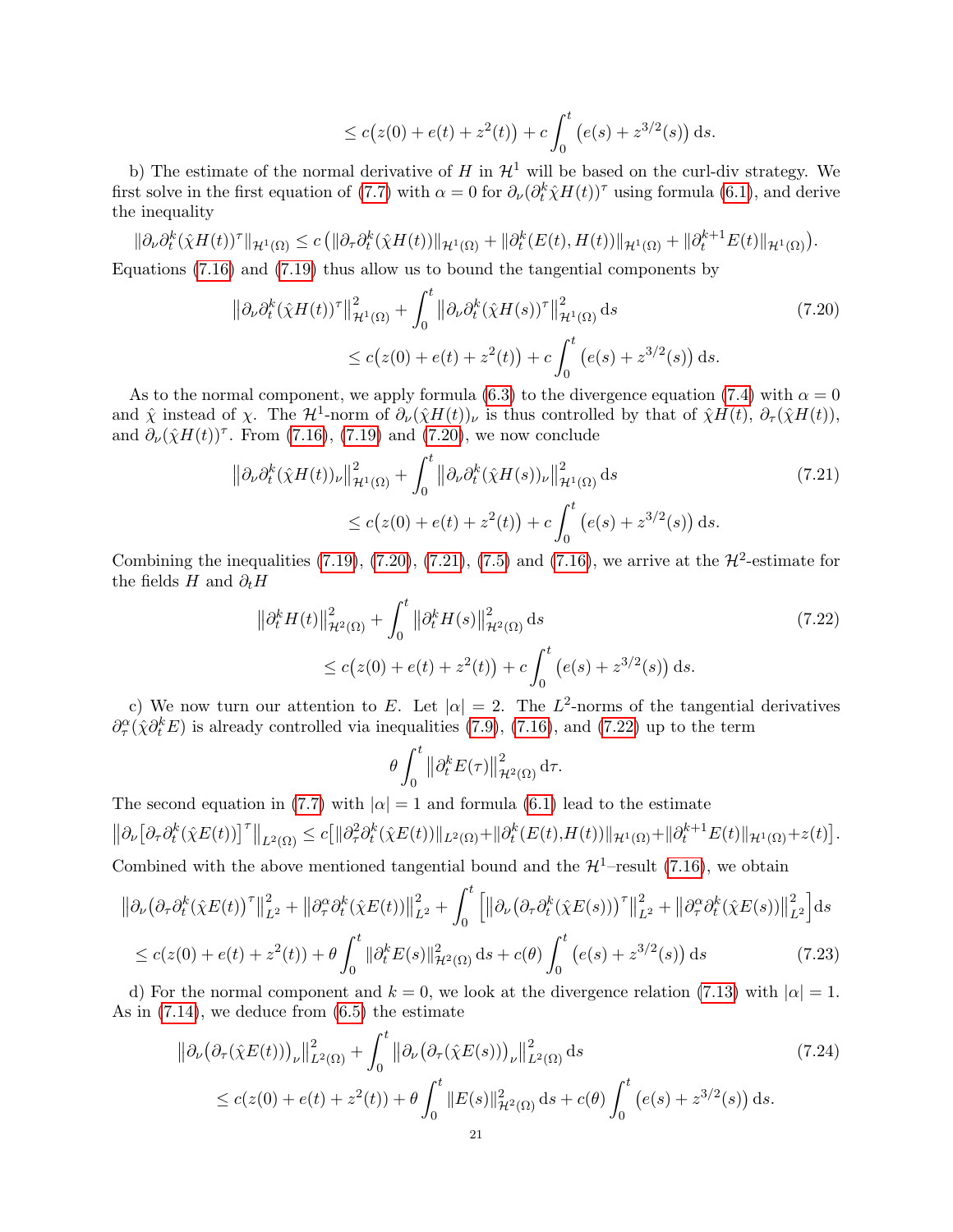$$\leq c\big(z(0) + e(t) + z^2(t)\big) + c\int_0^t \big(e(s) + z^{3/2}(s)\big)\,\mathrm{d}s.$$

b) The estimate of the normal derivative of $H$ in $\mathcal{H}^1$ will be based on the curl-div strategy. We first solve in the first equation of (7.7) with $\alpha = 0$ for $\partial_\nu(\partial_t^k \hat{\chi} H(t))^\tau$ using formula (6.1), and derive the inequality

$$\|\partial_\nu \partial_t^k(\hat{\chi}H(t))^\tau\|_{\mathcal{H}^1(\Omega)} \leq c\big(\|\partial_\tau \partial_t^k(\hat{\chi}H(t))\|_{\mathcal{H}^1(\Omega)} + \|\partial_t^k(E(t),H(t))\|_{\mathcal{H}^1(\Omega)} + \|\partial_t^{k+1}E(t)\|_{\mathcal{H}^1(\Omega)}\big).$$

Equations (7.16) and (7.19) thus allow us to bound the tangential components by

$$\big\|\partial_\nu \partial_t^k(\hat{\chi}H(t))^\tau\big\|^2_{\mathcal{H}^1(\Omega)} + \int_0^t \big\|\partial_\nu \partial_t^k(\hat{\chi}H(s))^\tau\big\|^2_{\mathcal{H}^1(\Omega)}\,\mathrm{d}s \tag{7.20}$$
$$\leq c\big(z(0) + e(t) + z^2(t)\big) + c\int_0^t \big(e(s) + z^{3/2}(s)\big)\,\mathrm{d}s.$$

As to the normal component, we apply formula (6.3) to the divergence equation (7.4) with $\alpha = 0$ and $\hat{\chi}$ instead of $\chi$. The $\mathcal{H}^1$-norm of $\partial_\nu(\hat{\chi}H(t))_\nu$ is thus controlled by that of $\hat{\chi}H(t)$, $\partial_\tau(\hat{\chi}H(t))$, and $\partial_\nu(\hat{\chi}H(t))^\tau$. From (7.16), (7.19) and (7.20), we now conclude

$$\big\|\partial_\nu \partial_t^k(\hat{\chi}H(t))_\nu\big\|^2_{\mathcal{H}^1(\Omega)} + \int_0^t \big\|\partial_\nu \partial_t^k(\hat{\chi}H(s))_\nu\big\|^2_{\mathcal{H}^1(\Omega)}\,\mathrm{d}s \tag{7.21}$$
$$\leq c\big(z(0) + e(t) + z^2(t)\big) + c\int_0^t \big(e(s) + z^{3/2}(s)\big)\,\mathrm{d}s.$$

Combining the inequalities (7.19), (7.20), (7.21), (7.5) and (7.16), we arrive at the $\mathcal{H}^2$-estimate for the fields $H$ and $\partial_t H$

$$\big\|\partial_t^k H(t)\big\|^2_{\mathcal{H}^2(\Omega)} + \int_0^t \big\|\partial_t^k H(s)\big\|^2_{\mathcal{H}^2(\Omega)}\,\mathrm{d}s \tag{7.22}$$
$$\leq c\big(z(0) + e(t) + z^2(t)\big) + c\int_0^t \big(e(s) + z^{3/2}(s)\big)\,\mathrm{d}s.$$

c) We now turn our attention to $E$. Let $|\alpha| = 2$. The $L^2$-norms of the tangential derivatives $\partial_\tau^\alpha(\hat{\chi}\partial_t^k E)$ is already controlled via inequalities (7.9), (7.16), and (7.22) up to the term

$$\theta \int_0^t \big\|\partial_t^k E(\tau)\big\|^2_{\mathcal{H}^2(\Omega)}\,\mathrm{d}\tau.$$

The second equation in (7.7) with $|\alpha| = 1$ and formula (6.1) lead to the estimate

$$\big\|\partial_\nu\big[\partial_\tau \partial_t^k(\hat{\chi}E(t))\big]^\tau\big\|_{L^2(\Omega)} \leq c\big[\|\partial_\tau^2 \partial_t^k(\hat{\chi}E(t))\|_{L^2(\Omega)} + \|\partial_t^k(E(t),H(t))\|_{\mathcal{H}^1(\Omega)} + \|\partial_t^{k+1}E(t)\|_{\mathcal{H}^1(\Omega)} + z(t)\big].$$

Combined with the above mentioned tangential bound and the $\mathcal{H}^1$–result (7.16), we obtain

$$\big\|\partial_\nu\big(\partial_\tau \partial_t^k(\hat{\chi}E(t))^\tau\big\|^2_{L^2} + \big\|\partial_\tau^\alpha \partial_t^k(\hat{\chi}E(t))\big\|^2_{L^2} + \int_0^t \Big[\big\|\partial_\nu\big(\partial_\tau \partial_t^k(\hat{\chi}E(s))\big)^\tau\big\|^2_{L^2} + \big\|\partial_\tau^\alpha \partial_t^k(\hat{\chi}E(s))\big\|^2_{L^2}\Big]\mathrm{d}s$$
$$\leq c(z(0) + e(t) + z^2(t)) + \theta\int_0^t \|\partial_t^k E(s)\|^2_{\mathcal{H}^2(\Omega)}\,\mathrm{d}s + c(\theta)\int_0^t \big(e(s) + z^{3/2}(s)\big)\,\mathrm{d}s \tag{7.23}$$

d) For the normal component and $k = 0$, we look at the divergence relation (7.13) with $|\alpha| = 1$. As in (7.14), we deduce from (6.5) the estimate

$$\big\|\partial_\nu\big(\partial_\tau(\hat{\chi}E(t))\big)_\nu\big\|^2_{L^2(\Omega)} + \int_0^t \big\|\partial_\nu\big(\partial_\tau(\hat{\chi}E(s))\big)_\nu\big\|^2_{L^2(\Omega)}\,\mathrm{d}s \tag{7.24}$$
$$\leq c(z(0) + e(t) + z^2(t)) + \theta\int_0^t \|E(s)\|^2_{\mathcal{H}^2(\Omega)}\,\mathrm{d}s + c(\theta)\int_0^t \big(e(s) + z^{3/2}(s)\big)\,\mathrm{d}s.$$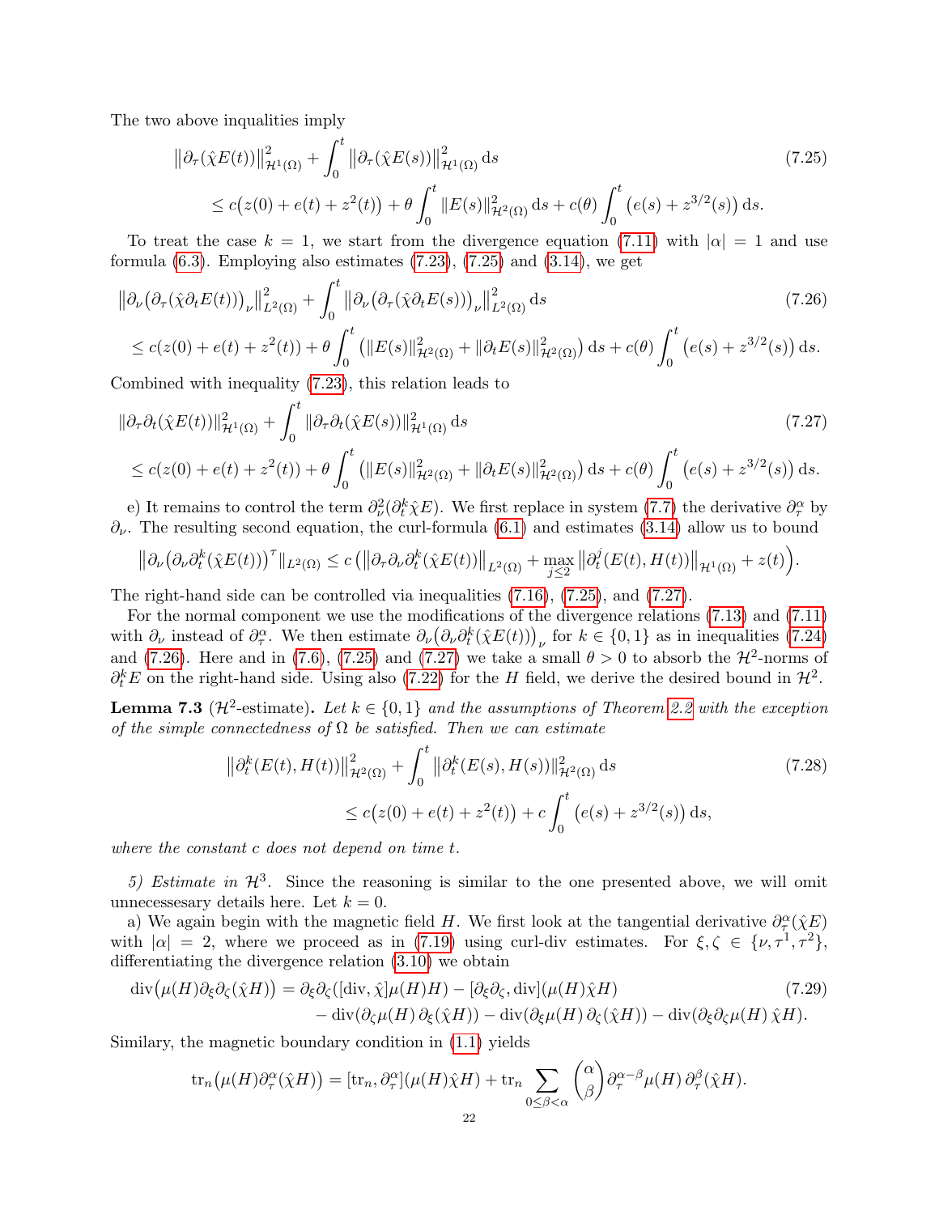The two above inqualities imply

$$
\begin{aligned}
&\big\|\partial_\tau(\hat\chi E(t))\big\|^2_{\mathcal{H}^1(\Omega)} + \int_0^t \big\|\partial_\tau(\hat\chi E(s))\big\|^2_{\mathcal{H}^1(\Omega)}\,\mathrm{d}s \qquad (7.25)\\
&\quad \le c\big(z(0)+e(t)+z^2(t)\big) + \theta\int_0^t \|E(s)\|^2_{\mathcal{H}^2(\Omega)}\,\mathrm{d}s + c(\theta)\int_0^t \big(e(s)+z^{3/2}(s)\big)\,\mathrm{d}s.
\end{aligned}
$$

To treat the case $k=1$, we start from the divergence equation (7.11) with $|\alpha|=1$ and use formula (6.3). Employing also estimates (7.23), (7.25) and (3.14), we get

$$
\begin{aligned}
&\big\|\partial_\nu\big(\partial_\tau(\hat\chi\partial_t E(t))\big)_\nu\big\|^2_{L^2(\Omega)} + \int_0^t \big\|\partial_\nu\big(\partial_\tau(\hat\chi\partial_t E(s))\big)_\nu\big\|^2_{L^2(\Omega)}\,\mathrm{d}s \qquad (7.26)\\
&\le c(z(0)+e(t)+z^2(t)) + \theta\int_0^t \big(\|E(s)\|^2_{\mathcal{H}^2(\Omega)} + \|\partial_t E(s)\|^2_{\mathcal{H}^2(\Omega)}\big)\,\mathrm{d}s + c(\theta)\int_0^t \big(e(s)+z^{3/2}(s)\big)\,\mathrm{d}s.
\end{aligned}
$$

Combined with inequality (7.23), this relation leads to

$$
\begin{aligned}
&\|\partial_\tau\partial_t(\hat\chi E(t))\|^2_{\mathcal{H}^1(\Omega)} + \int_0^t \|\partial_\tau\partial_t(\hat\chi E(s))\|^2_{\mathcal{H}^1(\Omega)}\,\mathrm{d}s \qquad (7.27)\\
&\le c(z(0)+e(t)+z^2(t)) + \theta\int_0^t \big(\|E(s)\|^2_{\mathcal{H}^2(\Omega)} + \|\partial_t E(s)\|^2_{\mathcal{H}^2(\Omega)}\big)\,\mathrm{d}s + c(\theta)\int_0^t \big(e(s)+z^{3/2}(s)\big)\,\mathrm{d}s.
\end{aligned}
$$

e) It remains to control the term $\partial_\nu^2(\partial_t^k\hat\chi E)$. We first replace in system (7.7) the derivative $\partial_\tau^\alpha$ by $\partial_\nu$. The resulting second equation, the curl-formula (6.1) and estimates (3.14) allow us to bound

$$
\big\|\partial_\nu\big(\partial_\nu\partial_t^k(\hat\chi E(t))\big)^\tau\|_{L^2(\Omega)} \le c\,\big(\big\|\partial_\tau\partial_\nu\partial_t^k(\hat\chi E(t))\big\|_{L^2(\Omega)} + \max_{j\le 2}\big\|\partial_t^j(E(t),H(t))\big\|_{\mathcal{H}^1(\Omega)} + z(t)\big).
$$

The right-hand side can be controlled via inequalities (7.16), (7.25), and (7.27).

For the normal component we use the modifications of the divergence relations (7.13) and (7.11) with $\partial_\nu$ instead of $\partial_\tau^\alpha$. We then estimate $\partial_\nu\big(\partial_\nu\partial_t^k(\hat\chi E(t))\big)_\nu$ for $k\in\{0,1\}$ as in inequalities (7.24) and (7.26). Here and in (7.6), (7.25) and (7.27) we take a small $\theta>0$ to absorb the $\mathcal{H}^2$-norms of $\partial_t^k E$ on the right-hand side. Using also (7.22) for the $H$ field, we derive the desired bound in $\mathcal{H}^2$.

**Lemma 7.3** ($\mathcal{H}^2$-estimate)**.** *Let $k\in\{0,1\}$ and the assumptions of Theorem 2.2 with the exception of the simple connectedness of $\Omega$ be satisfied. Then we can estimate*

$$
\begin{aligned}
&\big\|\partial_t^k(E(t),H(t))\big\|^2_{\mathcal{H}^2(\Omega)} + \int_0^t \big\|\partial_t^k(E(s),H(s))\big\|^2_{\mathcal{H}^2(\Omega)}\,\mathrm{d}s \qquad (7.28)\\
&\qquad\qquad \le c\big(z(0)+e(t)+z^2(t)\big) + c\int_0^t \big(e(s)+z^{3/2}(s)\big)\,\mathrm{d}s,
\end{aligned}
$$

*where the constant $c$ does not depend on time $t$.*

*5) Estimate in $\mathcal{H}^3$.* Since the reasoning is similar to the one presented above, we will omit unnecessary details here. Let $k=0$.

a) We again begin with the magnetic field $H$. We first look at the tangential derivative $\partial_\tau^\alpha(\hat\chi E)$ with $|\alpha|=2$, where we proceed as in (7.19) using curl-div estimates. For $\xi,\zeta\in\{\nu,\tau^1,\tau^2\}$, differentiating the divergence relation (3.10) we obtain

$$
\begin{aligned}
\operatorname{div}\big(\mu(H)\partial_\xi\partial_\zeta(\hat\chi H)\big) &= \partial_\xi\partial_\zeta([\operatorname{div},\hat\chi]\mu(H)H) - [\partial_\xi\partial_\zeta,\operatorname{div}](\mu(H)\hat\chi H) \qquad (7.29)\\
&\quad - \operatorname{div}(\partial_\zeta\mu(H)\,\partial_\xi(\hat\chi H)) - \operatorname{div}(\partial_\xi\mu(H)\,\partial_\zeta(\hat\chi H)) - \operatorname{div}(\partial_\xi\partial_\zeta\mu(H)\,\hat\chi H).
\end{aligned}
$$

Similary, the magnetic boundary condition in (1.1) yields

$$
\operatorname{tr}_n\big(\mu(H)\partial_\tau^\alpha(\hat\chi H)\big) = [\operatorname{tr}_n,\partial_\tau^\alpha](\mu(H)\hat\chi H) + \operatorname{tr}_n\sum_{0\le\beta<\alpha}\binom{\alpha}{\beta}\partial_\tau^{\alpha-\beta}\mu(H)\,\partial_\tau^\beta(\hat\chi H).
$$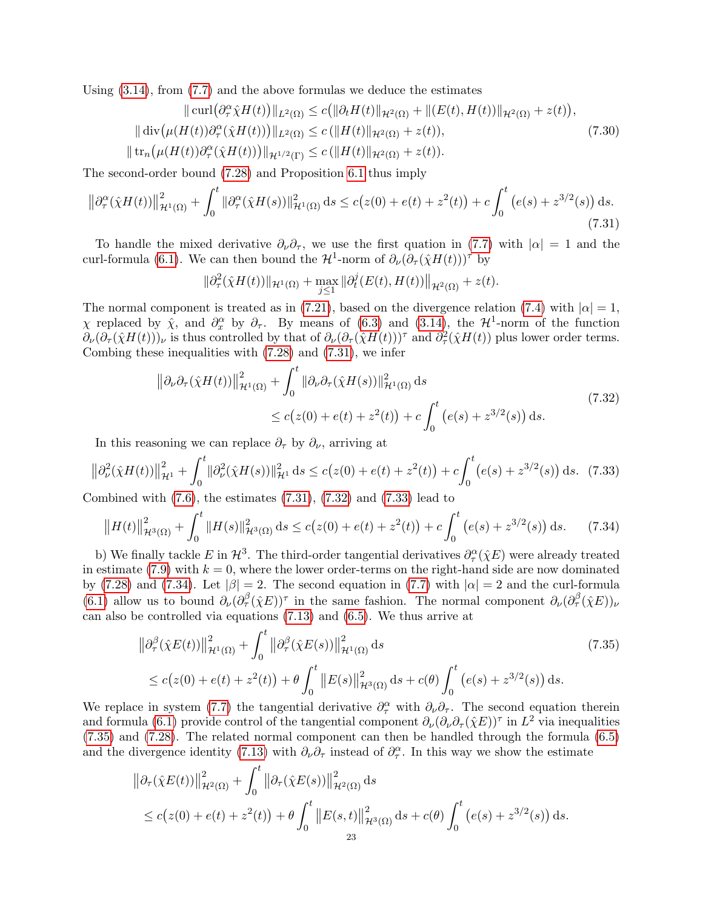Using (3.14), from (7.7) and the above formulas we deduce the estimates

$$
\begin{aligned}
\|\operatorname{curl}\big(\partial_\tau^\alpha \hat\chi H(t)\big)\|_{L^2(\Omega)} &\le c\big(\|\partial_t H(t)\|_{\mathcal{H}^2(\Omega)} + \|(E(t),H(t))\|_{\mathcal{H}^2(\Omega)} + z(t)\big),\\
\|\operatorname{div}\big(\mu(H(t))\partial_\tau^\alpha(\hat\chi H(t))\big)\|_{L^2(\Omega)} &\le c\,(\|H(t)\|_{\mathcal{H}^2(\Omega)} + z(t)),\\
\|\operatorname{tr}_n\big(\mu(H(t))\partial_\tau^\alpha(\hat\chi H(t))\big)\|_{\mathcal{H}^{1/2}(\Gamma)} &\le c\,(\|H(t)\|_{\mathcal{H}^2(\Omega)} + z(t)).
\end{aligned}
\tag{7.30}
$$

The second-order bound (7.28) and Proposition 6.1 thus imply

$$
\big\|\partial_\tau^\alpha(\hat\chi H(t))\big\|_{\mathcal{H}^1(\Omega)}^2 + \int_0^t \|\partial_\tau^\alpha(\hat\chi H(s))\|_{\mathcal{H}^1(\Omega)}^2\,\mathrm{d}s \le c\big(z(0)+e(t)+z^2(t)\big) + c\int_0^t \big(e(s)+z^{3/2}(s)\big)\,\mathrm{d}s.
\tag{7.31}
$$

To handle the mixed derivative $\partial_\nu\partial_\tau$, we use the first quation in (7.7) with $|\alpha|=1$ and the curl-formula (6.1). We can then bound the $\mathcal{H}^1$-norm of $\partial_\nu(\partial_\tau(\hat\chi H(t)))^\tau$ by

$$
\|\partial_\tau^2(\hat\chi H(t))\|_{\mathcal{H}^1(\Omega)} + \max_{j\le 1}\|\partial_t^j(E(t),H(t))\|_{\mathcal{H}^2(\Omega)} + z(t).
$$

The normal component is treated as in (7.21), based on the divergence relation (7.4) with $|\alpha|=1$, $\chi$ replaced by $\hat\chi$, and $\partial_x^\alpha$ by $\partial_\tau$. By means of (6.3) and (3.14), the $\mathcal{H}^1$-norm of the function $\partial_\nu(\partial_\tau(\hat\chi H(t)))_\nu$ is thus controlled by that of $\partial_\nu(\partial_\tau(\hat\chi H(t)))^\tau$ and $\partial_\tau^2(\hat\chi H(t))$ plus lower order terms. Combing these inequalities with (7.28) and (7.31), we infer

$$
\begin{aligned}
\big\|\partial_\nu\partial_\tau(\hat\chi H(t))\big\|_{\mathcal{H}^1(\Omega)}^2 &+ \int_0^t \|\partial_\nu\partial_\tau(\hat\chi H(s))\|_{\mathcal{H}^1(\Omega)}^2\,\mathrm{d}s\\
&\le c\big(z(0)+e(t)+z^2(t)\big) + c\int_0^t \big(e(s)+z^{3/2}(s)\big)\,\mathrm{d}s.
\end{aligned}
\tag{7.32}
$$

In this reasoning we can replace $\partial_\tau$ by $\partial_\nu$, arriving at

$$
\big\|\partial_\nu^2(\hat\chi H(t))\big\|_{\mathcal{H}^1}^2 + \int_0^t \|\partial_\nu^2(\hat\chi H(s))\|_{\mathcal{H}^1}^2\,\mathrm{d}s \le c\big(z(0)+e(t)+z^2(t)\big) + c\int_0^t \big(e(s)+z^{3/2}(s)\big)\,\mathrm{d}s.
\tag{7.33}
$$

Combined with (7.6), the estimates (7.31), (7.32) and (7.33) lead to

$$
\big\|H(t)\big\|_{\mathcal{H}^3(\Omega)}^2 + \int_0^t \|H(s)\|_{\mathcal{H}^3(\Omega)}^2\,\mathrm{d}s \le c\big(z(0)+e(t)+z^2(t)\big) + c\int_0^t \big(e(s)+z^{3/2}(s)\big)\,\mathrm{d}s.
\tag{7.34}
$$

b) We finally tackle $E$ in $\mathcal{H}^3$. The third-order tangential derivatives $\partial_\tau^\alpha(\hat\chi E)$ were already treated in estimate (7.9) with $k=0$, where the lower order-terms on the right-hand side are now dominated by (7.28) and (7.34). Let $|\beta|=2$. The second equation in (7.7) with $|\alpha|=2$ and the curl-formula (6.1) allow us to bound $\partial_\nu(\partial_\tau^\beta(\hat\chi E))^\tau$ in the same fashion. The normal component $\partial_\nu(\partial_\tau^\beta(\hat\chi E))_\nu$ can also be controlled via equations (7.13) and (6.5). We thus arrive at

$$
\begin{aligned}
\big\|\partial_\tau^\beta(\hat\chi E(t))\big\|_{\mathcal{H}^1(\Omega)}^2 &+ \int_0^t \big\|\partial_\tau^\beta(\hat\chi E(s))\big\|_{\mathcal{H}^1(\Omega)}^2\,\mathrm{d}s\\
&\le c\big(z(0)+e(t)+z^2(t)\big) + \theta\int_0^t \big\|E(s)\big\|_{\mathcal{H}^3(\Omega)}^2\,\mathrm{d}s + c(\theta)\int_0^t \big(e(s)+z^{3/2}(s)\big)\,\mathrm{d}s.
\end{aligned}
\tag{7.35}
$$

We replace in system (7.7) the tangential derivative $\partial_\tau^\alpha$ with $\partial_\nu\partial_\tau$. The second equation therein and formula (6.1) provide control of the tangential component $\partial_\nu(\partial_\nu\partial_\tau(\hat\chi E))^\tau$ in $L^2$ via inequalities (7.35) and (7.28). The related normal component can then be handled through the formula (6.5) and the divergence identity (7.13) with $\partial_\nu\partial_\tau$ instead of $\partial_\tau^\alpha$. In this way we show the estimate

$$
\begin{aligned}
\big\|\partial_\tau(\hat\chi E(t))\big\|_{\mathcal{H}^2(\Omega)}^2 &+ \int_0^t \big\|\partial_\tau(\hat\chi E(s))\big\|_{\mathcal{H}^2(\Omega)}^2\,\mathrm{d}s\\
&\le c\big(z(0)+e(t)+z^2(t)\big) + \theta\int_0^t \big\|E(s,t)\big\|_{\mathcal{H}^3(\Omega)}^2\,\mathrm{d}s + c(\theta)\int_0^t \big(e(s)+z^{3/2}(s)\big)\,\mathrm{d}s.
\end{aligned}
$$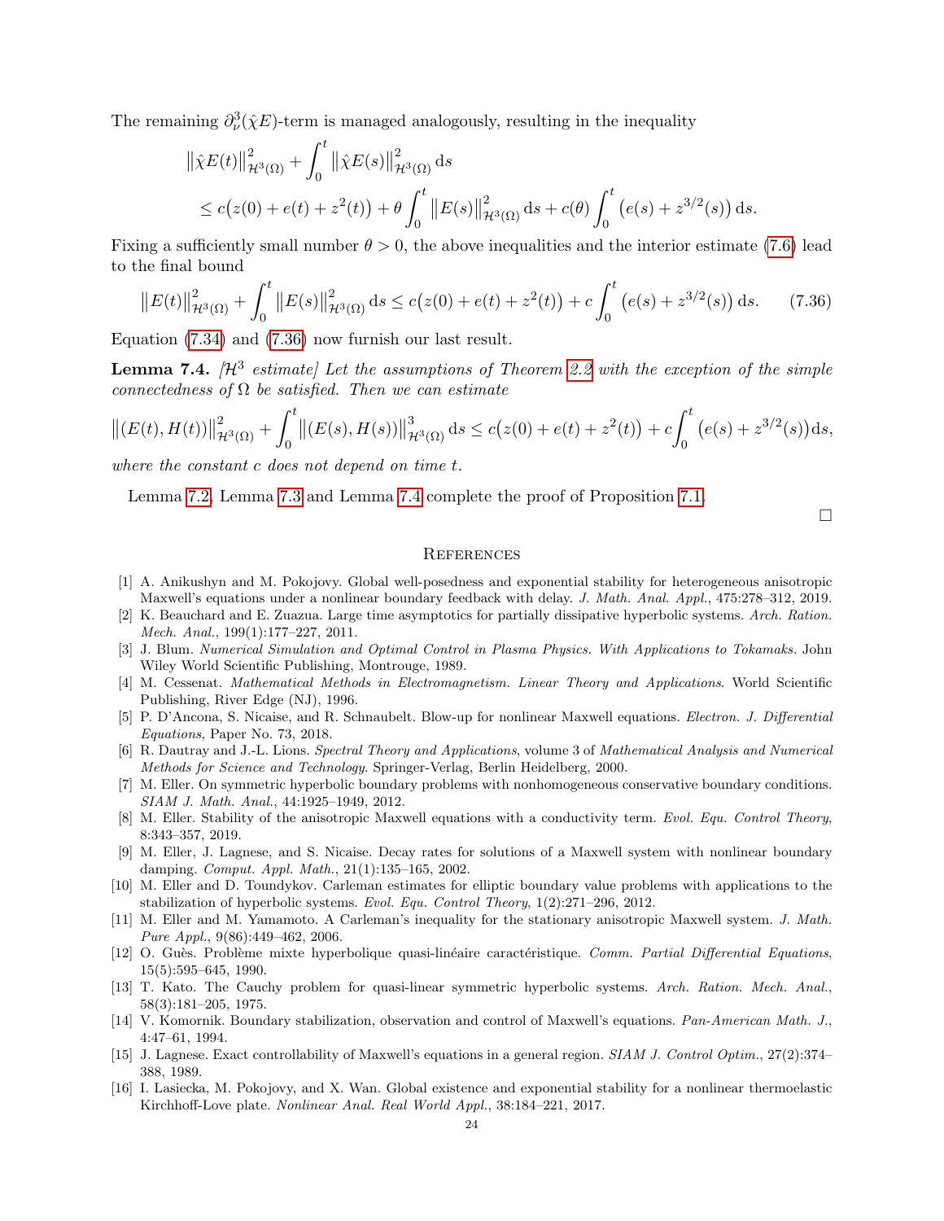The remaining $\partial_\nu^3(\hat{\chi}E)$-term is managed analogously, resulting in the inequality

$$
\begin{aligned}
&\big\|\hat{\chi}E(t)\big\|^2_{\mathcal{H}^3(\Omega)} + \int_0^t \big\|\hat{\chi}E(s)\big\|^2_{\mathcal{H}^3(\Omega)}\,\mathrm{d}s \\
&\quad \le c\big(z(0) + e(t) + z^2(t)\big) + \theta \int_0^t \big\|E(s)\big\|^2_{\mathcal{H}^3(\Omega)}\,\mathrm{d}s + c(\theta)\int_0^t \big(e(s) + z^{3/2}(s)\big)\,\mathrm{d}s.
\end{aligned}
$$

Fixing a sufficiently small number $\theta > 0$, the above inequalities and the interior estimate (7.6) lead to the final bound

$$
\big\|E(t)\big\|^2_{\mathcal{H}^3(\Omega)} + \int_0^t \big\|E(s)\big\|^2_{\mathcal{H}^3(\Omega)}\,\mathrm{d}s \le c\big(z(0) + e(t) + z^2(t)\big) + c\int_0^t \big(e(s) + z^{3/2}(s)\big)\,\mathrm{d}s. \tag{7.36}
$$

Equation (7.34) and (7.36) now furnish our last result.

**Lemma 7.4.** *[$\mathcal{H}^3$ estimate] Let the assumptions of Theorem 2.2 with the exception of the simple connectedness of $\Omega$ be satisfied. Then we can estimate*

$$
\big\|(E(t), H(t))\big\|^2_{\mathcal{H}^3(\Omega)} + \int_0^t \big\|(E(s), H(s))\big\|^3_{\mathcal{H}^3(\Omega)}\,\mathrm{d}s \le c\big(z(0) + e(t) + z^2(t)\big) + c\int_0^t \big(e(s) + z^{3/2}(s)\big)\mathrm{d}s,
$$

*where the constant $c$ does not depend on time $t$.*

Lemma 7.2, Lemma 7.3 and Lemma 7.4 complete the proof of Proposition 7.1.

□

## References

[1] A. Anikushyn and M. Pokojovy. Global well-posedness and exponential stability for heterogeneous anisotropic Maxwell's equations under a nonlinear boundary feedback with delay. *J. Math. Anal. Appl.*, 475:278–312, 2019.

[2] K. Beauchard and E. Zuazua. Large time asymptotics for partially dissipative hyperbolic systems. *Arch. Ration. Mech. Anal.*, 199(1):177–227, 2011.

[3] J. Blum. *Numerical Simulation and Optimal Control in Plasma Physics. With Applications to Tokamaks.* John Wiley World Scientific Publishing, Montrouge, 1989.

[4] M. Cessenat. *Mathematical Methods in Electromagnetism. Linear Theory and Applications.* World Scientific Publishing, River Edge (NJ), 1996.

[5] P. D'Ancona, S. Nicaise, and R. Schnaubelt. Blow-up for nonlinear Maxwell equations. *Electron. J. Differential Equations*, Paper No. 73, 2018.

[6] R. Dautray and J.-L. Lions. *Spectral Theory and Applications*, volume 3 of *Mathematical Analysis and Numerical Methods for Science and Technology.* Springer-Verlag, Berlin Heidelberg, 2000.

[7] M. Eller. On symmetric hyperbolic boundary problems with nonhomogeneous conservative boundary conditions. *SIAM J. Math. Anal.*, 44:1925–1949, 2012.

[8] M. Eller. Stability of the anisotropic Maxwell equations with a conductivity term. *Evol. Equ. Control Theory*, 8:343–357, 2019.

[9] M. Eller, J. Lagnese, and S. Nicaise. Decay rates for solutions of a Maxwell system with nonlinear boundary damping. *Comput. Appl. Math.*, 21(1):135–165, 2002.

[10] M. Eller and D. Toundykov. Carleman estimates for elliptic boundary value problems with applications to the stabilization of hyperbolic systems. *Evol. Equ. Control Theory*, 1(2):271–296, 2012.

[11] M. Eller and M. Yamamoto. A Carleman's inequality for the stationary anisotropic Maxwell system. *J. Math. Pure Appl.*, 9(86):449–462, 2006.

[12] O. Guès. Problème mixte hyperbolique quasi-linéaire caractéristique. *Comm. Partial Differential Equations*, 15(5):595–645, 1990.

[13] T. Kato. The Cauchy problem for quasi-linear symmetric hyperbolic systems. *Arch. Ration. Mech. Anal.*, 58(3):181–205, 1975.

[14] V. Komornik. Boundary stabilization, observation and control of Maxwell's equations. *Pan-American Math. J.*, 4:47–61, 1994.

[15] J. Lagnese. Exact controllability of Maxwell's equations in a general region. *SIAM J. Control Optim.*, 27(2):374–388, 1989.

[16] I. Lasiecka, M. Pokojovy, and X. Wan. Global existence and exponential stability for a nonlinear thermoelastic Kirchhoff-Love plate. *Nonlinear Anal. Real World Appl.*, 38:184–221, 2017.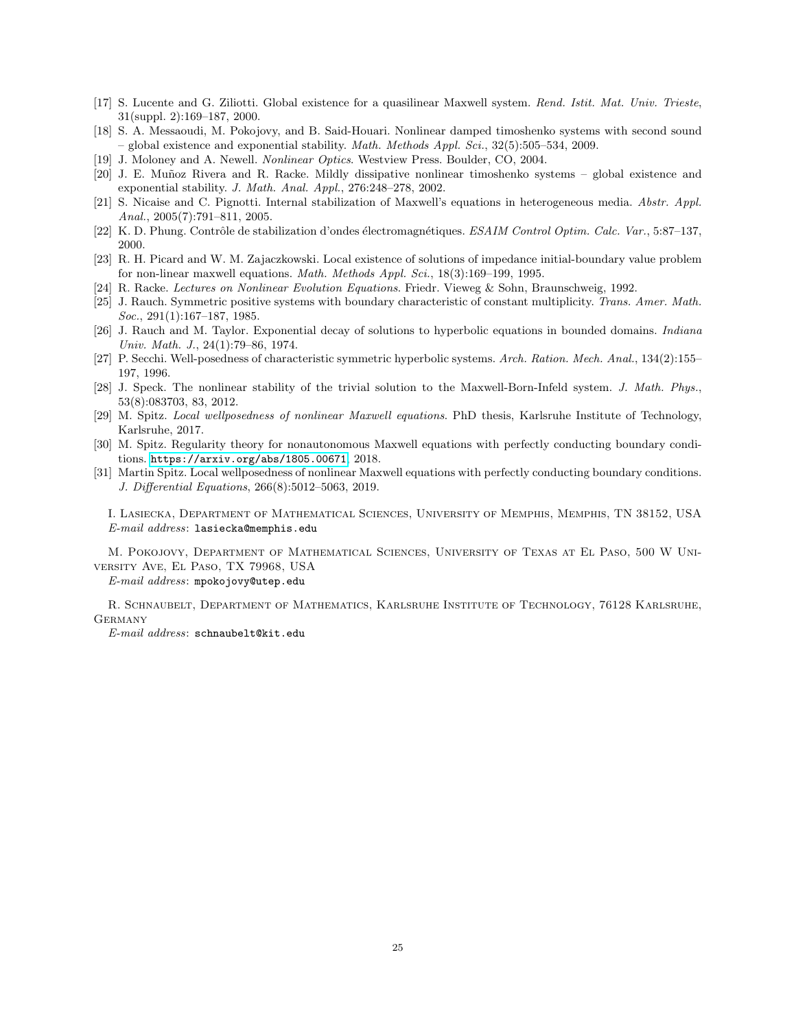[17] S. Lucente and G. Ziliotti. Global existence for a quasilinear Maxwell system. *Rend. Istit. Mat. Univ. Trieste*, 31(suppl. 2):169–187, 2000.

[18] S. A. Messaoudi, M. Pokojovy, and B. Said-Houari. Nonlinear damped timoshenko systems with second sound – global existence and exponential stability. *Math. Methods Appl. Sci.*, 32(5):505–534, 2009.

[19] J. Moloney and A. Newell. *Nonlinear Optics*. Westview Press. Boulder, CO, 2004.

[20] J. E. Muñoz Rivera and R. Racke. Mildly dissipative nonlinear timoshenko systems – global existence and exponential stability. *J. Math. Anal. Appl.*, 276:248–278, 2002.

[21] S. Nicaise and C. Pignotti. Internal stabilization of Maxwell's equations in heterogeneous media. *Abstr. Appl. Anal.*, 2005(7):791–811, 2005.

[22] K. D. Phung. Contrôle de stabilization d'ondes électromagnétiques. *ESAIM Control Optim. Calc. Var.*, 5:87–137, 2000.

[23] R. H. Picard and W. M. Zajaczkowski. Local existence of solutions of impedance initial-boundary value problem for non-linear maxwell equations. *Math. Methods Appl. Sci.*, 18(3):169–199, 1995.

[24] R. Racke. *Lectures on Nonlinear Evolution Equations*. Friedr. Vieweg & Sohn, Braunschweig, 1992.

[25] J. Rauch. Symmetric positive systems with boundary characteristic of constant multiplicity. *Trans. Amer. Math. Soc.*, 291(1):167–187, 1985.

[26] J. Rauch and M. Taylor. Exponential decay of solutions to hyperbolic equations in bounded domains. *Indiana Univ. Math. J.*, 24(1):79–86, 1974.

[27] P. Secchi. Well-posedness of characteristic symmetric hyperbolic systems. *Arch. Ration. Mech. Anal.*, 134(2):155–197, 1996.

[28] J. Speck. The nonlinear stability of the trivial solution to the Maxwell-Born-Infeld system. *J. Math. Phys.*, 53(8):083703, 83, 2012.

[29] M. Spitz. *Local wellposedness of nonlinear Maxwell equations*. PhD thesis, Karlsruhe Institute of Technology, Karlsruhe, 2017.

[30] M. Spitz. Regularity theory for nonautonomous Maxwell equations with perfectly conducting boundary conditions. https://arxiv.org/abs/1805.00671, 2018.

[31] Martin Spitz. Local wellposedness of nonlinear Maxwell equations with perfectly conducting boundary conditions. *J. Differential Equations*, 266(8):5012–5063, 2019.

I. Lasiecka, Department of Mathematical Sciences, University of Memphis, Memphis, TN 38152, USA
*E-mail address*: lasiecka@memphis.edu

M. Pokojovy, Department of Mathematical Sciences, University of Texas at El Paso, 500 W University Ave, El Paso, TX 79968, USA
*E-mail address*: mpokojovy@utep.edu

R. Schnaubelt, Department of Mathematics, Karlsruhe Institute of Technology, 76128 Karlsruhe, Germany
*E-mail address*: schnaubelt@kit.edu